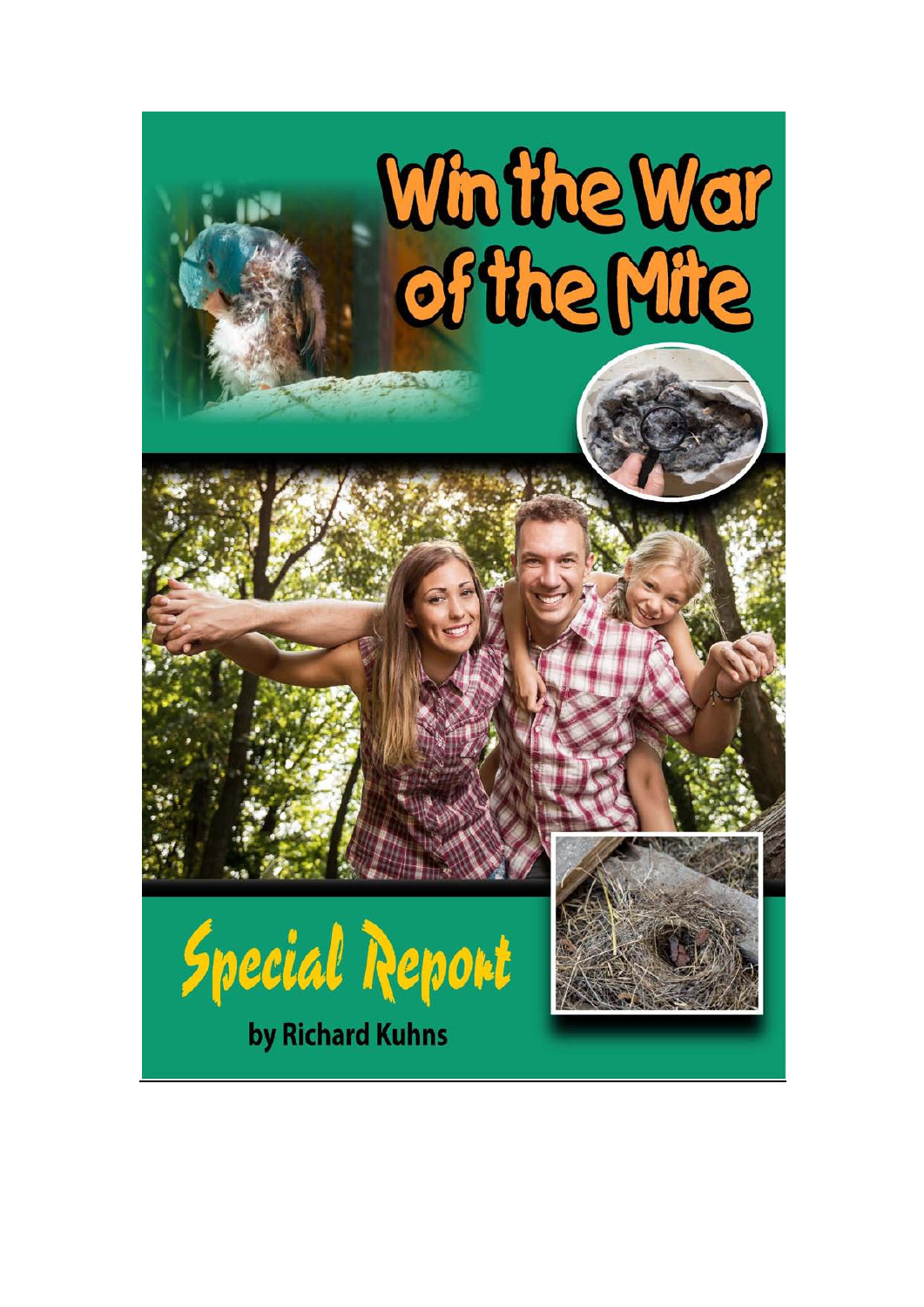# Win the War of the Mite

## Special Report

by Richard Kuhns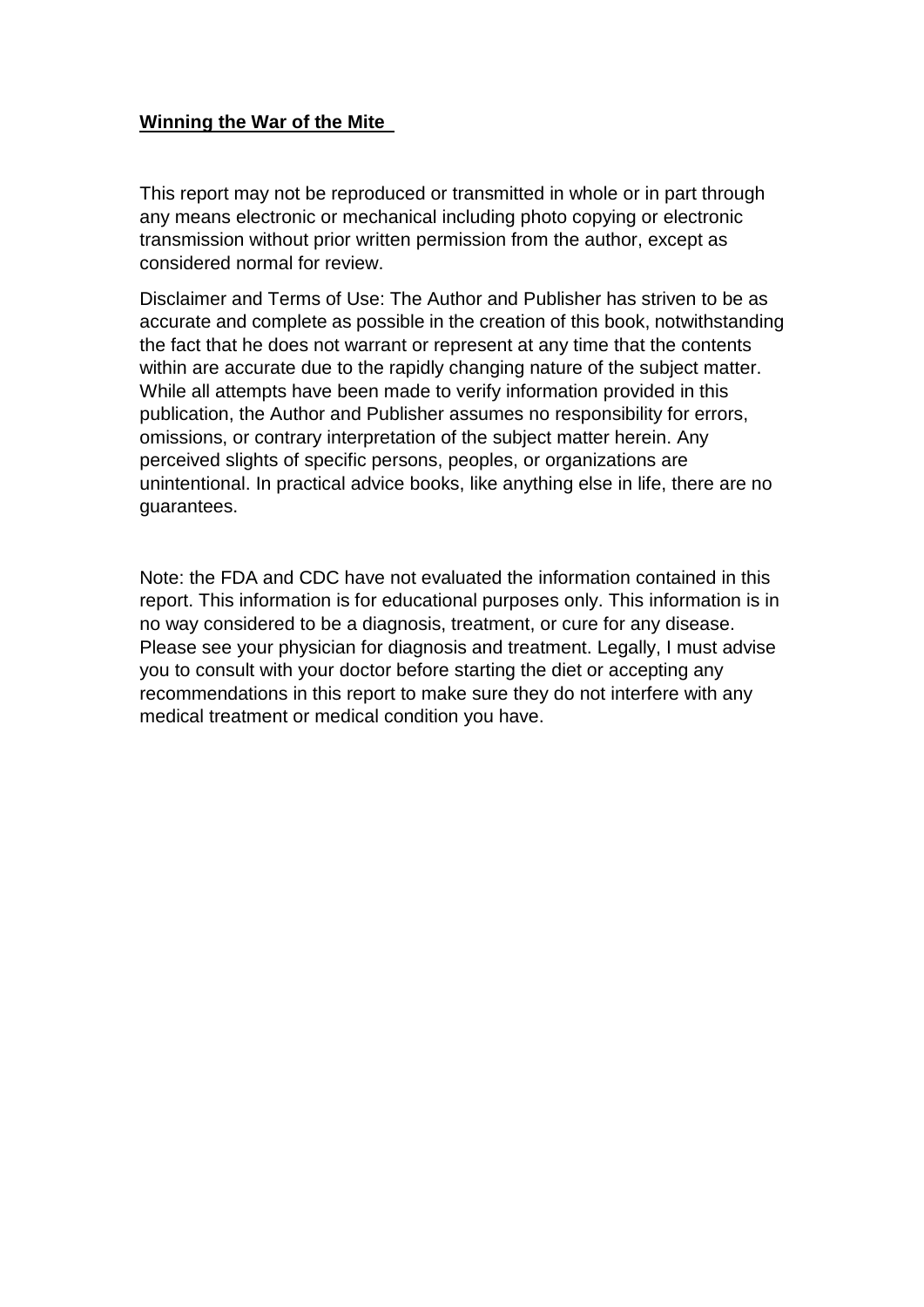**Winning the War of the Mite**

This report may not be reproduced or transmitted in whole or in part through any means electronic or mechanical including photo copying or electronic transmission without prior written permission from the author, except as considered normal for review.

Disclaimer and Terms of Use: The Author and Publisher has striven to be as accurate and complete as possible in the creation of this book, notwithstanding the fact that he does not warrant or represent at any time that the contents within are accurate due to the rapidly changing nature of the subject matter. While all attempts have been made to verify information provided in this publication, the Author and Publisher assumes no responsibility for errors, omissions, or contrary interpretation of the subject matter herein. Any perceived slights of specific persons, peoples, or organizations are unintentional. In practical advice books, like anything else in life, there are no guarantees.

Note: the FDA and CDC have not evaluated the information contained in this report. This information is for educational purposes only. This information is in no way considered to be a diagnosis, treatment, or cure for any disease. Please see your physician for diagnosis and treatment. Legally, I must advise you to consult with your doctor before starting the diet or accepting any recommendations in this report to make sure they do not interfere with any medical treatment or medical condition you have.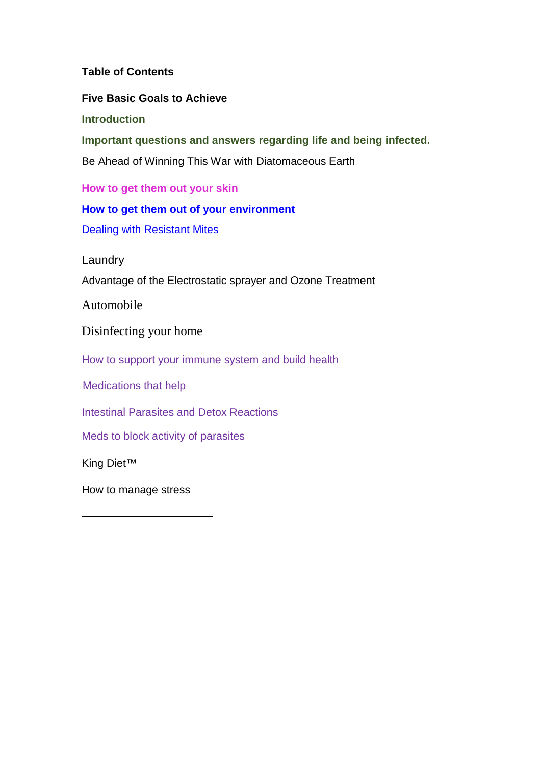**Table of Contents**

**Five Basic Goals to Achieve**

**Introduction**

**Important questions and answers regarding life and being infected.**

Be Ahead of Winning This War with Diatomaceous Earth

**How to get them out your skin**

**How to get them out of your environment**

Dealing with Resistant Mites

Laundry

Advantage of the Electrostatic sprayer and Ozone Treatment

Automobile

Disinfecting your home

How to support your immune system and build health

Medications that help

Intestinal Parasites and Detox Reactions

Meds to block activity of parasites

King Diet™

How to manage stress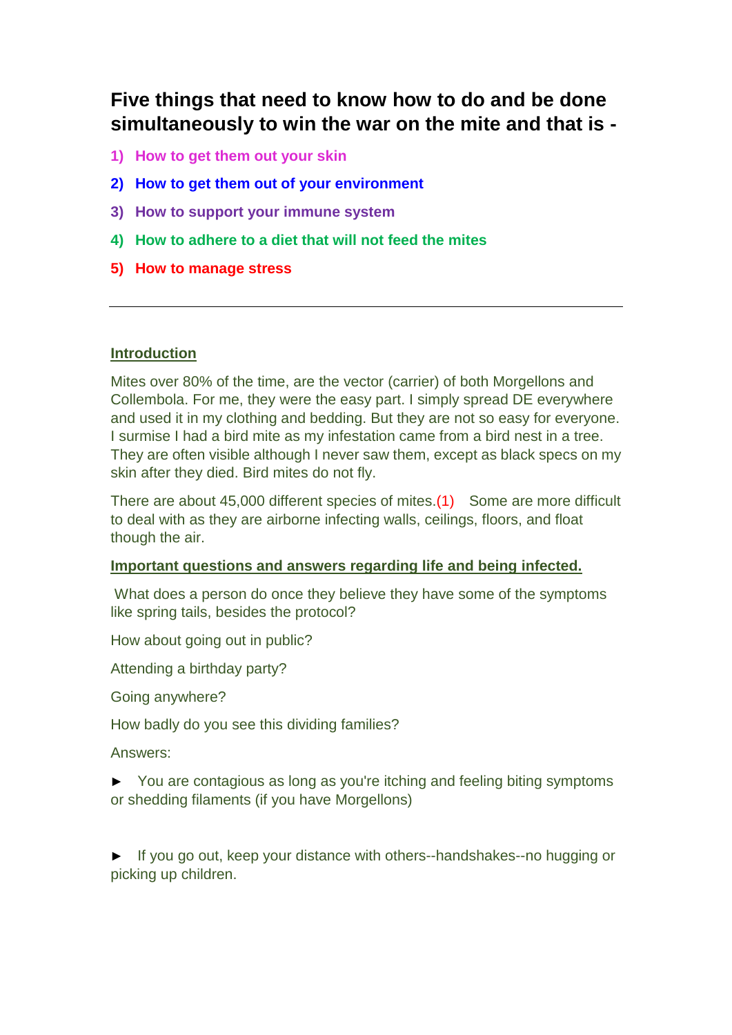## Five things that need to know how to do and be done simultaneously to win the war on the mite and that is -

1) **How to get them out your skin**
2) **How to get them out of your environment**
3) **How to support your immune system**
4) **How to adhere to a diet that will not feed the mites**
5) **How to manage stress**

---

**Introduction**

Mites over 80% of the time, are the vector (carrier) of both Morgellons and Collembola. For me, they were the easy part. I simply spread DE everywhere and used it in my clothing and bedding. But they are not so easy for everyone. I surmise I had a bird mite as my infestation came from a bird nest in a tree. They are often visible although I never saw them, except as black specs on my skin after they died. Bird mites do not fly.

There are about 45,000 different species of mites.(1) Some are more difficult to deal with as they are airborne infecting walls, ceilings, floors, and float though the air.

**Important questions and answers regarding life and being infected.**

What does a person do once they believe they have some of the symptoms like spring tails, besides the protocol?

How about going out in public?

Attending a birthday party?

Going anywhere?

How badly do you see this dividing families?

Answers:

► You are contagious as long as you're itching and feeling biting symptoms or shedding filaments (if you have Morgellons)

► If you go out, keep your distance with others--handshakes--no hugging or picking up children.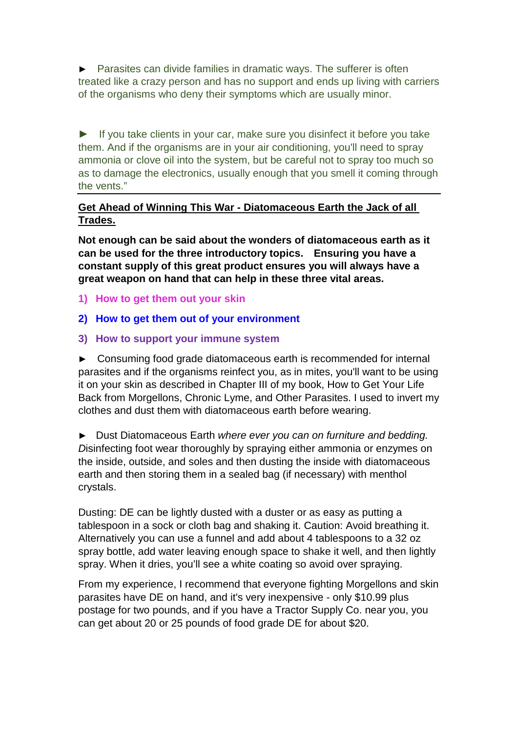► Parasites can divide families in dramatic ways. The sufferer is often treated like a crazy person and has no support and ends up living with carriers of the organisms who deny their symptoms which are usually minor.

► If you take clients in your car, make sure you disinfect it before you take them. And if the organisms are in your air conditioning, you'll need to spray ammonia or clove oil into the system, but be careful not to spray too much so as to damage the electronics, usually enough that you smell it coming through the vents."

---

**Get Ahead of Winning This War - Diatomaceous Earth the Jack of all Trades.**

**Not enough can be said about the wonders of diatomaceous earth as it can be used for the three introductory topics. Ensuring you have a constant supply of this great product ensures you will always have a great weapon on hand that can help in these three vital areas.**

1) **How to get them out your skin**
2) **How to get them out of your environment**
3) **How to support your immune system**

► Consuming food grade diatomaceous earth is recommended for internal parasites and if the organisms reinfect you, as in mites, you'll want to be using it on your skin as described in Chapter III of my book, How to Get Your Life Back from Morgellons, Chronic Lyme, and Other Parasites. I used to invert my clothes and dust them with diatomaceous earth before wearing.

► Dust Diatomaceous Earth *where ever you can on furniture and bedding. D*isinfecting foot wear thoroughly by spraying either ammonia or enzymes on the inside, outside, and soles and then dusting the inside with diatomaceous earth and then storing them in a sealed bag (if necessary) with menthol crystals.

Dusting: DE can be lightly dusted with a duster or as easy as putting a tablespoon in a sock or cloth bag and shaking it. Caution: Avoid breathing it. Alternatively you can use a funnel and add about 4 tablespoons to a 32 oz spray bottle, add water leaving enough space to shake it well, and then lightly spray. When it dries, you'll see a white coating so avoid over spraying.

From my experience, I recommend that everyone fighting Morgellons and skin parasites have DE on hand, and it's very inexpensive - only $10.99 plus postage for two pounds, and if you have a Tractor Supply Co. near you, you can get about 20 or 25 pounds of food grade DE for about $20.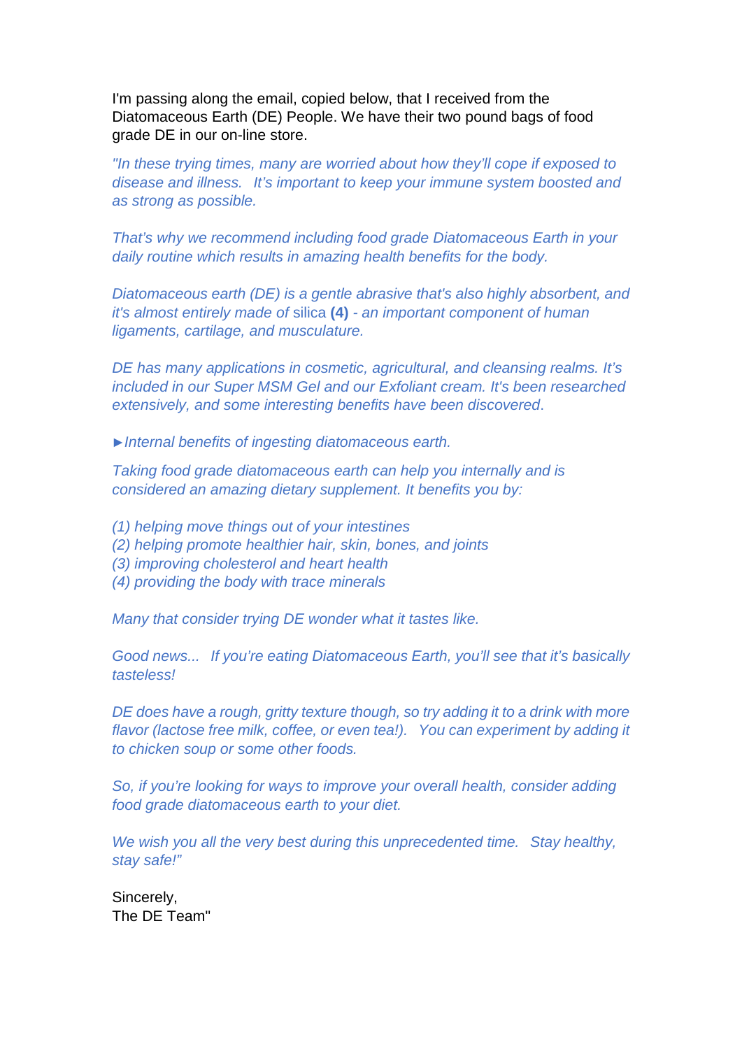I'm passing along the email, copied below, that I received from the Diatomaceous Earth (DE) People. We have their two pound bags of food grade DE in our on-line store.

*"In these trying times, many are worried about how they'll cope if exposed to disease and illness.   It's important to keep your immune system boosted and as strong as possible.*

*That's why we recommend including food grade Diatomaceous Earth in your daily routine which results in amazing health benefits for the body.*

*Diatomaceous earth (DE) is a gentle abrasive that's also highly absorbent, and it's almost entirely made of* silica **(4)** *- an important component of human ligaments, cartilage, and musculature.*

*DE has many applications in cosmetic, agricultural, and cleansing realms. It's included in our Super MSM Gel and our Exfoliant cream. It's been researched extensively, and some interesting benefits have been discovered*.

*►Internal benefits of ingesting diatomaceous earth.*

*Taking food grade diatomaceous earth can help you internally and is considered an amazing dietary supplement. It benefits you by:*

*(1) helping move things out of your intestines*
*(2) helping promote healthier hair, skin, bones, and joints*
*(3) improving cholesterol and heart health*
*(4) providing the body with trace minerals*

*Many that consider trying DE wonder what it tastes like.*

*Good news...   If you're eating Diatomaceous Earth, you'll see that it's basically tasteless!*

*DE does have a rough, gritty texture though, so try adding it to a drink with more flavor (lactose free milk, coffee, or even tea!).   You can experiment by adding it to chicken soup or some other foods.*

*So, if you're looking for ways to improve your overall health, consider adding food grade diatomaceous earth to your diet.*

*We wish you all the very best during this unprecedented time.   Stay healthy, stay safe!"*

Sincerely,
The DE Team"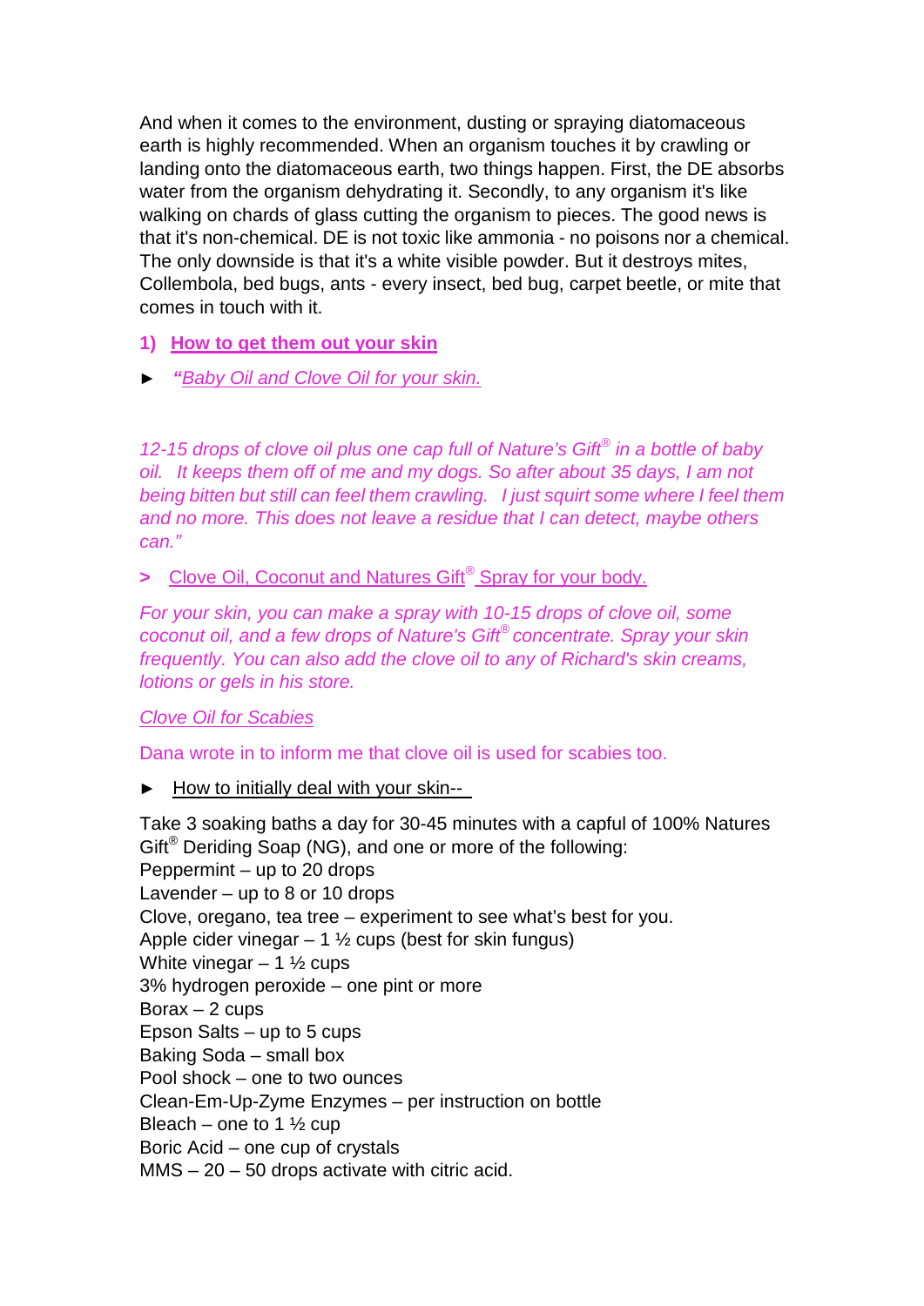And when it comes to the environment, dusting or spraying diatomaceous earth is highly recommended. When an organism touches it by crawling or landing onto the diatomaceous earth, two things happen. First, the DE absorbs water from the organism dehydrating it. Secondly, to any organism it's like walking on chards of glass cutting the organism to pieces. The good news is that it's non-chemical. DE is not toxic like ammonia - no poisons nor a chemical. The only downside is that it's a white visible powder. But it destroys mites, Collembola, bed bugs, ants - every insect, bed bug, carpet beetle, or mite that comes in touch with it.

**1) How to get them out your skin**

► *"Baby Oil and Clove Oil for your skin.*

*12-15 drops of clove oil plus one cap full of Nature's Gift® in a bottle of baby oil. It keeps them off of me and my dogs. So after about 35 days, I am not being bitten but still can feel them crawling. I just squirt some where I feel them and no more. This does not leave a residue that I can detect, maybe others can."*

> Clove Oil, Coconut and Natures Gift® Spray for your body.

*For your skin, you can make a spray with 10-15 drops of clove oil, some coconut oil, and a few drops of Nature's Gift® concentrate. Spray your skin frequently. You can also add the clove oil to any of Richard's skin creams, lotions or gels in his store.*

*Clove Oil for Scabies*

Dana wrote in to inform me that clove oil is used for scabies too.

► How to initially deal with your skin--

Take 3 soaking baths a day for 30-45 minutes with a capful of 100% Natures Gift® Deriding Soap (NG), and one or more of the following:
Peppermint – up to 20 drops
Lavender – up to 8 or 10 drops
Clove, oregano, tea tree – experiment to see what's best for you.
Apple cider vinegar – 1 ½ cups (best for skin fungus)
White vinegar – 1 ½ cups
3% hydrogen peroxide – one pint or more
Borax – 2 cups
Epson Salts – up to 5 cups
Baking Soda – small box
Pool shock – one to two ounces
Clean-Em-Up-Zyme Enzymes – per instruction on bottle
Bleach – one to 1 ½ cup
Boric Acid – one cup of crystals
MMS – 20 – 50 drops activate with citric acid.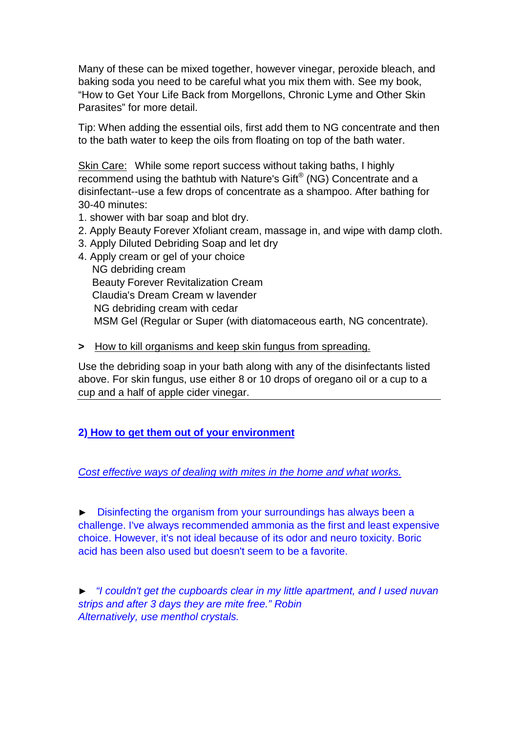Many of these can be mixed together, however vinegar, peroxide bleach, and baking soda you need to be careful what you mix them with. See my book, "How to Get Your Life Back from Morgellons, Chronic Lyme and Other Skin Parasites" for more detail.

Tip: When adding the essential oils, first add them to NG concentrate and then to the bath water to keep the oils from floating on top of the bath water.

Skin Care: While some report success without taking baths, I highly recommend using the bathtub with Nature's Gift® (NG) Concentrate and a disinfectant--use a few drops of concentrate as a shampoo. After bathing for 30-40 minutes:

1. shower with bar soap and blot dry.
2. Apply Beauty Forever Xfoliant cream, massage in, and wipe with damp cloth.
3. Apply Diluted Debriding Soap and let dry
4. Apply cream or gel of your choice
   - NG debriding cream
   - Beauty Forever Revitalization Cream
   - Claudia's Dream Cream w lavender
   - NG debriding cream with cedar
   - MSM Gel (Regular or Super (with diatomaceous earth, NG concentrate).

**>** How to kill organisms and keep skin fungus from spreading.

Use the debriding soap in your bath along with any of the disinfectants listed above. For skin fungus, use either 8 or 10 drops of oregano oil or a cup to a cup and a half of apple cider vinegar.

---

## 2) How to get them out of your environment

*Cost effective ways of dealing with mites in the home and what works.*

► Disinfecting the organism from your surroundings has always been a challenge. I've always recommended ammonia as the first and least expensive choice. However, it's not ideal because of its odor and neuro toxicity. Boric acid has been also used but doesn't seem to be a favorite.

► *"I couldn't get the cupboards clear in my little apartment, and I used nuvan strips and after 3 days they are mite free." Robin*
*Alternatively, use menthol crystals.*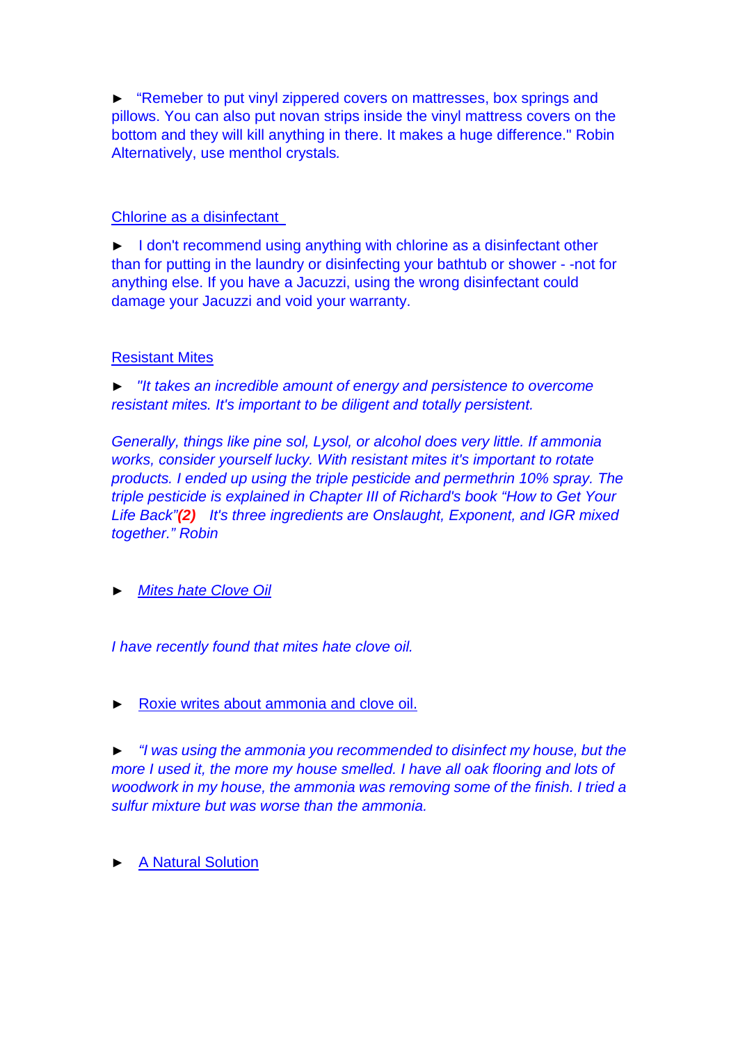► “Remeber to put vinyl zippered covers on mattresses, box springs and pillows. You can also put novan strips inside the vinyl mattress covers on the bottom and they will kill anything in there. It makes a huge difference." Robin Alternatively, use menthol crystals.

Chlorine as a disinfectant

► I don't recommend using anything with chlorine as a disinfectant other than for putting in the laundry or disinfecting your bathtub or shower - -not for anything else. If you have a Jacuzzi, using the wrong disinfectant could damage your Jacuzzi and void your warranty.

Resistant Mites

► *"It takes an incredible amount of energy and persistence to overcome resistant mites. It's important to be diligent and totally persistent.*

*Generally, things like pine sol, Lysol, or alcohol does very little. If ammonia works, consider yourself lucky. With resistant mites it's important to rotate products. I ended up using the triple pesticide and permethrin 10% spray. The triple pesticide is explained in Chapter III of Richard's book “How to Get Your Life Back”* ***(2)*** *It's three ingredients are Onslaught, Exponent, and IGR mixed together.” Robin*

► *Mites hate Clove Oil*

*I have recently found that mites hate clove oil.*

► Roxie writes about ammonia and clove oil.

► *“I was using the ammonia you recommended to disinfect my house, but the more I used it, the more my house smelled. I have all oak flooring and lots of woodwork in my house, the ammonia was removing some of the finish. I tried a sulfur mixture but was worse than the ammonia.*

► A Natural Solution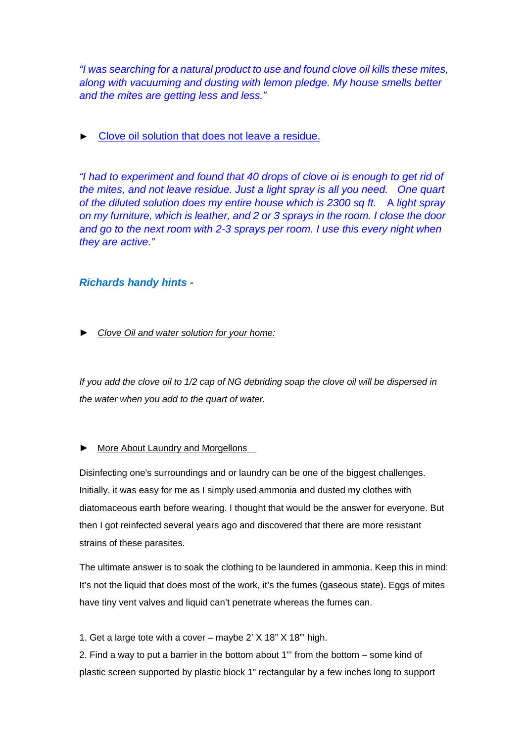*"I was searching for a natural product to use and found clove oil kills these mites, along with vacuuming and dusting with lemon pledge. My house smells better and the mites are getting less and less."*

► Clove oil solution that does not leave a residue.

*"I had to experiment and found that 40 drops of clove oi is enough to get rid of the mites, and not leave residue. Just a light spray is all you need. One quart of the diluted solution does my entire house which is 2300 sq ft. A light spray on my furniture, which is leather, and 2 or 3 sprays in the room. I close the door and go to the next room with 2-3 sprays per room. I use this every night when they are active."*

***Richards handy hints -***

► *Clove Oil and water solution for your home:*

*If you add the clove oil to 1/2 cap of NG debriding soap the clove oil will be dispersed in the water when you add to the quart of water.*

► More About Laundry and Morgellons

Disinfecting one's surroundings and or laundry can be one of the biggest challenges. Initially, it was easy for me as I simply used ammonia and dusted my clothes with diatomaceous earth before wearing. I thought that would be the answer for everyone. But then I got reinfected several years ago and discovered that there are more resistant strains of these parasites.

The ultimate answer is to soak the clothing to be laundered in ammonia. Keep this in mind: It's not the liquid that does most of the work, it's the fumes (gaseous state). Eggs of mites have tiny vent valves and liquid can't penetrate whereas the fumes can.

1. Get a large tote with a cover – maybe 2' X 18" X 18"' high.
2. Find a way to put a barrier in the bottom about 1"' from the bottom – some kind of plastic screen supported by plastic block 1" rectangular by a few inches long to support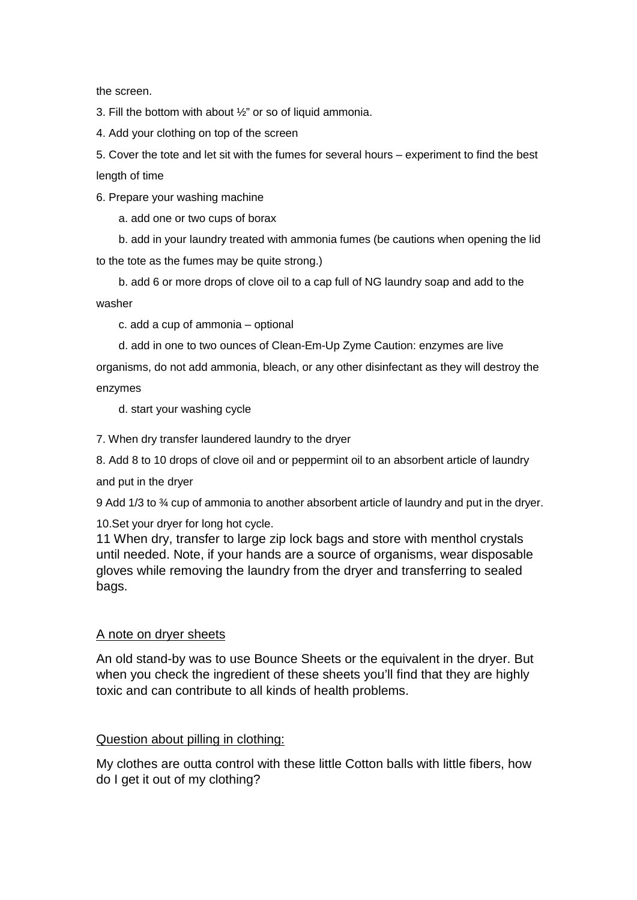the screen.

3. Fill the bottom with about ½" or so of liquid ammonia.

4. Add your clothing on top of the screen

5. Cover the tote and let sit with the fumes for several hours – experiment to find the best length of time

6. Prepare your washing machine

    a. add one or two cups of borax

    b. add in your laundry treated with ammonia fumes (be cautions when opening the lid to the tote as the fumes may be quite strong.)

    b. add 6 or more drops of clove oil to a cap full of NG laundry soap and add to the washer

    c. add a cup of ammonia – optional

    d. add in one to two ounces of Clean-Em-Up Zyme Caution: enzymes are live organisms, do not add ammonia, bleach, or any other disinfectant as they will destroy the enzymes

    d. start your washing cycle

7. When dry transfer laundered laundry to the dryer

8. Add 8 to 10 drops of clove oil and or peppermint oil to an absorbent article of laundry and put in the dryer

9 Add 1/3 to ¾ cup of ammonia to another absorbent article of laundry and put in the dryer.

10.Set your dryer for long hot cycle.

11 When dry, transfer to large zip lock bags and store with menthol crystals until needed. Note, if your hands are a source of organisms, wear disposable gloves while removing the laundry from the dryer and transferring to sealed bags.

<u>A note on dryer sheets</u>

An old stand-by was to use Bounce Sheets or the equivalent in the dryer. But when you check the ingredient of these sheets you'll find that they are highly toxic and can contribute to all kinds of health problems.

<u>Question about pilling in clothing:</u>

My clothes are outta control with these little Cotton balls with little fibers, how do I get it out of my clothing?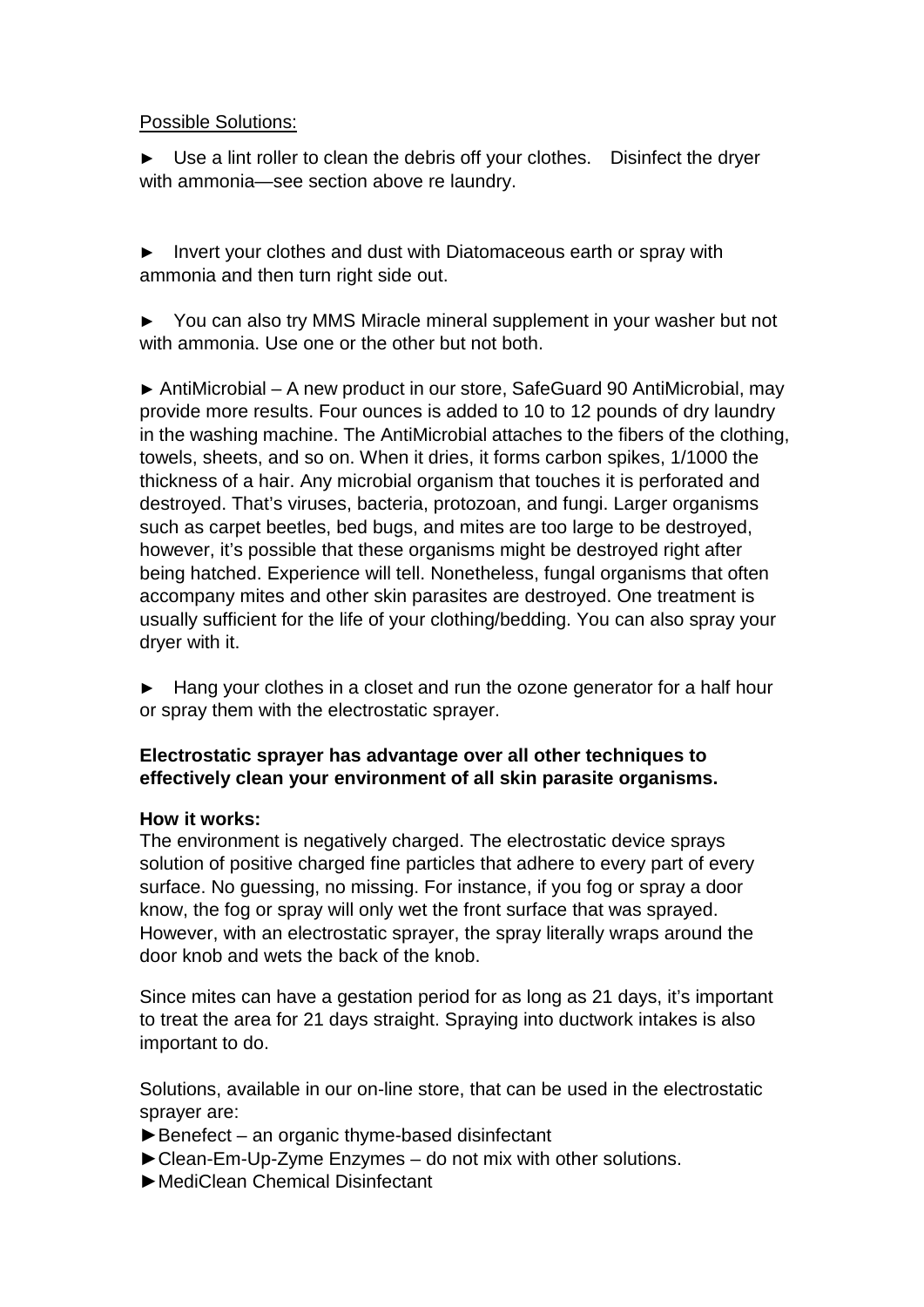Possible Solutions:

► Use a lint roller to clean the debris off your clothes. Disinfect the dryer with ammonia—see section above re laundry.

► Invert your clothes and dust with Diatomaceous earth or spray with ammonia and then turn right side out.

► You can also try MMS Miracle mineral supplement in your washer but not with ammonia. Use one or the other but not both.

► AntiMicrobial – A new product in our store, SafeGuard 90 AntiMicrobial, may provide more results. Four ounces is added to 10 to 12 pounds of dry laundry in the washing machine. The AntiMicrobial attaches to the fibers of the clothing, towels, sheets, and so on. When it dries, it forms carbon spikes, 1/1000 the thickness of a hair. Any microbial organism that touches it is perforated and destroyed. That's viruses, bacteria, protozoan, and fungi. Larger organisms such as carpet beetles, bed bugs, and mites are too large to be destroyed, however, it's possible that these organisms might be destroyed right after being hatched. Experience will tell. Nonetheless, fungal organisms that often accompany mites and other skin parasites are destroyed. One treatment is usually sufficient for the life of your clothing/bedding. You can also spray your dryer with it.

► Hang your clothes in a closet and run the ozone generator for a half hour or spray them with the electrostatic sprayer.

**Electrostatic sprayer has advantage over all other techniques to effectively clean your environment of all skin parasite organisms.**

**How it works:**
The environment is negatively charged. The electrostatic device sprays solution of positive charged fine particles that adhere to every part of every surface. No guessing, no missing. For instance, if you fog or spray a door know, the fog or spray will only wet the front surface that was sprayed. However, with an electrostatic sprayer, the spray literally wraps around the door knob and wets the back of the knob.

Since mites can have a gestation period for as long as 21 days, it's important to treat the area for 21 days straight. Spraying into ductwork intakes is also important to do.

Solutions, available in our on-line store, that can be used in the electrostatic sprayer are:

►Benefect – an organic thyme-based disinfectant
►Clean-Em-Up-Zyme Enzymes – do not mix with other solutions.
►MediClean Chemical Disinfectant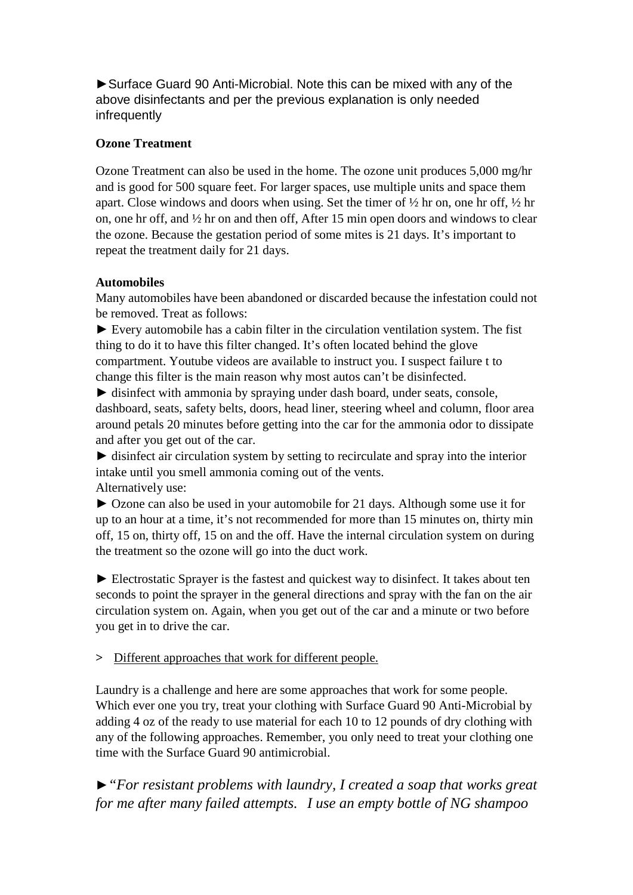►Surface Guard 90 Anti-Microbial. Note this can be mixed with any of the above disinfectants and per the previous explanation is only needed infrequently

**Ozone Treatment**

Ozone Treatment can also be used in the home. The ozone unit produces 5,000 mg/hr and is good for 500 square feet. For larger spaces, use multiple units and space them apart. Close windows and doors when using. Set the timer of ½ hr on, one hr off, ½ hr on, one hr off, and ½ hr on and then off, After 15 min open doors and windows to clear the ozone. Because the gestation period of some mites is 21 days. It's important to repeat the treatment daily for 21 days.

**Automobiles**

Many automobiles have been abandoned or discarded because the infestation could not be removed. Treat as follows:

► Every automobile has a cabin filter in the circulation ventilation system. The fist thing to do it to have this filter changed. It's often located behind the glove compartment. Youtube videos are available to instruct you. I suspect failure t to change this filter is the main reason why most autos can't be disinfected.

► disinfect with ammonia by spraying under dash board, under seats, console, dashboard, seats, safety belts, doors, head liner, steering wheel and column, floor area around petals 20 minutes before getting into the car for the ammonia odor to dissipate and after you get out of the car.

► disinfect air circulation system by setting to recirculate and spray into the interior intake until you smell ammonia coming out of the vents.

Alternatively use:

► Ozone can also be used in your automobile for 21 days. Although some use it for up to an hour at a time, it's not recommended for more than 15 minutes on, thirty min off, 15 on, thirty off, 15 on and the off. Have the internal circulation system on during the treatment so the ozone will go into the duct work.

► Electrostatic Sprayer is the fastest and quickest way to disinfect. It takes about ten seconds to point the sprayer in the general directions and spray with the fan on the air circulation system on. Again, when you get out of the car and a minute or two before you get in to drive the car.

> <u>Different approaches that work for different people.</u>

Laundry is a challenge and here are some approaches that work for some people. Which ever one you try, treat your clothing with Surface Guard 90 Anti-Microbial by adding 4 oz of the ready to use material for each 10 to 12 pounds of dry clothing with any of the following approaches. Remember, you only need to treat your clothing one time with the Surface Guard 90 antimicrobial.

►*"For resistant problems with laundry, I created a soap that works great for me after many failed attempts. I use an empty bottle of NG shampoo*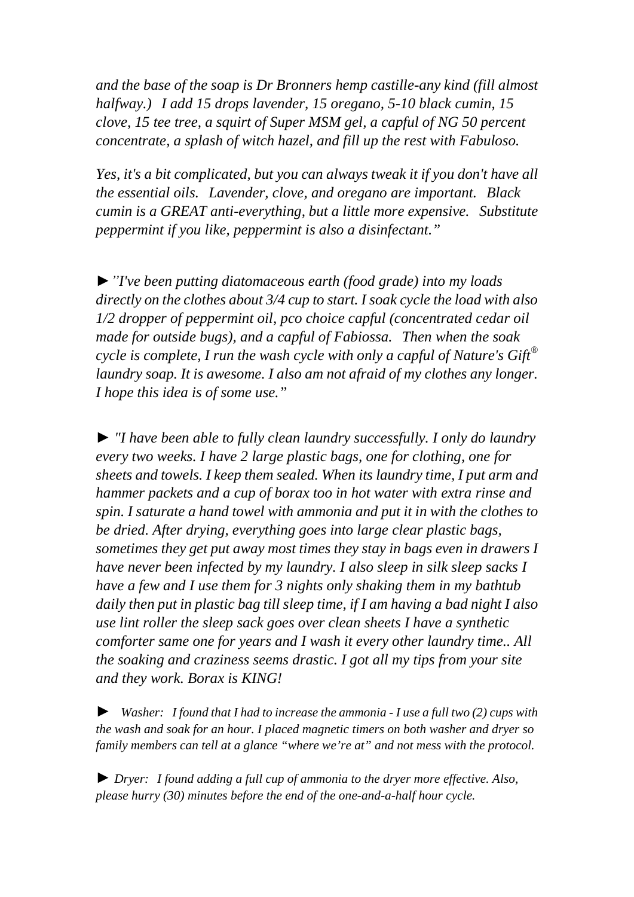*and the base of the soap is Dr Bronners hemp castille-any kind (fill almost halfway.) I add 15 drops lavender, 15 oregano, 5-10 black cumin, 15 clove, 15 tee tree, a squirt of Super MSM gel, a capful of NG 50 percent concentrate, a splash of witch hazel, and fill up the rest with Fabuloso.*

*Yes, it's a bit complicated, but you can always tweak it if you don't have all the essential oils. Lavender, clove, and oregano are important. Black cumin is a GREAT anti-everything, but a little more expensive. Substitute peppermint if you like, peppermint is also a disinfectant."*

►*"I've been putting diatomaceous earth (food grade) into my loads directly on the clothes about 3/4 cup to start. I soak cycle the load with also 1/2 dropper of peppermint oil, pco choice capful (concentrated cedar oil made for outside bugs), and a capful of Fabiossa. Then when the soak cycle is complete, I run the wash cycle with only a capful of Nature's Gift® laundry soap. It is awesome. I also am not afraid of my clothes any longer. I hope this idea is of some use."*

► *"I have been able to fully clean laundry successfully. I only do laundry every two weeks. I have 2 large plastic bags, one for clothing, one for sheets and towels. I keep them sealed. When its laundry time, I put arm and hammer packets and a cup of borax too in hot water with extra rinse and spin. I saturate a hand towel with ammonia and put it in with the clothes to be dried. After drying, everything goes into large clear plastic bags, sometimes they get put away most times they stay in bags even in drawers I have never been infected by my laundry. I also sleep in silk sleep sacks I have a few and I use them for 3 nights only shaking them in my bathtub daily then put in plastic bag till sleep time, if I am having a bad night I also use lint roller the sleep sack goes over clean sheets I have a synthetic comforter same one for years and I wash it every other laundry time.. All the soaking and craziness seems drastic. I got all my tips from your site and they work. Borax is KING!*

► *Washer: I found that I had to increase the ammonia - I use a full two (2) cups with the wash and soak for an hour. I placed magnetic timers on both washer and dryer so family members can tell at a glance "where we're at" and not mess with the protocol.*

► *Dryer: I found adding a full cup of ammonia to the dryer more effective. Also, please hurry (30) minutes before the end of the one-and-a-half hour cycle.*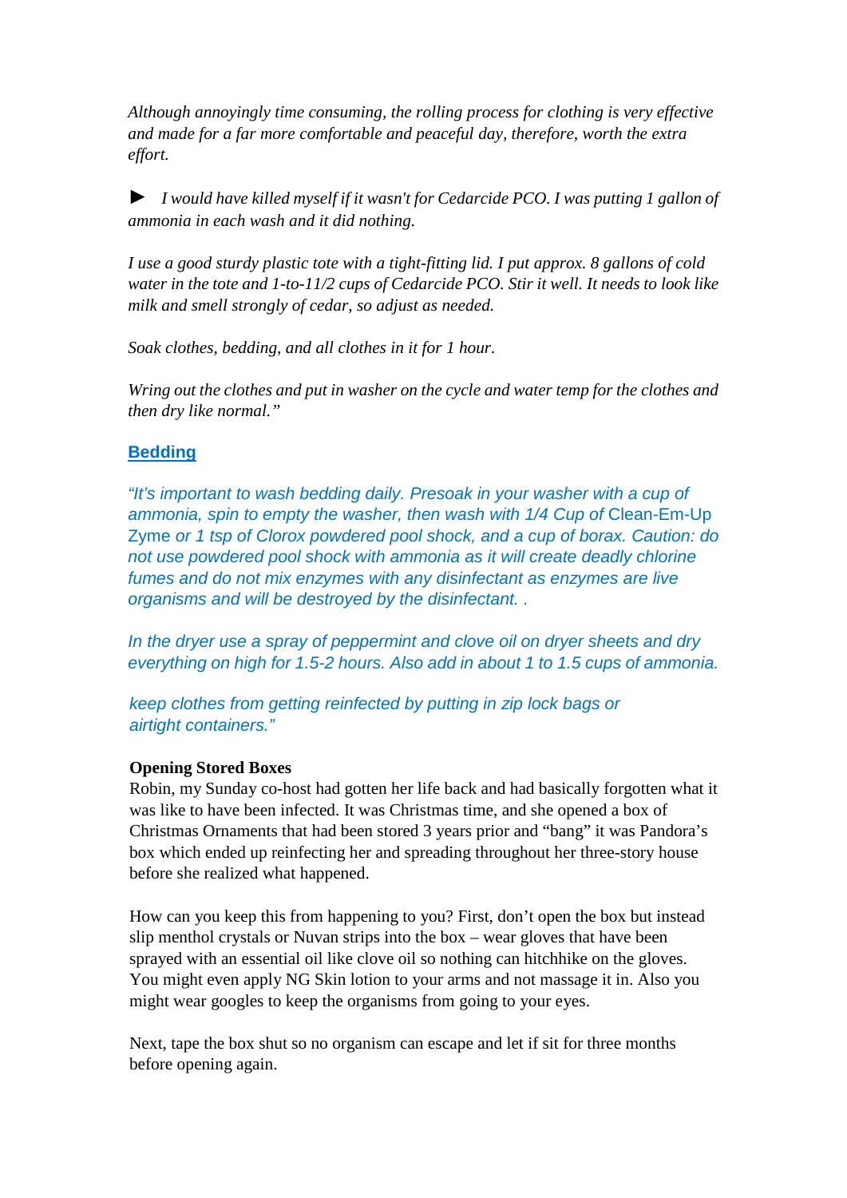*Although annoyingly time consuming, the rolling process for clothing is very effective and made for a far more comfortable and peaceful day, therefore, worth the extra effort.*

► *I would have killed myself if it wasn't for Cedarcide PCO. I was putting 1 gallon of ammonia in each wash and it did nothing.*

*I use a good sturdy plastic tote with a tight-fitting lid. I put approx. 8 gallons of cold water in the tote and 1-to-11/2 cups of Cedarcide PCO. Stir it well. It needs to look like milk and smell strongly of cedar, so adjust as needed.*

*Soak clothes, bedding, and all clothes in it for 1 hour.*

*Wring out the clothes and put in washer on the cycle and water temp for the clothes and then dry like normal."*

## Bedding

*"It's important to wash bedding daily. Presoak in your washer with a cup of ammonia, spin to empty the washer, then wash with 1/4 Cup of* Clean-Em-Up *Zyme or 1 tsp of Clorox powdered pool shock, and a cup of borax. Caution: do not use powdered pool shock with ammonia as it will create deadly chlorine fumes and do not mix enzymes with any disinfectant as enzymes are live organisms and will be destroyed by the disinfectant. .*

*In the dryer use a spray of peppermint and clove oil on dryer sheets and dry everything on high for 1.5-2 hours. Also add in about 1 to 1.5 cups of ammonia.*

*keep clothes from getting reinfected by putting in zip lock bags or airtight containers."*

**Opening Stored Boxes**

Robin, my Sunday co-host had gotten her life back and had basically forgotten what it was like to have been infected. It was Christmas time, and she opened a box of Christmas Ornaments that had been stored 3 years prior and "bang" it was Pandora's box which ended up reinfecting her and spreading throughout her three-story house before she realized what happened.

How can you keep this from happening to you? First, don't open the box but instead slip menthol crystals or Nuvan strips into the box – wear gloves that have been sprayed with an essential oil like clove oil so nothing can hitchhike on the gloves. You might even apply NG Skin lotion to your arms and not massage it in. Also you might wear googles to keep the organisms from going to your eyes.

Next, tape the box shut so no organism can escape and let if sit for three months before opening again.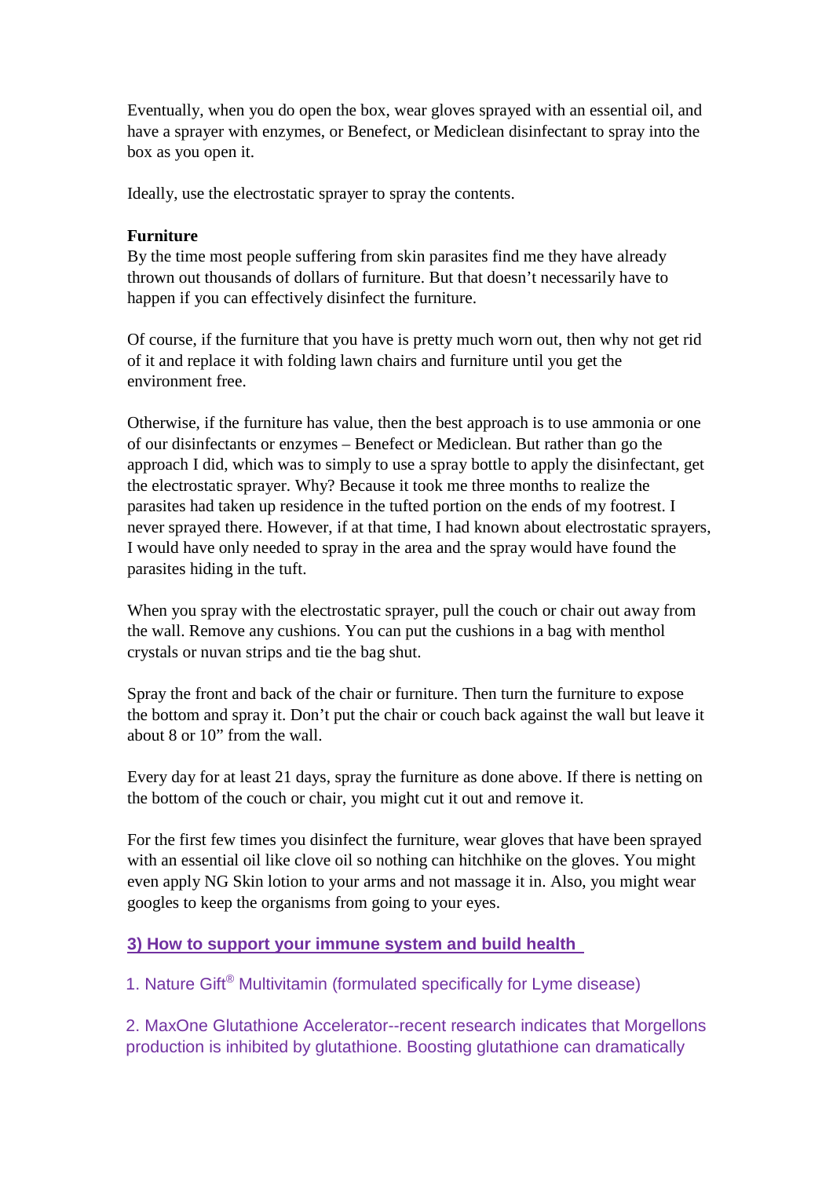Eventually, when you do open the box, wear gloves sprayed with an essential oil, and have a sprayer with enzymes, or Benefect, or Mediclean disinfectant to spray into the box as you open it.

Ideally, use the electrostatic sprayer to spray the contents.

**Furniture**

By the time most people suffering from skin parasites find me they have already thrown out thousands of dollars of furniture. But that doesn't necessarily have to happen if you can effectively disinfect the furniture.

Of course, if the furniture that you have is pretty much worn out, then why not get rid of it and replace it with folding lawn chairs and furniture until you get the environment free.

Otherwise, if the furniture has value, then the best approach is to use ammonia or one of our disinfectants or enzymes – Benefect or Mediclean. But rather than go the approach I did, which was to simply to use a spray bottle to apply the disinfectant, get the electrostatic sprayer. Why? Because it took me three months to realize the parasites had taken up residence in the tufted portion on the ends of my footrest. I never sprayed there. However, if at that time, I had known about electrostatic sprayers, I would have only needed to spray in the area and the spray would have found the parasites hiding in the tuft.

When you spray with the electrostatic sprayer, pull the couch or chair out away from the wall. Remove any cushions. You can put the cushions in a bag with menthol crystals or nuvan strips and tie the bag shut.

Spray the front and back of the chair or furniture. Then turn the furniture to expose the bottom and spray it. Don't put the chair or couch back against the wall but leave it about 8 or 10" from the wall.

Every day for at least 21 days, spray the furniture as done above. If there is netting on the bottom of the couch or chair, you might cut it out and remove it.

For the first few times you disinfect the furniture, wear gloves that have been sprayed with an essential oil like clove oil so nothing can hitchhike on the gloves. You might even apply NG Skin lotion to your arms and not massage it in. Also, you might wear googles to keep the organisms from going to your eyes.

## 3) How to support your immune system and build health

1. Nature Gift® Multivitamin (formulated specifically for Lyme disease)

2. MaxOne Glutathione Accelerator--recent research indicates that Morgellons production is inhibited by glutathione. Boosting glutathione can dramatically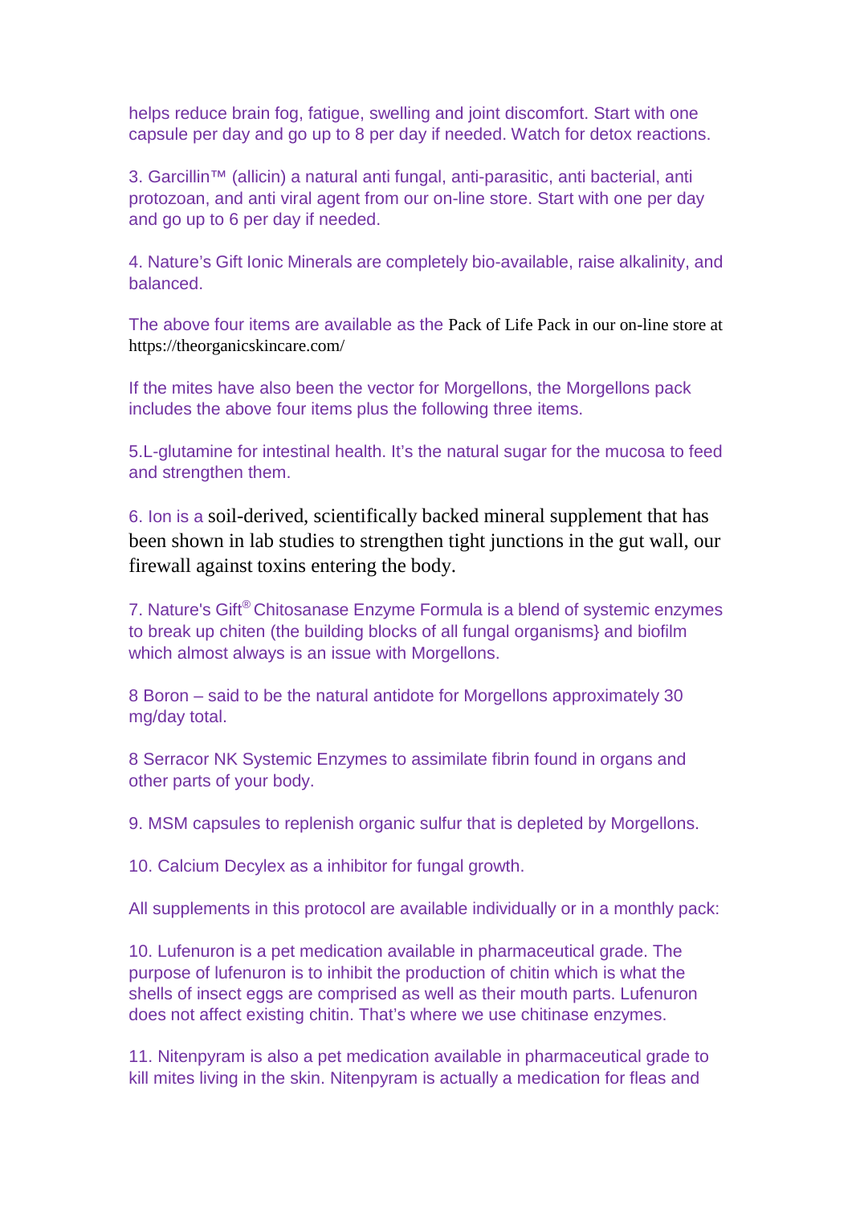helps reduce brain fog, fatigue, swelling and joint discomfort. Start with one capsule per day and go up to 8 per day if needed. Watch for detox reactions.

3. Garcillin™ (allicin) a natural anti fungal, anti-parasitic, anti bacterial, anti protozoan, and anti viral agent from our on-line store. Start with one per day and go up to 6 per day if needed.

4. Nature's Gift Ionic Minerals are completely bio-available, raise alkalinity, and balanced.

The above four items are available as the Pack of Life Pack in our on-line store at https://theorganicskincare.com/

If the mites have also been the vector for Morgellons, the Morgellons pack includes the above four items plus the following three items.

5.L-glutamine for intestinal health. It's the natural sugar for the mucosa to feed and strengthen them.

6. Ion is a soil-derived, scientifically backed mineral supplement that has been shown in lab studies to strengthen tight junctions in the gut wall, our firewall against toxins entering the body.

7. Nature's Gift® Chitosanase Enzyme Formula is a blend of systemic enzymes to break up chiten (the building blocks of all fungal organisms} and biofilm which almost always is an issue with Morgellons.

8 Boron – said to be the natural antidote for Morgellons approximately 30 mg/day total.

8 Serracor NK Systemic Enzymes to assimilate fibrin found in organs and other parts of your body.

9. MSM capsules to replenish organic sulfur that is depleted by Morgellons.

10. Calcium Decylex as a inhibitor for fungal growth.

All supplements in this protocol are available individually or in a monthly pack:

10. Lufenuron is a pet medication available in pharmaceutical grade. The purpose of lufenuron is to inhibit the production of chitin which is what the shells of insect eggs are comprised as well as their mouth parts. Lufenuron does not affect existing chitin. That's where we use chitinase enzymes.

11. Nitenpyram is also a pet medication available in pharmaceutical grade to kill mites living in the skin. Nitenpyram is actually a medication for fleas and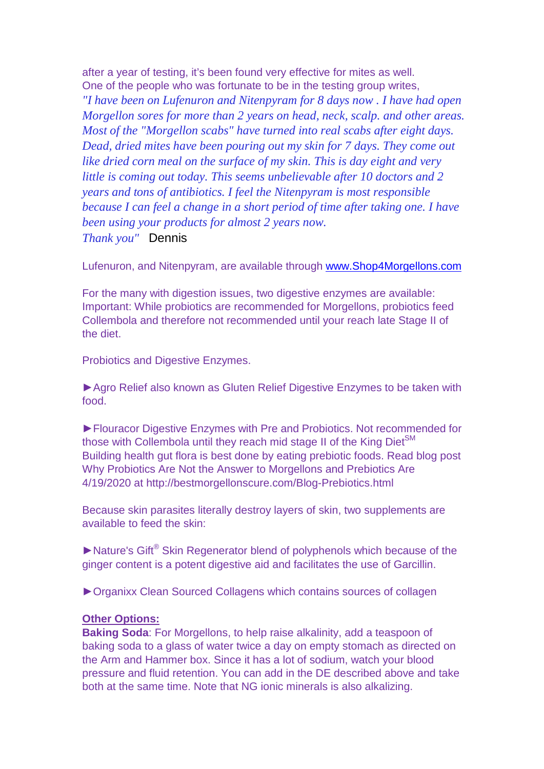after a year of testing, it's been found very effective for mites as well. One of the people who was fortunate to be in the testing group writes, *"I have been on Lufenuron and Nitenpyram for 8 days now . I have had open Morgellon sores for more than 2 years on head, neck, scalp. and other areas. Most of the "Morgellon scabs" have turned into real scabs after eight days. Dead, dried mites have been pouring out my skin for 7 days. They come out like dried corn meal on the surface of my skin. This is day eight and very little is coming out today. This seems unbelievable after 10 doctors and 2 years and tons of antibiotics. I feel the Nitenpyram is most responsible because I can feel a change in a short period of time after taking one. I have been using your products for almost 2 years now. Thank you"* Dennis

Lufenuron, and Nitenpyram, are available through [www.Shop4Morgellons.com](http://www.Shop4Morgellons.com)

For the many with digestion issues, two digestive enzymes are available: Important: While probiotics are recommended for Morgellons, probiotics feed Collembola and therefore not recommended until your reach late Stage II of the diet.

Probiotics and Digestive Enzymes.

►Agro Relief also known as Gluten Relief Digestive Enzymes to be taken with food.

►Flouracor Digestive Enzymes with Pre and Probiotics. Not recommended for those with Collembola until they reach mid stage II of the King Diet℠ Building health gut flora is best done by eating prebiotic foods. Read blog post Why Probiotics Are Not the Answer to Morgellons and Prebiotics Are 4/19/2020 at http://bestmorgellonscure.com/Blog-Prebiotics.html

Because skin parasites literally destroy layers of skin, two supplements are available to feed the skin:

►Nature's Gift® Skin Regenerator blend of polyphenols which because of the ginger content is a potent digestive aid and facilitates the use of Garcillin.

►Organixx Clean Sourced Collagens which contains sources of collagen

**Other Options:**

**Baking Soda**: For Morgellons, to help raise alkalinity, add a teaspoon of baking soda to a glass of water twice a day on empty stomach as directed on the Arm and Hammer box. Since it has a lot of sodium, watch your blood pressure and fluid retention. You can add in the DE described above and take both at the same time. Note that NG ionic minerals is also alkalizing.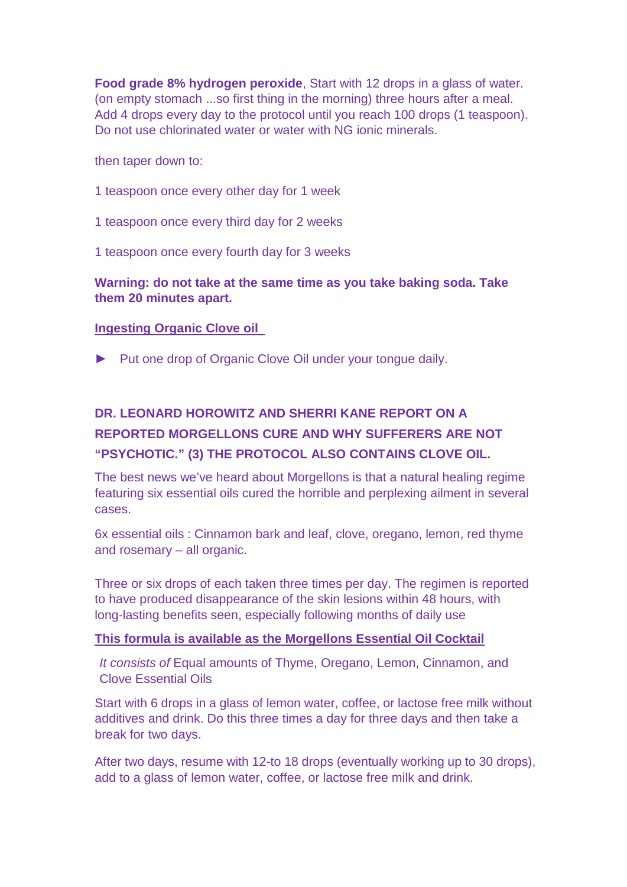**Food grade 8% hydrogen peroxide**, Start with 12 drops in a glass of water. (on empty stomach ...so first thing in the morning) three hours after a meal. Add 4 drops every day to the protocol until you reach 100 drops (1 teaspoon). Do not use chlorinated water or water with NG ionic minerals.

then taper down to:

1 teaspoon once every other day for 1 week

1 teaspoon once every third day for 2 weeks

1 teaspoon once every fourth day for 3 weeks

**Warning: do not take at the same time as you take baking soda. Take them 20 minutes apart.**

**Ingesting Organic Clove oil**

- ► Put one drop of Organic Clove Oil under your tongue daily.

**DR. LEONARD HOROWITZ AND SHERRI KANE REPORT ON A REPORTED MORGELLONS CURE AND WHY SUFFERERS ARE NOT "PSYCHOTIC." (3) THE PROTOCOL ALSO CONTAINS CLOVE OIL.**

The best news we've heard about Morgellons is that a natural healing regime featuring six essential oils cured the horrible and perplexing ailment in several cases.

6x essential oils : Cinnamon bark and leaf, clove, oregano, lemon, red thyme and rosemary – all organic.

Three or six drops of each taken three times per day. The regimen is reported to have produced disappearance of the skin lesions within 48 hours, with long-lasting benefits seen, especially following months of daily use

**This formula is available as the Morgellons Essential Oil Cocktail**

*It consists of* Equal amounts of Thyme, Oregano, Lemon, Cinnamon, and Clove Essential Oils

Start with 6 drops in a glass of lemon water, coffee, or lactose free milk without additives and drink. Do this three times a day for three days and then take a break for two days.

After two days, resume with 12-to 18 drops (eventually working up to 30 drops), add to a glass of lemon water, coffee, or lactose free milk and drink.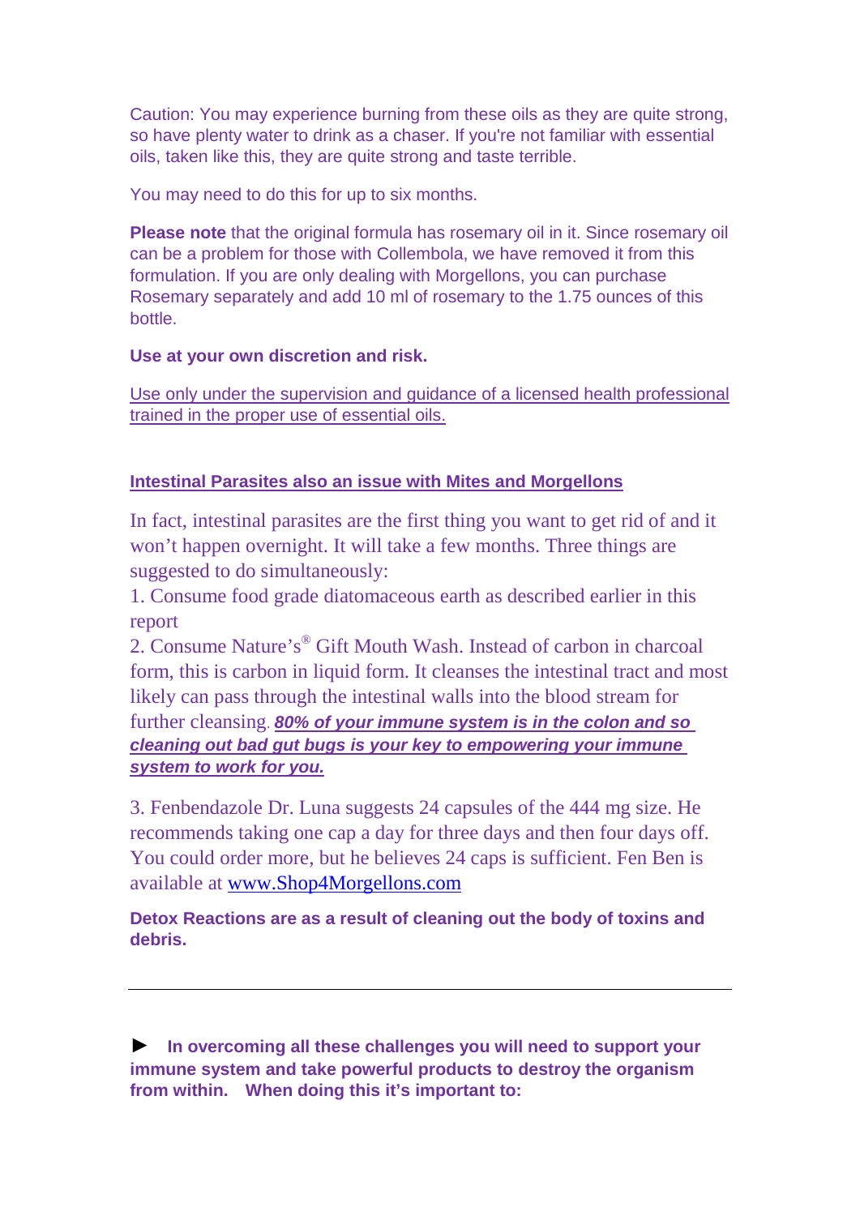Caution: You may experience burning from these oils as they are quite strong, so have plenty water to drink as a chaser. If you're not familiar with essential oils, taken like this, they are quite strong and taste terrible.

You may need to do this for up to six months.

**Please note** that the original formula has rosemary oil in it. Since rosemary oil can be a problem for those with Collembola, we have removed it from this formulation. If you are only dealing with Morgellons, you can purchase Rosemary separately and add 10 ml of rosemary to the 1.75 ounces of this bottle.

**Use at your own discretion and risk.**

Use only under the supervision and guidance of a licensed health professional trained in the proper use of essential oils.

**Intestinal Parasites also an issue with Mites and Morgellons**

In fact, intestinal parasites are the first thing you want to get rid of and it won't happen overnight. It will take a few months. Three things are suggested to do simultaneously:

1. Consume food grade diatomaceous earth as described earlier in this report
2. Consume Nature's® Gift Mouth Wash. Instead of carbon in charcoal form, this is carbon in liquid form. It cleanses the intestinal tract and most likely can pass through the intestinal walls into the blood stream for further cleansing. ***80% of your immune system is in the colon and so cleaning out bad gut bugs is your key to empowering your immune system to work for you.***

3. Fenbendazole Dr. Luna suggests 24 capsules of the 444 mg size. He recommends taking one cap a day for three days and then four days off. You could order more, but he believes 24 caps is sufficient. Fen Ben is available at www.Shop4Morgellons.com

**Detox Reactions are as a result of cleaning out the body of toxins and debris.**

---

► **In overcoming all these challenges you will need to support your immune system and take powerful products to destroy the organism from within. When doing this it's important to:**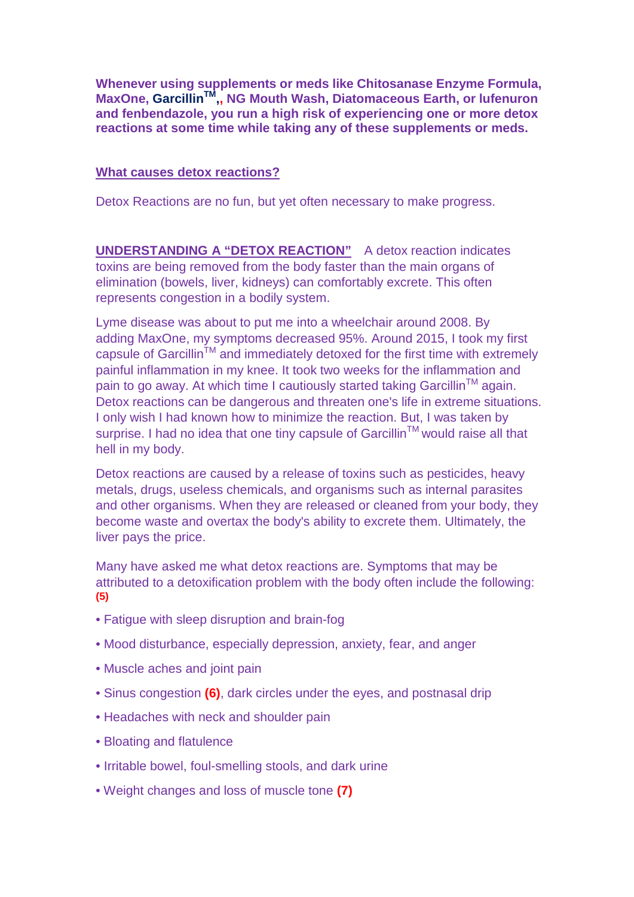**Whenever using supplements or meds like Chitosanase Enzyme Formula, MaxOne, Garcillin™,, NG Mouth Wash, Diatomaceous Earth, or lufenuron and fenbendazole, you run a high risk of experiencing one or more detox reactions at some time while taking any of these supplements or meds.**

**What causes detox reactions?**

Detox Reactions are no fun, but yet often necessary to make progress.

**UNDERSTANDING A "DETOX REACTION"** A detox reaction indicates toxins are being removed from the body faster than the main organs of elimination (bowels, liver, kidneys) can comfortably excrete. This often represents congestion in a bodily system.

Lyme disease was about to put me into a wheelchair around 2008. By adding MaxOne, my symptoms decreased 95%. Around 2015, I took my first capsule of Garcillin™ and immediately detoxed for the first time with extremely painful inflammation in my knee. It took two weeks for the inflammation and pain to go away. At which time I cautiously started taking Garcillin™ again. Detox reactions can be dangerous and threaten one's life in extreme situations. I only wish I had known how to minimize the reaction. But, I was taken by surprise. I had no idea that one tiny capsule of Garcillin™ would raise all that hell in my body.

Detox reactions are caused by a release of toxins such as pesticides, heavy metals, drugs, useless chemicals, and organisms such as internal parasites and other organisms. When they are released or cleaned from your body, they become waste and overtax the body's ability to excrete them. Ultimately, the liver pays the price.

Many have asked me what detox reactions are. Symptoms that may be attributed to a detoxification problem with the body often include the following: **(5)**

- Fatigue with sleep disruption and brain-fog
- Mood disturbance, especially depression, anxiety, fear, and anger
- Muscle aches and joint pain
- Sinus congestion **(6)**, dark circles under the eyes, and postnasal drip
- Headaches with neck and shoulder pain
- Bloating and flatulence
- Irritable bowel, foul-smelling stools, and dark urine
- Weight changes and loss of muscle tone **(7)**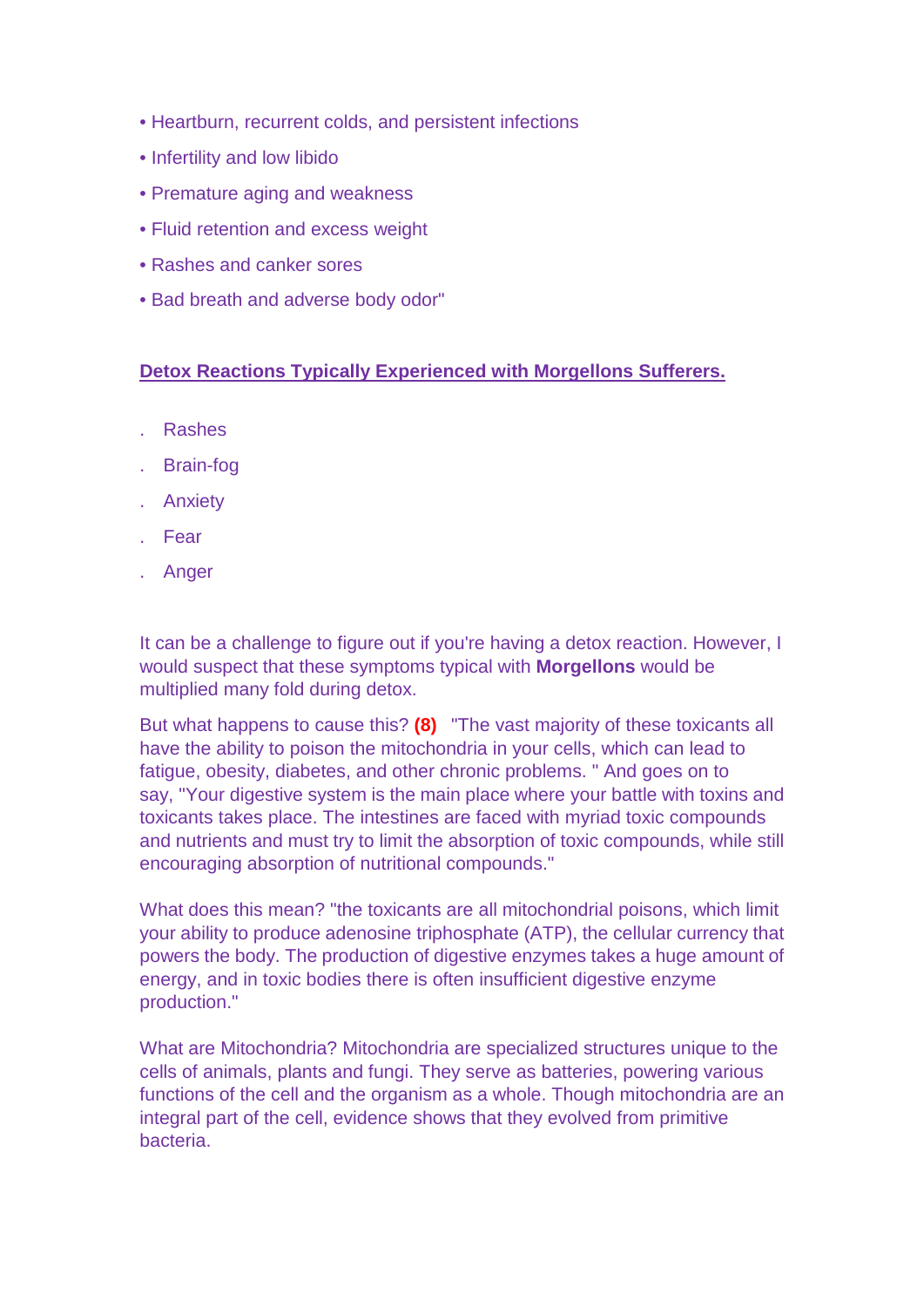- Heartburn, recurrent colds, and persistent infections
- Infertility and low libido
- Premature aging and weakness
- Fluid retention and excess weight
- Rashes and canker sores
- Bad breath and adverse body odor"

**Detect Reactions Typically Experienced with Morgellons Sufferers.**

- Rashes
- Brain-fog
- Anxiety
- Fear
- Anger

It can be a challenge to figure out if you're having a detox reaction. However, I would suspect that these symptoms typical with **Morgellons** would be multiplied many fold during detox.

But what happens to cause this? **(8)** "The vast majority of these toxicants all have the ability to poison the mitochondria in your cells, which can lead to fatigue, obesity, diabetes, and other chronic problems. " And goes on to say, "Your digestive system is the main place where your battle with toxins and toxicants takes place. The intestines are faced with myriad toxic compounds and nutrients and must try to limit the absorption of toxic compounds, while still encouraging absorption of nutritional compounds."

What does this mean? "the toxicants are all mitochondrial poisons, which limit your ability to produce adenosine triphosphate (ATP), the cellular currency that powers the body. The production of digestive enzymes takes a huge amount of energy, and in toxic bodies there is often insufficient digestive enzyme production."

What are Mitochondria? Mitochondria are specialized structures unique to the cells of animals, plants and fungi. They serve as batteries, powering various functions of the cell and the organism as a whole. Though mitochondria are an integral part of the cell, evidence shows that they evolved from primitive bacteria.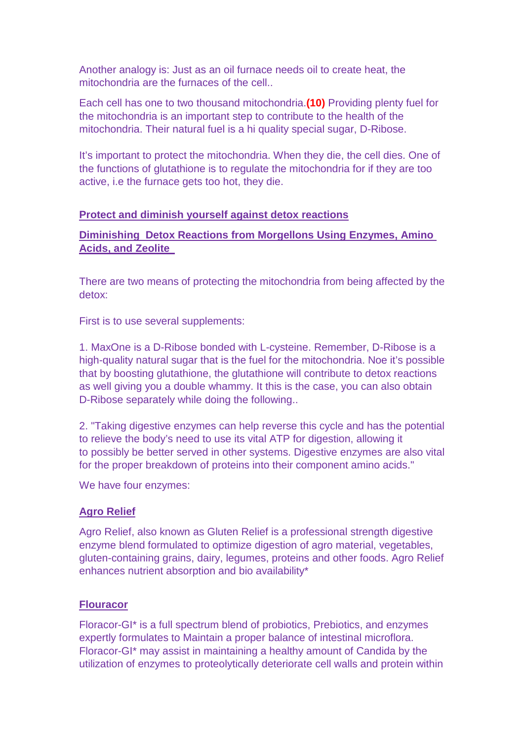Another analogy is: Just as an oil furnace needs oil to create heat, the mitochondria are the furnaces of the cell..

Each cell has one to two thousand mitochondria.**(10)** Providing plenty fuel for the mitochondria is an important step to contribute to the health of the mitochondria. Their natural fuel is a hi quality special sugar, D-Ribose.

It's important to protect the mitochondria. When they die, the cell dies. One of the functions of glutathione is to regulate the mitochondria for if they are too active, i.e the furnace gets too hot, they die.

**Protect and diminish yourself against detox reactions**

**Diminishing Detox Reactions from Morgellons Using Enzymes, Amino Acids, and Zeolite**

There are two means of protecting the mitochondria from being affected by the detox:

First is to use several supplements:

1. MaxOne is a D-Ribose bonded with L-cysteine. Remember, D-Ribose is a high-quality natural sugar that is the fuel for the mitochondria. Noe it's possible that by boosting glutathione, the glutathione will contribute to detox reactions as well giving you a double whammy. It this is the case, you can also obtain D-Ribose separately while doing the following..

2. "Taking digestive enzymes can help reverse this cycle and has the potential to relieve the body's need to use its vital ATP for digestion, allowing it to possibly be better served in other systems. Digestive enzymes are also vital for the proper breakdown of proteins into their component amino acids."

We have four enzymes:

**Agro Relief**

Agro Relief, also known as Gluten Relief is a professional strength digestive enzyme blend formulated to optimize digestion of agro material, vegetables, gluten-containing grains, dairy, legumes, proteins and other foods. Agro Relief enhances nutrient absorption and bio availability*

**Flouracor**

Floracor-GI* is a full spectrum blend of probiotics, Prebiotics, and enzymes expertly formulates to Maintain a proper balance of intestinal microflora. Floracor-GI* may assist in maintaining a healthy amount of Candida by the utilization of enzymes to proteolytically deteriorate cell walls and protein within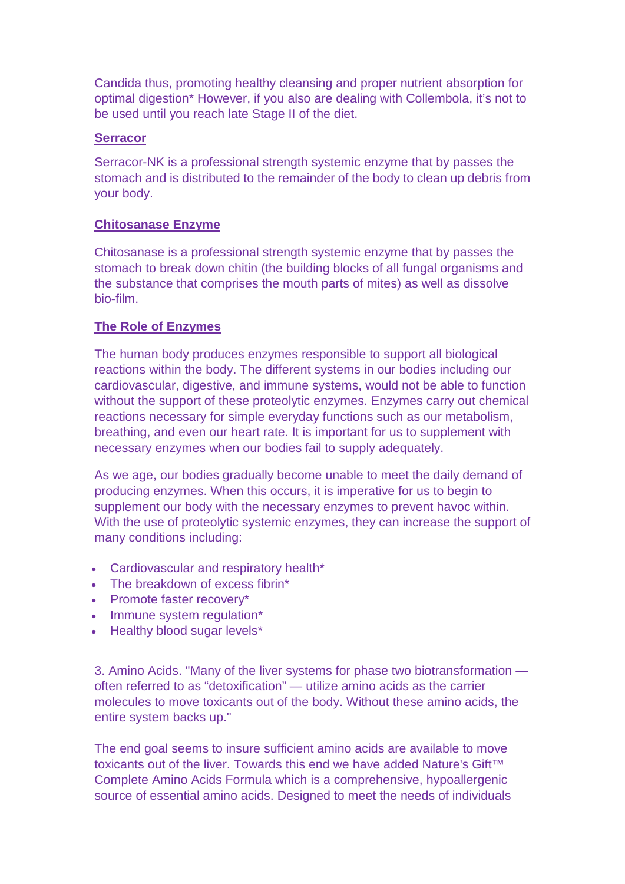Candida thus, promoting healthy cleansing and proper nutrient absorption for optimal digestion* However, if you also are dealing with Collembola, it's not to be used until you reach late Stage II of the diet.

**Serracor**

Serracor-NK is a professional strength systemic enzyme that by passes the stomach and is distributed to the remainder of the body to clean up debris from your body.

**Chitosanase Enzyme**

Chitosanase is a professional strength systemic enzyme that by passes the stomach to break down chitin (the building blocks of all fungal organisms and the substance that comprises the mouth parts of mites) as well as dissolve bio-film.

**The Role of Enzymes**

The human body produces enzymes responsible to support all biological reactions within the body. The different systems in our bodies including our cardiovascular, digestive, and immune systems, would not be able to function without the support of these proteolytic enzymes. Enzymes carry out chemical reactions necessary for simple everyday functions such as our metabolism, breathing, and even our heart rate. It is important for us to supplement with necessary enzymes when our bodies fail to supply adequately.

As we age, our bodies gradually become unable to meet the daily demand of producing enzymes. When this occurs, it is imperative for us to begin to supplement our body with the necessary enzymes to prevent havoc within. With the use of proteolytic systemic enzymes, they can increase the support of many conditions including:

- Cardiovascular and respiratory health*
- The breakdown of excess fibrin*
- Promote faster recovery*
- Immune system regulation*
- Healthy blood sugar levels*

3. Amino Acids. "Many of the liver systems for phase two biotransformation — often referred to as "detoxification" — utilize amino acids as the carrier molecules to move toxicants out of the body. Without these amino acids, the entire system backs up."

The end goal seems to insure sufficient amino acids are available to move toxicants out of the liver. Towards this end we have added Nature's Gift™ Complete Amino Acids Formula which is a comprehensive, hypoallergenic source of essential amino acids. Designed to meet the needs of individuals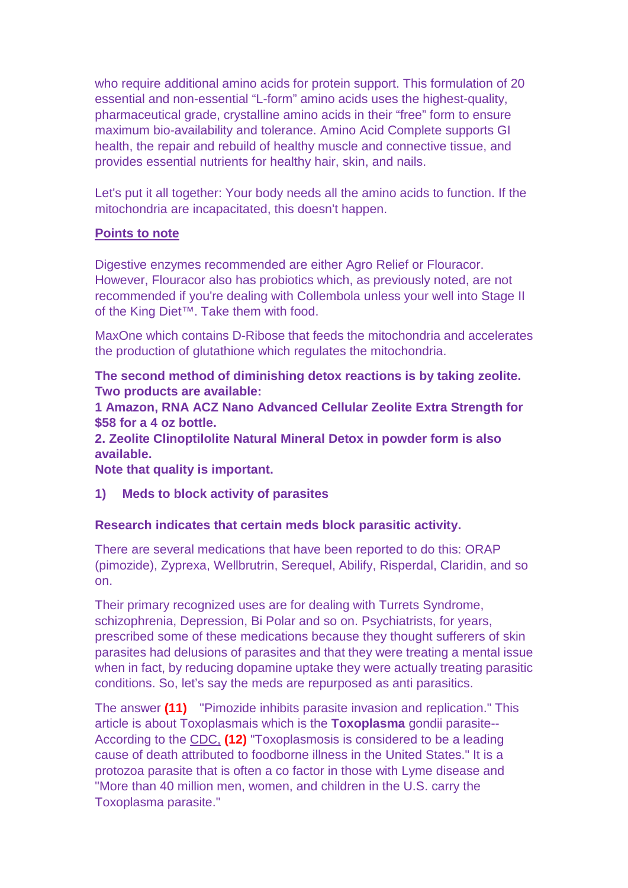who require additional amino acids for protein support. This formulation of 20 essential and non-essential "L-form" amino acids uses the highest-quality, pharmaceutical grade, crystalline amino acids in their "free" form to ensure maximum bio-availability and tolerance. Amino Acid Complete supports GI health, the repair and rebuild of healthy muscle and connective tissue, and provides essential nutrients for healthy hair, skin, and nails.

Let's put it all together: Your body needs all the amino acids to function. If the mitochondria are incapacitated, this doesn't happen.

**Points to note**

Digestive enzymes recommended are either Agro Relief or Flouracor. However, Flouracor also has probiotics which, as previously noted, are not recommended if you're dealing with Collembola unless your well into Stage II of the King Diet™. Take them with food.

MaxOne which contains D-Ribose that feeds the mitochondria and accelerates the production of glutathione which regulates the mitochondria.

**The second method of diminishing detox reactions is by taking zeolite. Two products are available:**
**1 Amazon, RNA ACZ Nano Advanced Cellular Zeolite Extra Strength for $58 for a 4 oz bottle.**
**2. Zeolite Clinoptilolite Natural Mineral Detox in powder form is also available.**
**Note that quality is important.**

**1) Meds to block activity of parasites**

**Research indicates that certain meds block parasitic activity.**

There are several medications that have been reported to do this: ORAP (pimozide), Zyprexa, Wellbrutrin, Serequel, Abilify, Risperdal, Claridin, and so on.

Their primary recognized uses are for dealing with Turrets Syndrome, schizophrenia, Depression, Bi Polar and so on. Psychiatrists, for years, prescribed some of these medications because they thought sufferers of skin parasites had delusions of parasites and that they were treating a mental issue when in fact, by reducing dopamine uptake they were actually treating parasitic conditions. So, let's say the meds are repurposed as anti parasitics.

The answer **(11)** "Pimozide inhibits parasite invasion and replication." This article is about Toxoplasmais which is the **Toxoplasma** gondii parasite-- According to the CDC, **(12)** "Toxoplasmosis is considered to be a leading cause of death attributed to foodborne illness in the United States." It is a protozoa parasite that is often a co factor in those with Lyme disease and "More than 40 million men, women, and children in the U.S. carry the Toxoplasma parasite."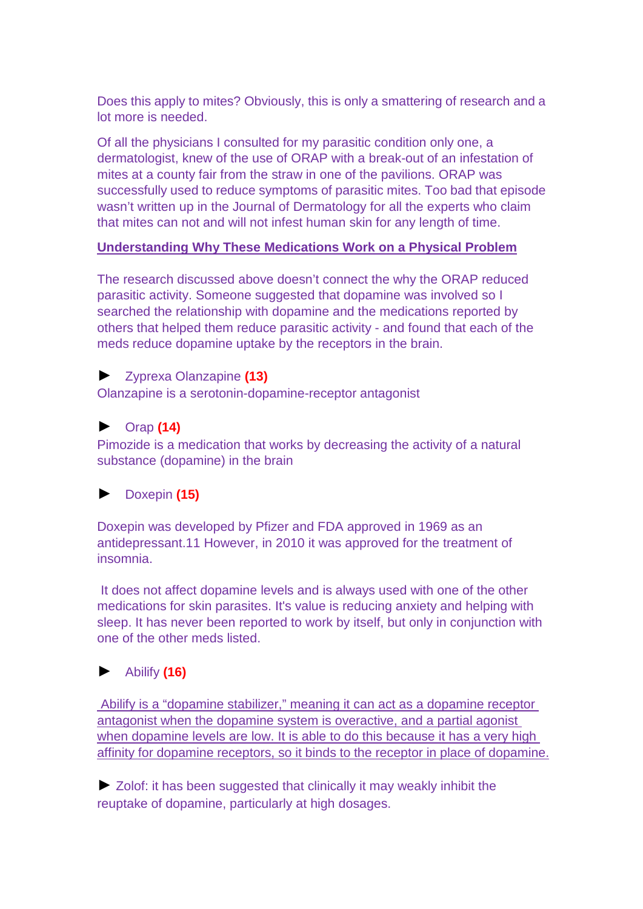Does this apply to mites? Obviously, this is only a smattering of research and a lot more is needed.

Of all the physicians I consulted for my parasitic condition only one, a dermatologist, knew of the use of ORAP with a break-out of an infestation of mites at a county fair from the straw in one of the pavilions. ORAP was successfully used to reduce symptoms of parasitic mites. Too bad that episode wasn't written up in the Journal of Dermatology for all the experts who claim that mites can not and will not infest human skin for any length of time.

## Understanding Why These Medications Work on a Physical Problem

The research discussed above doesn't connect the why the ORAP reduced parasitic activity. Someone suggested that dopamine was involved so I searched the relationship with dopamine and the medications reported by others that helped them reduce parasitic activity - and found that each of the meds reduce dopamine uptake by the receptors in the brain.

► Zyprexa Olanzapine **(13)**
Olanzapine is a serotonin-dopamine-receptor antagonist

► Orap **(14)**
Pimozide is a medication that works by decreasing the activity of a natural substance (dopamine) in the brain

► Doxepin **(15)**

Doxepin was developed by Pfizer and FDA approved in 1969 as an antidepressant.11 However, in 2010 it was approved for the treatment of insomnia.

It does not affect dopamine levels and is always used with one of the other medications for skin parasites. It's value is reducing anxiety and helping with sleep. It has never been reported to work by itself, but only in conjunction with one of the other meds listed.

► Abilify **(16)**

Abilify is a "dopamine stabilizer," meaning it can act as a dopamine receptor antagonist when the dopamine system is overactive, and a partial agonist when dopamine levels are low. It is able to do this because it has a very high affinity for dopamine receptors, so it binds to the receptor in place of dopamine.

► Zolof: it has been suggested that clinically it may weakly inhibit the reuptake of dopamine, particularly at high dosages.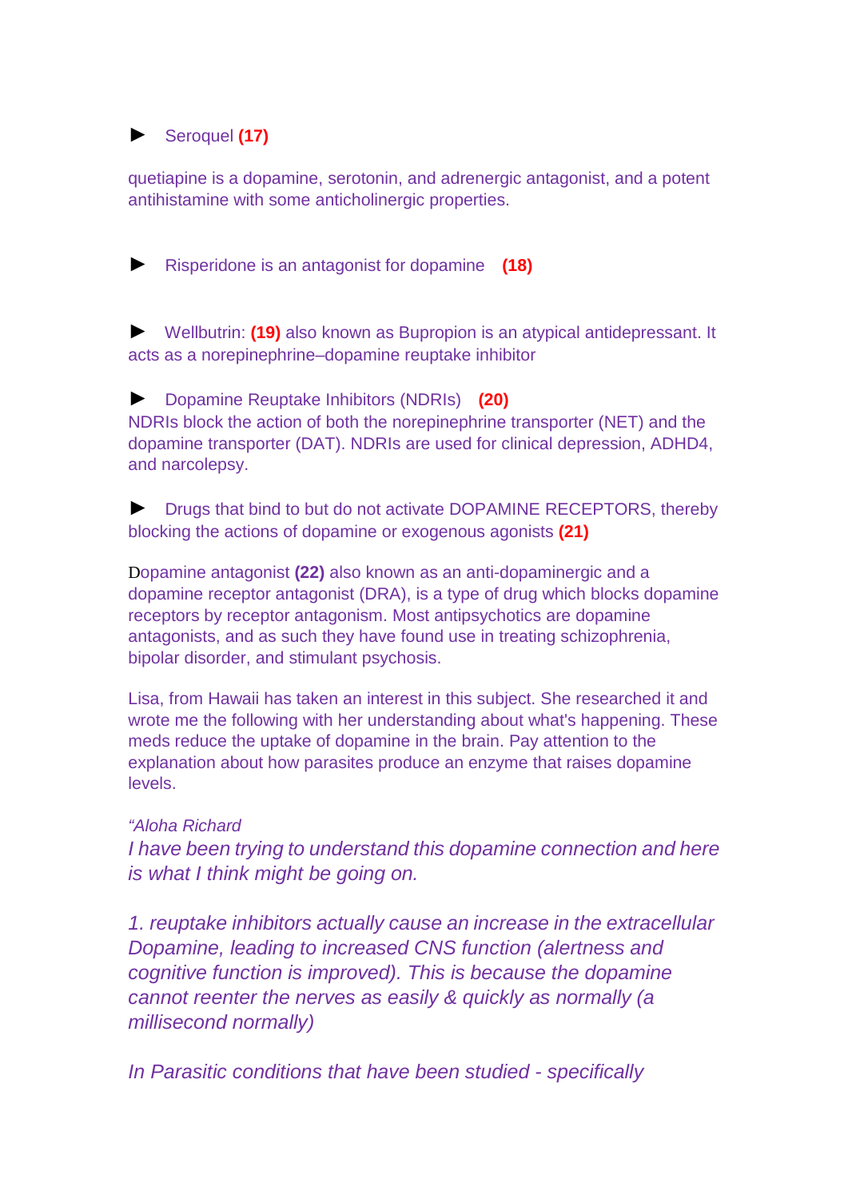► Seroquel **(17)**

quetiapine is a dopamine, serotonin, and adrenergic antagonist, and a potent antihistamine with some anticholinergic properties.

► Risperidone is an antagonist for dopamine **(18)**

► Wellbutrin: **(19)** also known as Bupropion is an atypical antidepressant. It acts as a norepinephrine–dopamine reuptake inhibitor

► Dopamine Reuptake Inhibitors (NDRIs) **(20)**
NDRIs block the action of both the norepinephrine transporter (NET) and the dopamine transporter (DAT). NDRIs are used for clinical depression, ADHD4, and narcolepsy.

► Drugs that bind to but do not activate DOPAMINE RECEPTORS, thereby blocking the actions of dopamine or exogenous agonists **(21)**

Dopamine antagonist **(22)** also known as an anti-dopaminergic and a dopamine receptor antagonist (DRA), is a type of drug which blocks dopamine receptors by receptor antagonism. Most antipsychotics are dopamine antagonists, and as such they have found use in treating schizophrenia, bipolar disorder, and stimulant psychosis.

Lisa, from Hawaii has taken an interest in this subject. She researched it and wrote me the following with her understanding about what's happening. These meds reduce the uptake of dopamine in the brain. Pay attention to the explanation about how parasites produce an enzyme that raises dopamine levels.

*"Aloha Richard*
*I have been trying to understand this dopamine connection and here is what I think might be going on.*

*1. reuptake inhibitors actually cause an increase in the extracellular Dopamine, leading to increased CNS function (alertness and cognitive function is improved). This is because the dopamine cannot reenter the nerves as easily & quickly as normally (a millisecond normally)*

*In Parasitic conditions that have been studied - specifically*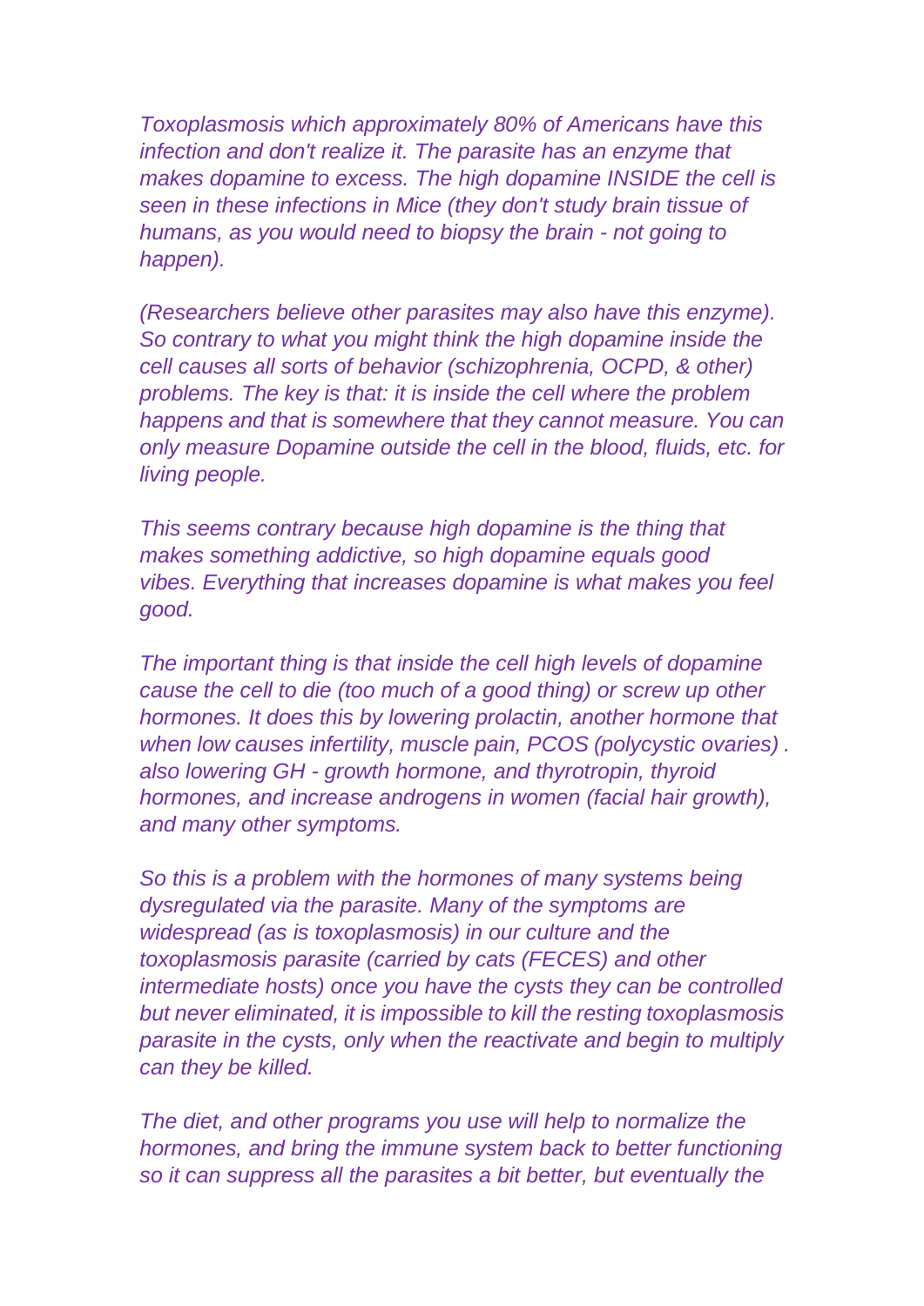*Toxoplasmosis which approximately 80% of Americans have this infection and don't realize it. The parasite has an enzyme that makes dopamine to excess. The high dopamine INSIDE the cell is seen in these infections in Mice (they don't study brain tissue of humans, as you would need to biopsy the brain - not going to happen).*

*(Researchers believe other parasites may also have this enzyme). So contrary to what you might think the high dopamine inside the cell causes all sorts of behavior (schizophrenia, OCPD, & other) problems. The key is that: it is inside the cell where the problem happens and that is somewhere that they cannot measure. You can only measure Dopamine outside the cell in the blood, fluids, etc. for living people.*

*This seems contrary because high dopamine is the thing that makes something addictive, so high dopamine equals good vibes. Everything that increases dopamine is what makes you feel good.*

*The important thing is that inside the cell high levels of dopamine cause the cell to die (too much of a good thing) or screw up other hormones. It does this by lowering prolactin, another hormone that when low causes infertility, muscle pain, PCOS (polycystic ovaries) . also lowering GH - growth hormone, and thyrotropin, thyroid hormones, and increase androgens in women (facial hair growth), and many other symptoms.*

*So this is a problem with the hormones of many systems being dysregulated via the parasite. Many of the symptoms are widespread (as is toxoplasmosis) in our culture and the toxoplasmosis parasite (carried by cats (FECES) and other intermediate hosts) once you have the cysts they can be controlled but never eliminated, it is impossible to kill the resting toxoplasmosis parasite in the cysts, only when the reactivate and begin to multiply can they be killed.*

*The diet, and other programs you use will help to normalize the hormones, and bring the immune system back to better functioning so it can suppress all the parasites a bit better, but eventually the*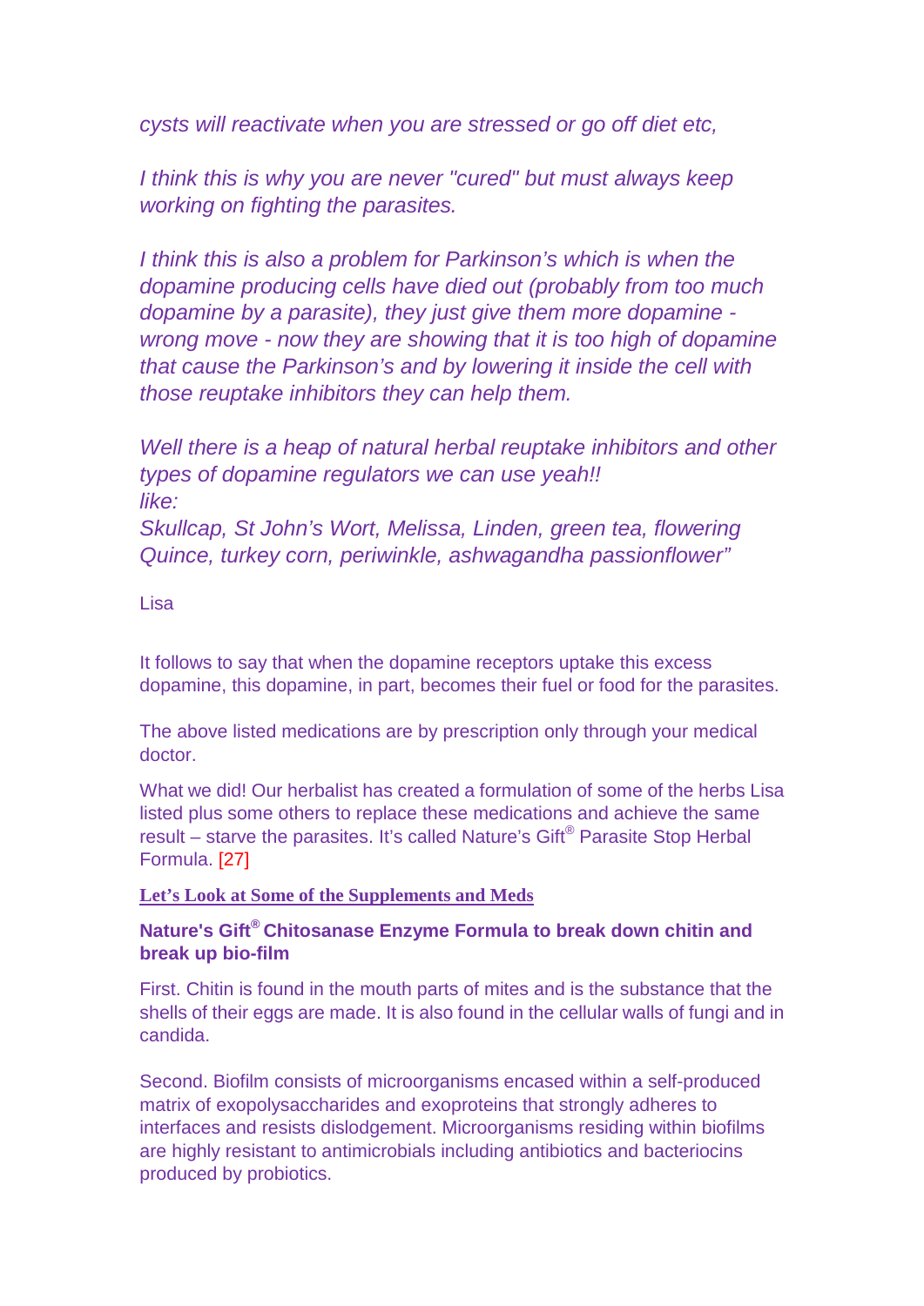*cysts will reactivate when you are stressed or go off diet etc,*

*I think this is why you are never "cured" but must always keep working on fighting the parasites.*

*I think this is also a problem for Parkinson's which is when the dopamine producing cells have died out (probably from too much dopamine by a parasite), they just give them more dopamine - wrong move - now they are showing that it is too high of dopamine that cause the Parkinson's and by lowering it inside the cell with those reuptake inhibitors they can help them.*

*Well there is a heap of natural herbal reuptake inhibitors and other types of dopamine regulators we can use yeah!!*
*like:*
*Skullcap, St John's Wort, Melissa, Linden, green tea, flowering Quince, turkey corn, periwinkle, ashwagandha passionflower"*

Lisa

It follows to say that when the dopamine receptors uptake this excess dopamine, this dopamine, in part, becomes their fuel or food for the parasites.

The above listed medications are by prescription only through your medical doctor.

What we did! Our herbalist has created a formulation of some of the herbs Lisa listed plus some others to replace these medications and achieve the same result – starve the parasites. It's called Nature's Gift® Parasite Stop Herbal Formula. [27]

**Let's Look at Some of the Supplements and Meds**

**Nature's Gift® Chitosanase Enzyme Formula to break down chitin and break up bio-film**

First. Chitin is found in the mouth parts of mites and is the substance that the shells of their eggs are made. It is also found in the cellular walls of fungi and in candida.

Second. Biofilm consists of microorganisms encased within a self-produced matrix of exopolysaccharides and exoproteins that strongly adheres to interfaces and resists dislodgement. Microorganisms residing within biofilms are highly resistant to antimicrobials including antibiotics and bacteriocins produced by probiotics.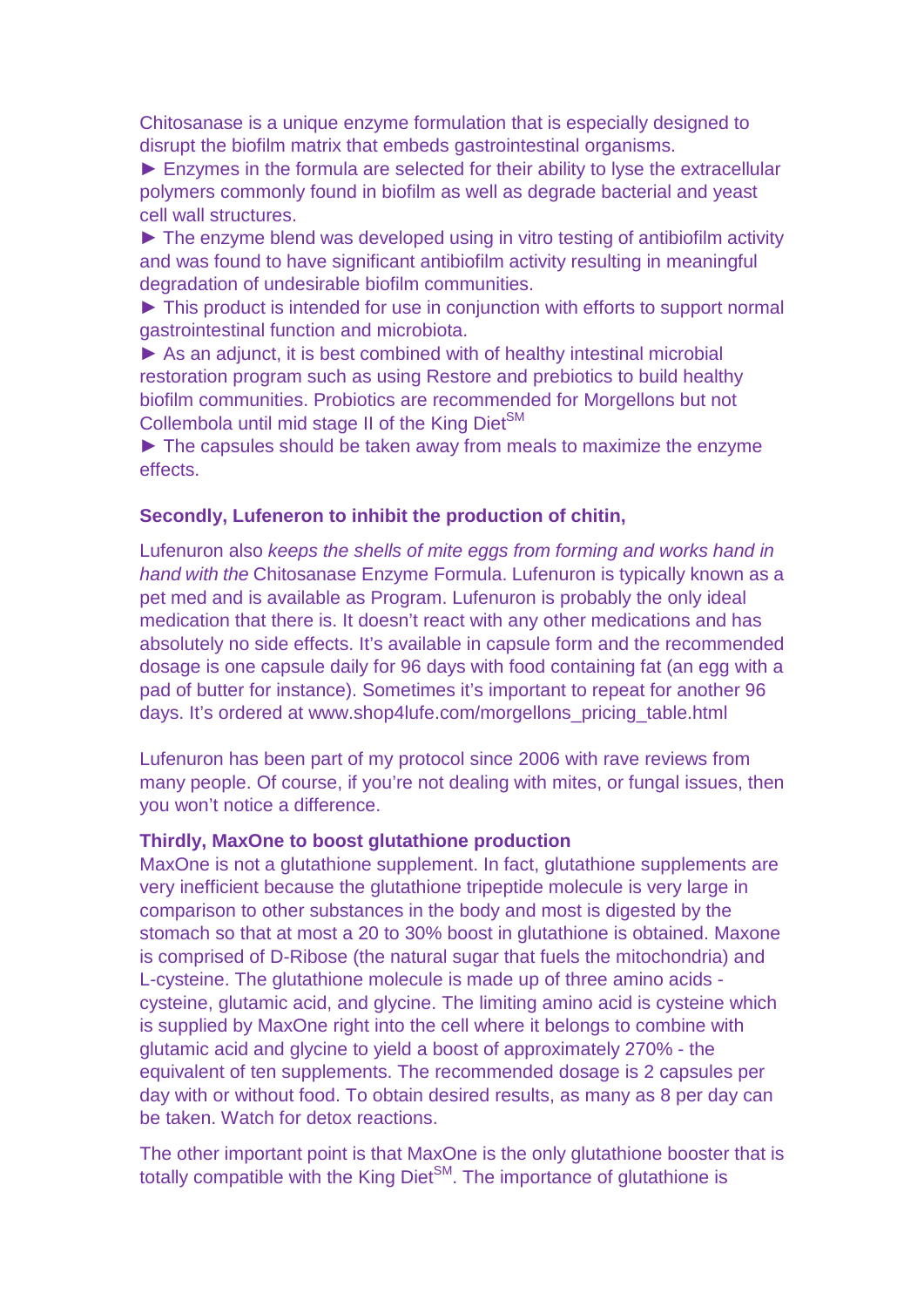Chitosanase is a unique enzyme formulation that is especially designed to disrupt the biofilm matrix that embeds gastrointestinal organisms.

► Enzymes in the formula are selected for their ability to lyse the extracellular polymers commonly found in biofilm as well as degrade bacterial and yeast cell wall structures.

► The enzyme blend was developed using in vitro testing of antibiofilm activity and was found to have significant antibiofilm activity resulting in meaningful degradation of undesirable biofilm communities.

► This product is intended for use in conjunction with efforts to support normal gastrointestinal function and microbiota.

► As an adjunct, it is best combined with of healthy intestinal microbial restoration program such as using Restore and prebiotics to build healthy biofilm communities. Probiotics are recommended for Morgellons but not Collembola until mid stage II of the King Diet[SM]

► The capsules should be taken away from meals to maximize the enzyme effects.

**Secondly, Lufeneron to inhibit the production of chitin,**

Lufenuron also *keeps the shells of mite eggs from forming and works hand in hand with the* Chitosanase Enzyme Formula. Lufenuron is typically known as a pet med and is available as Program. Lufenuron is probably the only ideal medication that there is. It doesn't react with any other medications and has absolutely no side effects. It's available in capsule form and the recommended dosage is one capsule daily for 96 days with food containing fat (an egg with a pad of butter for instance). Sometimes it's important to repeat for another 96 days. It's ordered at www.shop4lufe.com/morgellons_pricing_table.html

Lufenuron has been part of my protocol since 2006 with rave reviews from many people. Of course, if you're not dealing with mites, or fungal issues, then you won't notice a difference.

**Thirdly, MaxOne to boost glutathione production**

MaxOne is not a glutathione supplement. In fact, glutathione supplements are very inefficient because the glutathione tripeptide molecule is very large in comparison to other substances in the body and most is digested by the stomach so that at most a 20 to 30% boost in glutathione is obtained. Maxone is comprised of D-Ribose (the natural sugar that fuels the mitochondria) and L-cysteine. The glutathione molecule is made up of three amino acids - cysteine, glutamic acid, and glycine. The limiting amino acid is cysteine which is supplied by MaxOne right into the cell where it belongs to combine with glutamic acid and glycine to yield a boost of approximately 270% - the equivalent of ten supplements. The recommended dosage is 2 capsules per day with or without food. To obtain desired results, as many as 8 per day can be taken. Watch for detox reactions.

The other important point is that MaxOne is the only glutathione booster that is totally compatible with the King Diet[SM]. The importance of glutathione is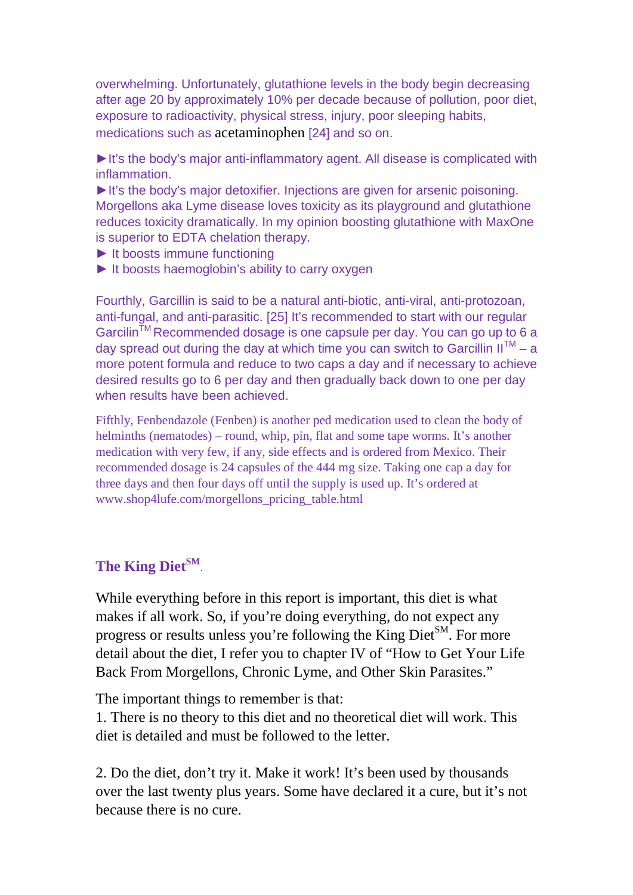overwhelming. Unfortunately, glutathione levels in the body begin decreasing after age 20 by approximately 10% per decade because of pollution, poor diet, exposure to radioactivity, physical stress, injury, poor sleeping habits, medications such as acetaminophen [24] and so on.

►It's the body's major anti-inflammatory agent. All disease is complicated with inflammation.
►It's the body's major detoxifier. Injections are given for arsenic poisoning. Morgellons aka Lyme disease loves toxicity as its playground and glutathione reduces toxicity dramatically. In my opinion boosting glutathione with MaxOne is superior to EDTA chelation therapy.
► It boosts immune functioning
► It boosts haemoglobin's ability to carry oxygen

Fourthly, Garcillin is said to be a natural anti-biotic, anti-viral, anti-protozoan, anti-fungal, and anti-parasitic. [25] It's recommended to start with our regular Garcillin™ Recommended dosage is one capsule per day. You can go up to 6 a day spread out during the day at which time you can switch to Garcillin II™ – a more potent formula and reduce to two caps a day and if necessary to achieve desired results go to 6 per day and then gradually back down to one per day when results have been achieved.

Fifthly, Fenbendazole (Fenben) is another ped medication used to clean the body of helminths (nematodes) – round, whip, pin, flat and some tape worms. It's another medication with very few, if any, side effects and is ordered from Mexico. Their recommended dosage is 24 capsules of the 444 mg size. Taking one cap a day for three days and then four days off until the supply is used up. It's ordered at www.shop4lufe.com/morgellons_pricing_table.html

## The King Diet℠.

While everything before in this report is important, this diet is what makes if all work. So, if you're doing everything, do not expect any progress or results unless you're following the King Diet℠. For more detail about the diet, I refer you to chapter IV of "How to Get Your Life Back From Morgellons, Chronic Lyme, and Other Skin Parasites."

The important things to remember is that:
1. There is no theory to this diet and no theoretical diet will work. This diet is detailed and must be followed to the letter.

2. Do the diet, don't try it. Make it work! It's been used by thousands over the last twenty plus years. Some have declared it a cure, but it's not because there is no cure.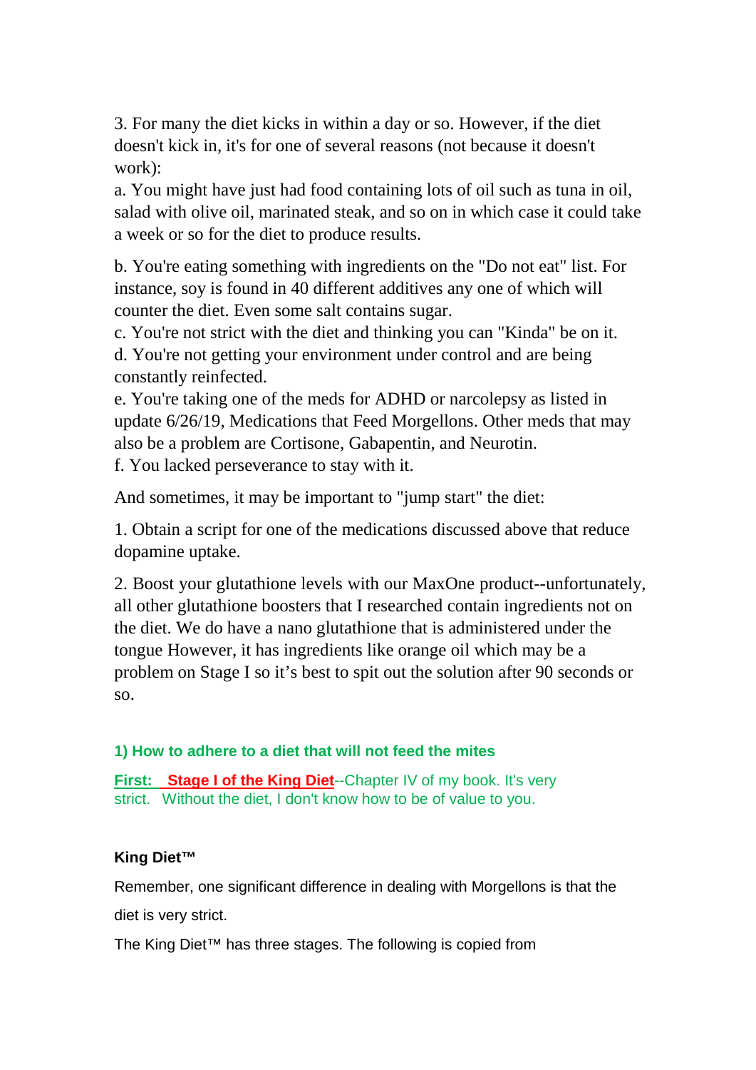3. For many the diet kicks in within a day or so. However, if the diet doesn't kick in, it's for one of several reasons (not because it doesn't work):

a. You might have just had food containing lots of oil such as tuna in oil, salad with olive oil, marinated steak, and so on in which case it could take a week or so for the diet to produce results.

b. You're eating something with ingredients on the "Do not eat" list. For instance, soy is found in 40 different additives any one of which will counter the diet. Even some salt contains sugar.

c. You're not strict with the diet and thinking you can "Kinda" be on it.

d. You're not getting your environment under control and are being constantly reinfected.

e. You're taking one of the meds for ADHD or narcolepsy as listed in update 6/26/19, Medications that Feed Morgellons. Other meds that may also be a problem are Cortisone, Gabapentin, and Neurotin.

f. You lacked perseverance to stay with it.

And sometimes, it may be important to "jump start" the diet:

1. Obtain a script for one of the medications discussed above that reduce dopamine uptake.

2. Boost your glutathione levels with our MaxOne product--unfortunately, all other glutathione boosters that I researched contain ingredients not on the diet. We do have a nano glutathione that is administered under the tongue However, it has ingredients like orange oil which may be a problem on Stage I so it's best to spit out the solution after 90 seconds or so.

### 1) How to adhere to a diet that will not feed the mites

**First: Stage I of the King Diet**--Chapter IV of my book. It's very strict. Without the diet, I don't know how to be of value to you.

**King Diet™**

Remember, one significant difference in dealing with Morgellons is that the diet is very strict.

The King Diet™ has three stages. The following is copied from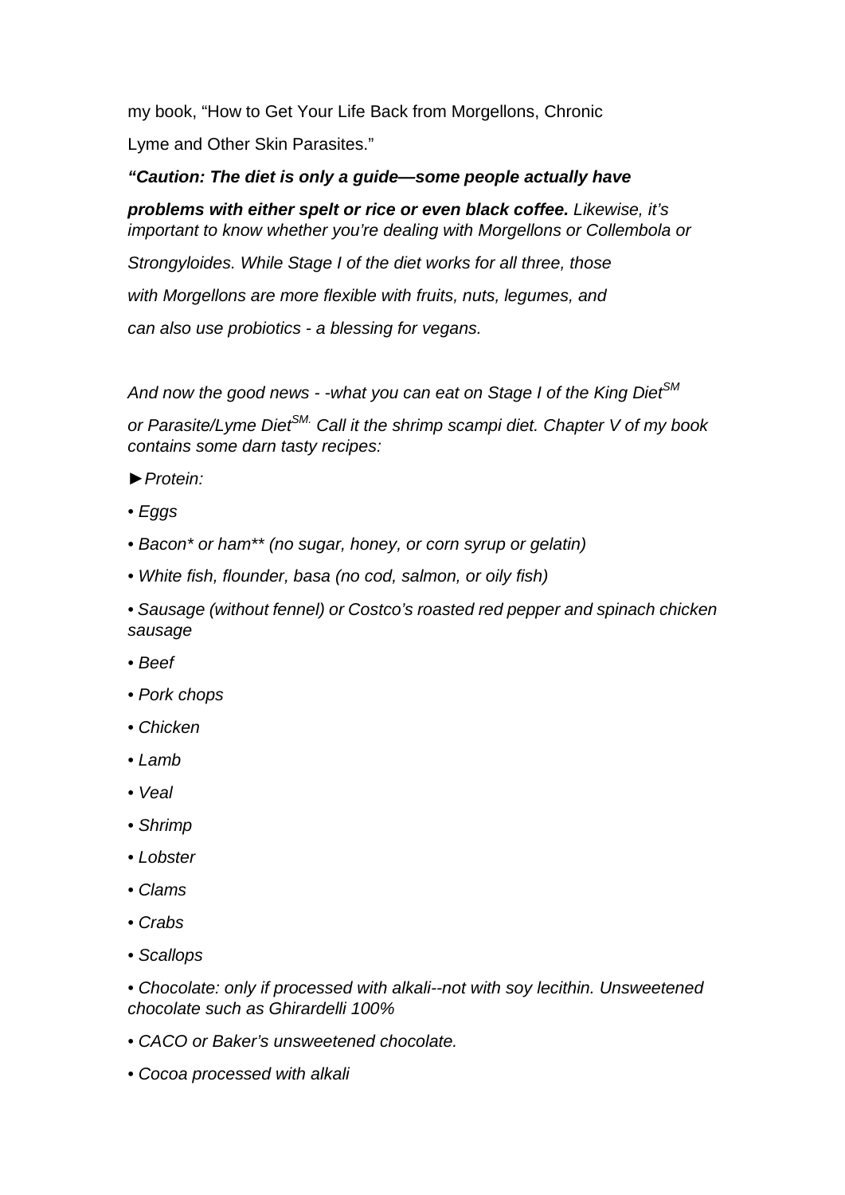my book, "How to Get Your Life Back from Morgellons, Chronic Lyme and Other Skin Parasites."

***"Caution: The diet is only a guide—some people actually have problems with either spelt or rice or even black coffee.*** *Likewise, it's important to know whether you're dealing with Morgellons or Collembola or Strongyloides. While Stage I of the diet works for all three, those with Morgellons are more flexible with fruits, nuts, legumes, and can also use probiotics - a blessing for vegans.*

*And now the good news - -what you can eat on Stage I of the King Diet^SM or Parasite/Lyme Diet^SM. Call it the shrimp scampi diet. Chapter V of my book contains some darn tasty recipes:*

*►Protein:*

- *Eggs*
- *Bacon* or ham** (no sugar, honey, or corn syrup or gelatin)*
- *White fish, flounder, basa (no cod, salmon, or oily fish)*
- *Sausage (without fennel) or Costco's roasted red pepper and spinach chicken sausage*
- *Beef*
- *Pork chops*
- *Chicken*
- *Lamb*
- *Veal*
- *Shrimp*
- *Lobster*
- *Clams*
- *Crabs*
- *Scallops*
- *Chocolate: only if processed with alkali--not with soy lecithin. Unsweetened chocolate such as Ghirardelli 100%*
- *CACO or Baker's unsweetened chocolate.*
- *Cocoa processed with alkali*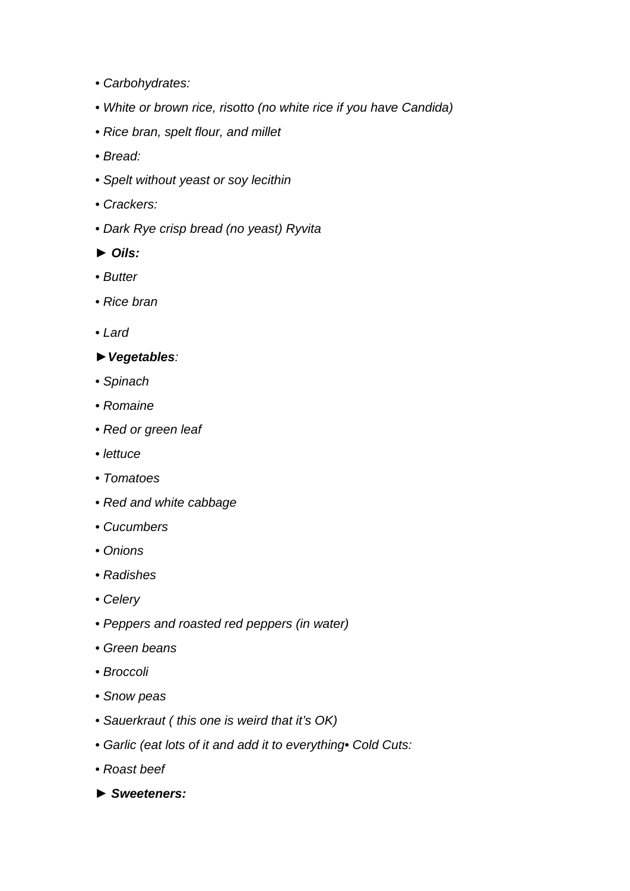- *Carbohydrates:*
- *White or brown rice, risotto (no white rice if you have Candida)*
- *Rice bran, spelt flour, and millet*
- *Bread:*
- *Spelt without yeast or soy lecithin*
- *Crackers:*
- *Dark Rye crisp bread (no yeast) Ryvita*

► ***Oils:***

- *Butter*
- *Rice bran*
- *Lard*

►***Vegetables**:*

- *Spinach*
- *Romaine*
- *Red or green leaf*
- *lettuce*
- *Tomatoes*
- *Red and white cabbage*
- *Cucumbers*
- *Onions*
- *Radishes*
- *Celery*
- *Peppers and roasted red peppers (in water)*
- *Green beans*
- *Broccoli*
- *Snow peas*
- *Sauerkraut ( this one is weird that it's OK)*
- *Garlic (eat lots of it and add it to everything• Cold Cuts:*
- *Roast beef*

► ***Sweeteners:***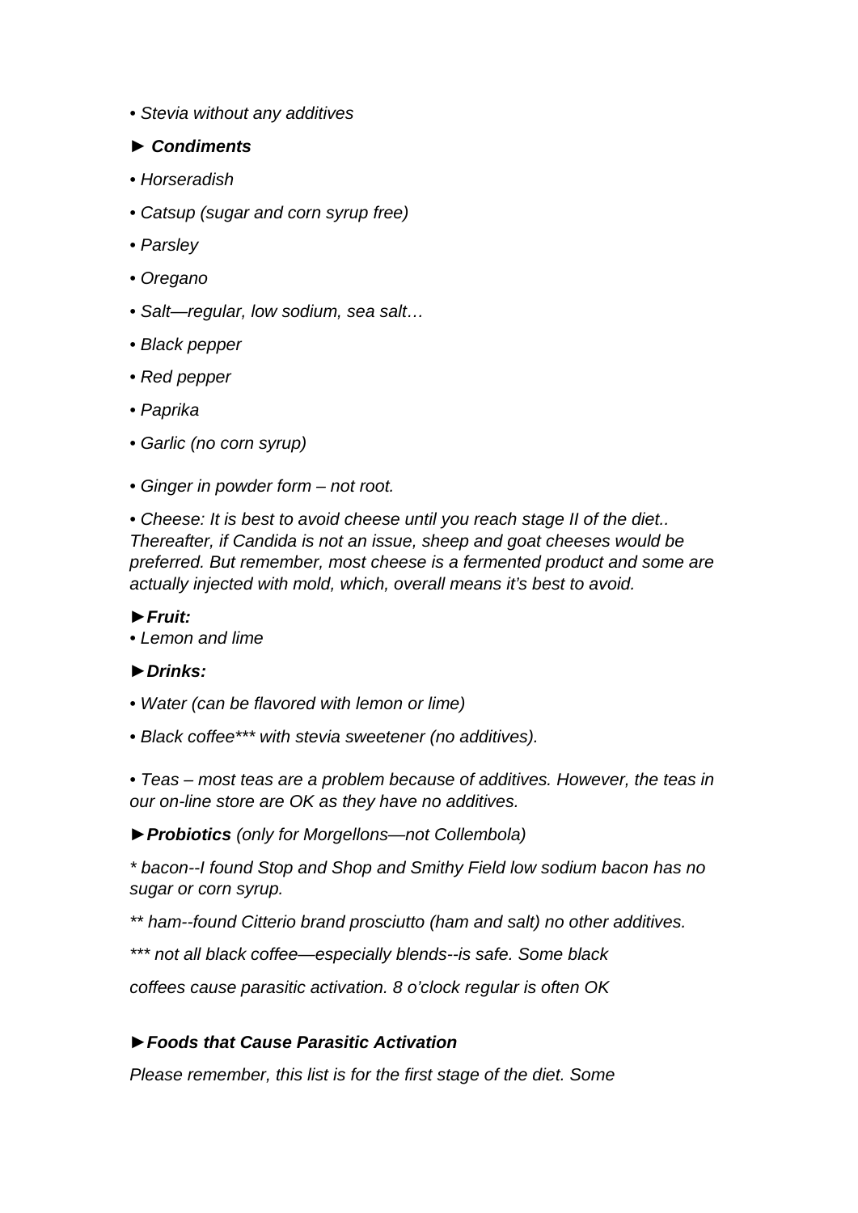*• Stevia without any additives*

***► Condiments***

*• Horseradish*

*• Catsup (sugar and corn syrup free)*

*• Parsley*

*• Oregano*

*• Salt—regular, low sodium, sea salt…*

*• Black pepper*

*• Red pepper*

*• Paprika*

*• Garlic (no corn syrup)*

*• Ginger in powder form – not root.*

*• Cheese: It is best to avoid cheese until you reach stage II of the diet.. Thereafter, if Candida is not an issue, sheep and goat cheeses would be preferred. But remember, most cheese is a fermented product and some are actually injected with mold, which, overall means it's best to avoid.*

***►Fruit:***

*• Lemon and lime*

***►Drinks:***

*• Water (can be flavored with lemon or lime)*

*• Black coffee*** with stevia sweetener (no additives).*

*• Teas – most teas are a problem because of additives. However, the teas in our on-line store are OK as they have no additives.*

***►Probiotics** (only for Morgellons—not Collembola)*

** bacon--I found Stop and Shop and Smithy Field low sodium bacon has no sugar or corn syrup.*

*** ham--found Citterio brand prosciutto (ham and salt) no other additives.*

**** not all black coffee—especially blends--is safe. Some black*

*coffees cause parasitic activation. 8 o'clock regular is often OK*

***►Foods that Cause Parasitic Activation***

*Please remember, this list is for the first stage of the diet. Some*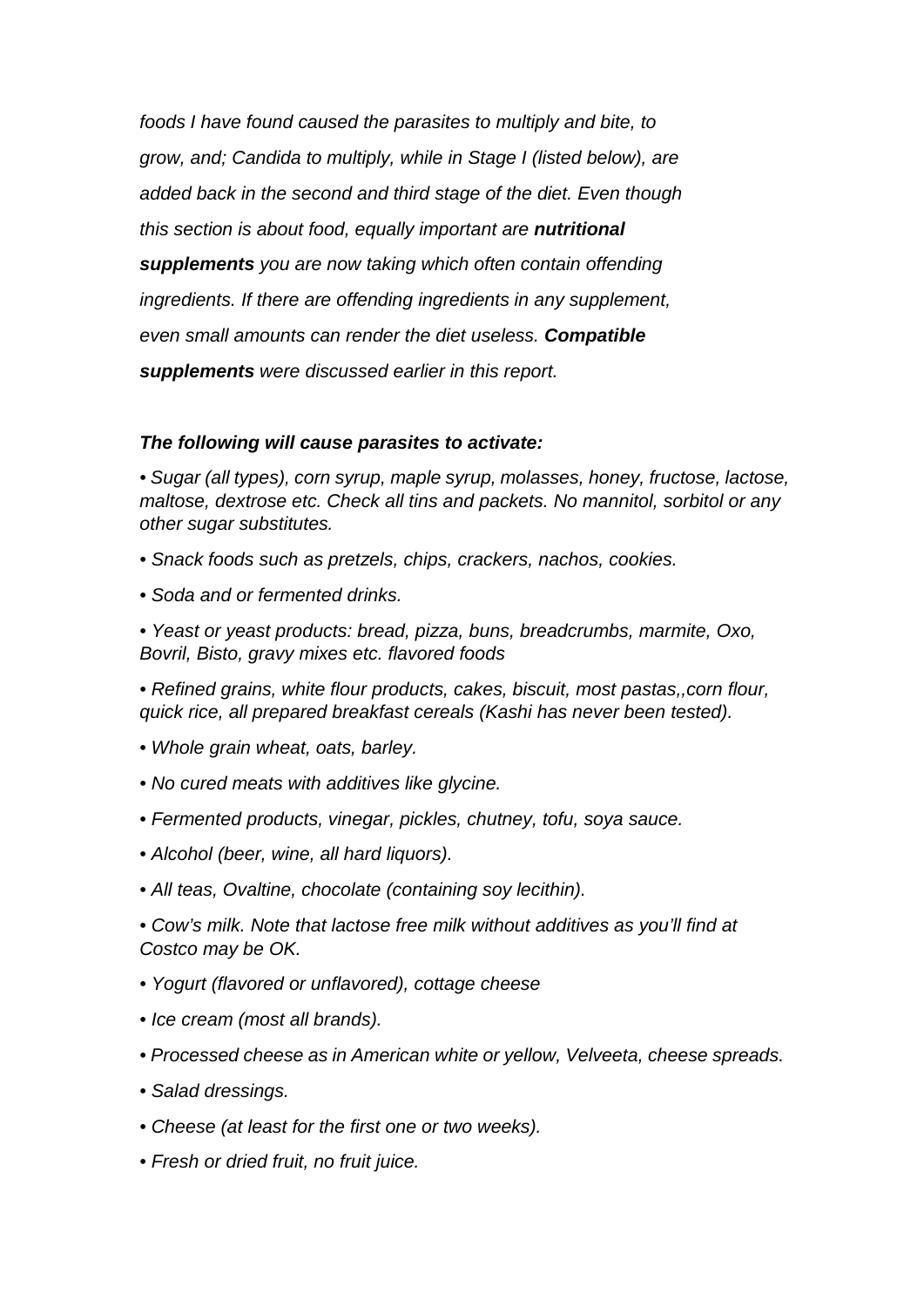*foods I have found caused the parasites to multiply and bite, to grow, and; Candida to multiply, while in Stage I (listed below), are added back in the second and third stage of the diet. Even though this section is about food, equally important are **nutritional supplements** you are now taking which often contain offending ingredients. If there are offending ingredients in any supplement, even small amounts can render the diet useless. **Compatible supplements** were discussed earlier in this report.*

***The following will cause parasites to activate:***

- *Sugar (all types), corn syrup, maple syrup, molasses, honey, fructose, lactose, maltose, dextrose etc. Check all tins and packets. No mannitol, sorbitol or any other sugar substitutes.*
- *Snack foods such as pretzels, chips, crackers, nachos, cookies.*
- *Soda and or fermented drinks.*
- *Yeast or yeast products: bread, pizza, buns, breadcrumbs, marmite, Oxo, Bovril, Bisto, gravy mixes etc. flavored foods*
- *Refined grains, white flour products, cakes, biscuit, most pastas,,corn flour, quick rice, all prepared breakfast cereals (Kashi has never been tested).*
- *Whole grain wheat, oats, barley.*
- *No cured meats with additives like glycine.*
- *Fermented products, vinegar, pickles, chutney, tofu, soya sauce.*
- *Alcohol (beer, wine, all hard liquors).*
- *All teas, Ovaltine, chocolate (containing soy lecithin).*
- *Cow's milk. Note that lactose free milk without additives as you'll find at Costco may be OK.*
- *Yogurt (flavored or unflavored), cottage cheese*
- *Ice cream (most all brands).*
- *Processed cheese as in American white or yellow, Velveeta, cheese spreads.*
- *Salad dressings.*
- *Cheese (at least for the first one or two weeks).*
- *Fresh or dried fruit, no fruit juice.*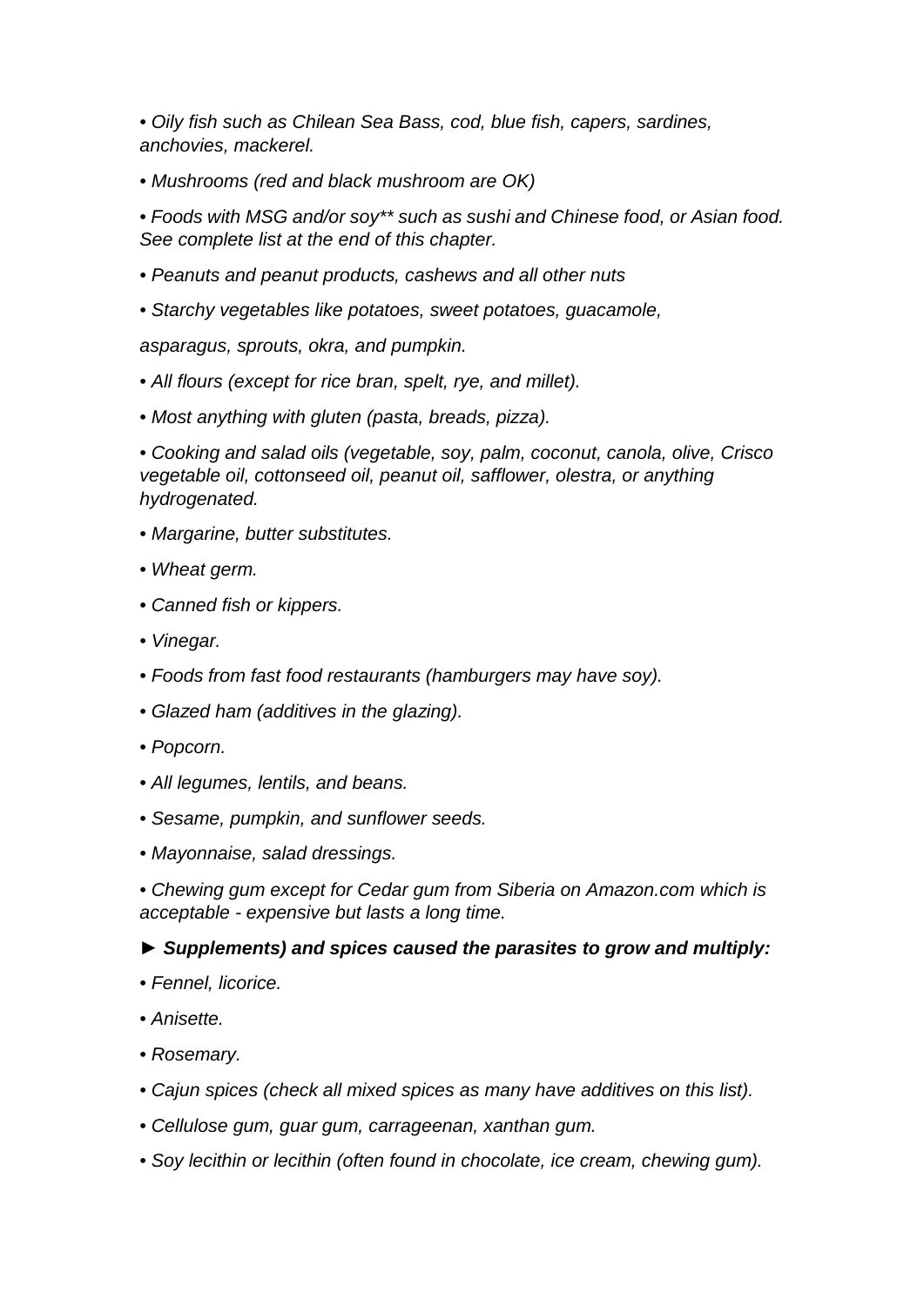- *Oily fish such as Chilean Sea Bass, cod, blue fish, capers, sardines, anchovies, mackerel.*
- *Mushrooms (red and black mushroom are OK)*
- *Foods with MSG and/or soy** such as sushi and Chinese food, or Asian food. See complete list at the end of this chapter.*
- *Peanuts and peanut products, cashews and all other nuts*
- *Starchy vegetables like potatoes, sweet potatoes, guacamole,*

*asparagus, sprouts, okra, and pumpkin.*

- *All flours (except for rice bran, spelt, rye, and millet).*
- *Most anything with gluten (pasta, breads, pizza).*
- *Cooking and salad oils (vegetable, soy, palm, coconut, canola, olive, Crisco vegetable oil, cottonseed oil, peanut oil, safflower, olestra, or anything hydrogenated.*
- *Margarine, butter substitutes.*
- *Wheat germ.*
- *Canned fish or kippers.*
- *Vinegar.*
- *Foods from fast food restaurants (hamburgers may have soy).*
- *Glazed ham (additives in the glazing).*
- *Popcorn.*
- *All legumes, lentils, and beans.*
- *Sesame, pumpkin, and sunflower seeds.*
- *Mayonnaise, salad dressings.*
- *Chewing gum except for Cedar gum from Siberia on Amazon.com which is acceptable - expensive but lasts a long time.*

► ***Supplements) and spices caused the parasites to grow and multiply:***

- *Fennel, licorice.*
- *Anisette.*
- *Rosemary.*
- *Cajun spices (check all mixed spices as many have additives on this list).*
- *Cellulose gum, guar gum, carrageenan, xanthan gum.*
- *Soy lecithin or lecithin (often found in chocolate, ice cream, chewing gum).*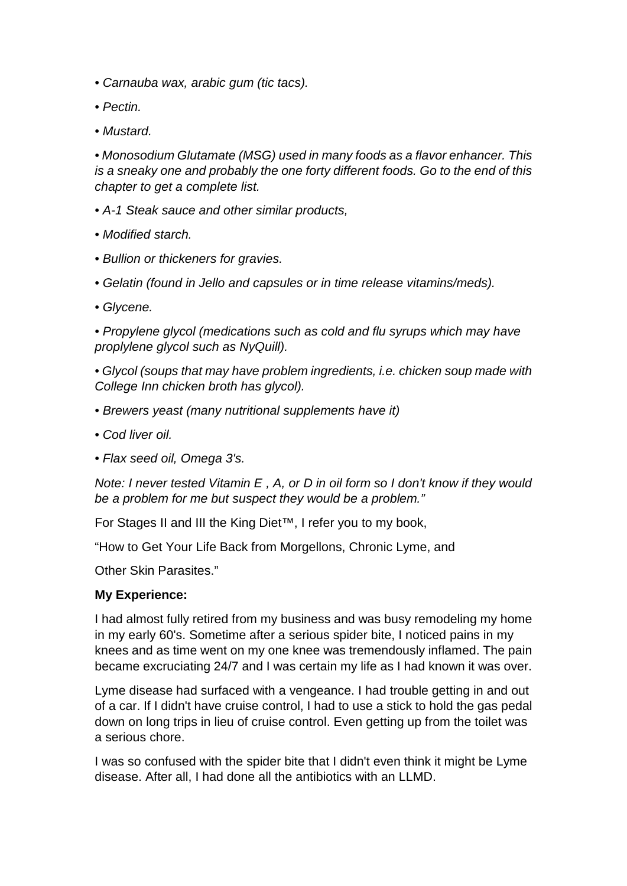*• Carnauba wax, arabic gum (tic tacs).*

*• Pectin.*

*• Mustard.*

*• Monosodium Glutamate (MSG) used in many foods as a flavor enhancer. This is a sneaky one and probably the one forty different foods. Go to the end of this chapter to get a complete list.*

*• A-1 Steak sauce and other similar products,*

*• Modified starch.*

*• Bullion or thickeners for gravies.*

*• Gelatin (found in Jello and capsules or in time release vitamins/meds).*

*• Glycene.*

*• Propylene glycol (medications such as cold and flu syrups which may have proplylene glycol such as NyQuill).*

*• Glycol (soups that may have problem ingredients, i.e. chicken soup made with College Inn chicken broth has glycol).*

*• Brewers yeast (many nutritional supplements have it)*

*• Cod liver oil.*

*• Flax seed oil, Omega 3's.*

*Note: I never tested Vitamin E , A, or D in oil form so I don't know if they would be a problem for me but suspect they would be a problem."*

For Stages II and III the King Diet™, I refer you to my book,

"How to Get Your Life Back from Morgellons, Chronic Lyme, and

Other Skin Parasites."

**My Experience:**

I had almost fully retired from my business and was busy remodeling my home in my early 60's. Sometime after a serious spider bite, I noticed pains in my knees and as time went on my one knee was tremendously inflamed. The pain became excruciating 24/7 and I was certain my life as I had known it was over.

Lyme disease had surfaced with a vengeance. I had trouble getting in and out of a car. If I didn't have cruise control, I had to use a stick to hold the gas pedal down on long trips in lieu of cruise control. Even getting up from the toilet was a serious chore.

I was so confused with the spider bite that I didn't even think it might be Lyme disease. After all, I had done all the antibiotics with an LLMD.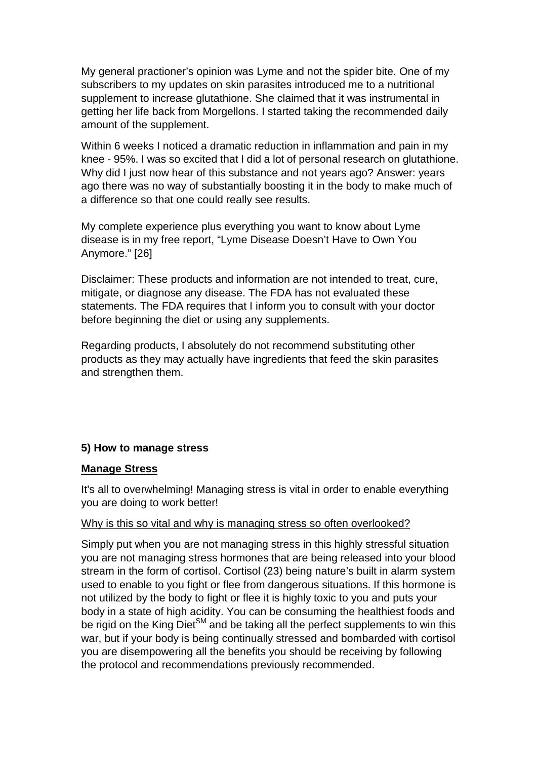My general practioner's opinion was Lyme and not the spider bite. One of my subscribers to my updates on skin parasites introduced me to a nutritional supplement to increase glutathione. She claimed that it was instrumental in getting her life back from Morgellons. I started taking the recommended daily amount of the supplement.

Within 6 weeks I noticed a dramatic reduction in inflammation and pain in my knee - 95%. I was so excited that I did a lot of personal research on glutathione. Why did I just now hear of this substance and not years ago? Answer: years ago there was no way of substantially boosting it in the body to make much of a difference so that one could really see results.

My complete experience plus everything you want to know about Lyme disease is in my free report, "Lyme Disease Doesn't Have to Own You Anymore." [26]

Disclaimer: These products and information are not intended to treat, cure, mitigate, or diagnose any disease. The FDA has not evaluated these statements. The FDA requires that I inform you to consult with your doctor before beginning the diet or using any supplements.

Regarding products, I absolutely do not recommend substituting other products as they may actually have ingredients that feed the skin parasites and strengthen them.

**5) How to manage stress**

**Manage Stress**

It's all to overwhelming! Managing stress is vital in order to enable everything you are doing to work better!

Why is this so vital and why is managing stress so often overlooked?

Simply put when you are not managing stress in this highly stressful situation you are not managing stress hormones that are being released into your blood stream in the form of cortisol. Cortisol (23) being nature's built in alarm system used to enable to you fight or flee from dangerous situations. If this hormone is not utilized by the body to fight or flee it is highly toxic to you and puts your body in a state of high acidity. You can be consuming the healthiest foods and be rigid on the King Diet[SM] and be taking all the perfect supplements to win this war, but if your body is being continually stressed and bombarded with cortisol you are disempowering all the benefits you should be receiving by following the protocol and recommendations previously recommended.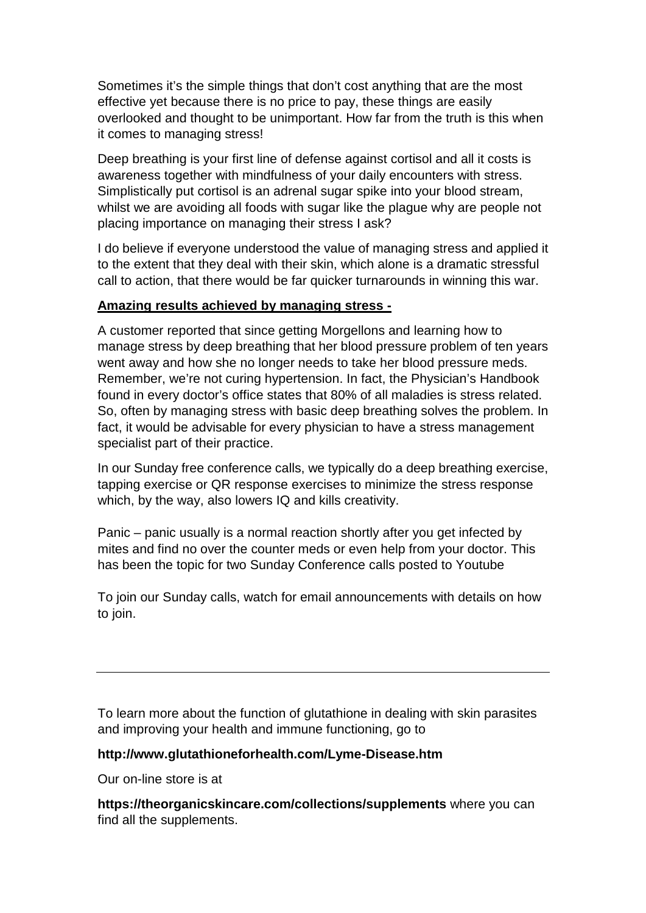Sometimes it's the simple things that don't cost anything that are the most effective yet because there is no price to pay, these things are easily overlooked and thought to be unimportant. How far from the truth is this when it comes to managing stress!

Deep breathing is your first line of defense against cortisol and all it costs is awareness together with mindfulness of your daily encounters with stress. Simplistically put cortisol is an adrenal sugar spike into your blood stream, whilst we are avoiding all foods with sugar like the plague why are people not placing importance on managing their stress I ask?

I do believe if everyone understood the value of managing stress and applied it to the extent that they deal with their skin, which alone is a dramatic stressful call to action, that there would be far quicker turnarounds in winning this war.

**Amazing results achieved by managing stress -**

A customer reported that since getting Morgellons and learning how to manage stress by deep breathing that her blood pressure problem of ten years went away and how she no longer needs to take her blood pressure meds. Remember, we're not curing hypertension. In fact, the Physician's Handbook found in every doctor's office states that 80% of all maladies is stress related. So, often by managing stress with basic deep breathing solves the problem. In fact, it would be advisable for every physician to have a stress management specialist part of their practice.

In our Sunday free conference calls, we typically do a deep breathing exercise, tapping exercise or QR response exercises to minimize the stress response which, by the way, also lowers IQ and kills creativity.

Panic – panic usually is a normal reaction shortly after you get infected by mites and find no over the counter meds or even help from your doctor. This has been the topic for two Sunday Conference calls posted to Youtube

To join our Sunday calls, watch for email announcements with details on how to join.

---

To learn more about the function of glutathione in dealing with skin parasites and improving your health and immune functioning, go to

**http://www.glutathioneforhealth.com/Lyme-Disease.htm**

Our on-line store is at

**https://theorganicskincare.com/collections/supplements** where you can find all the supplements.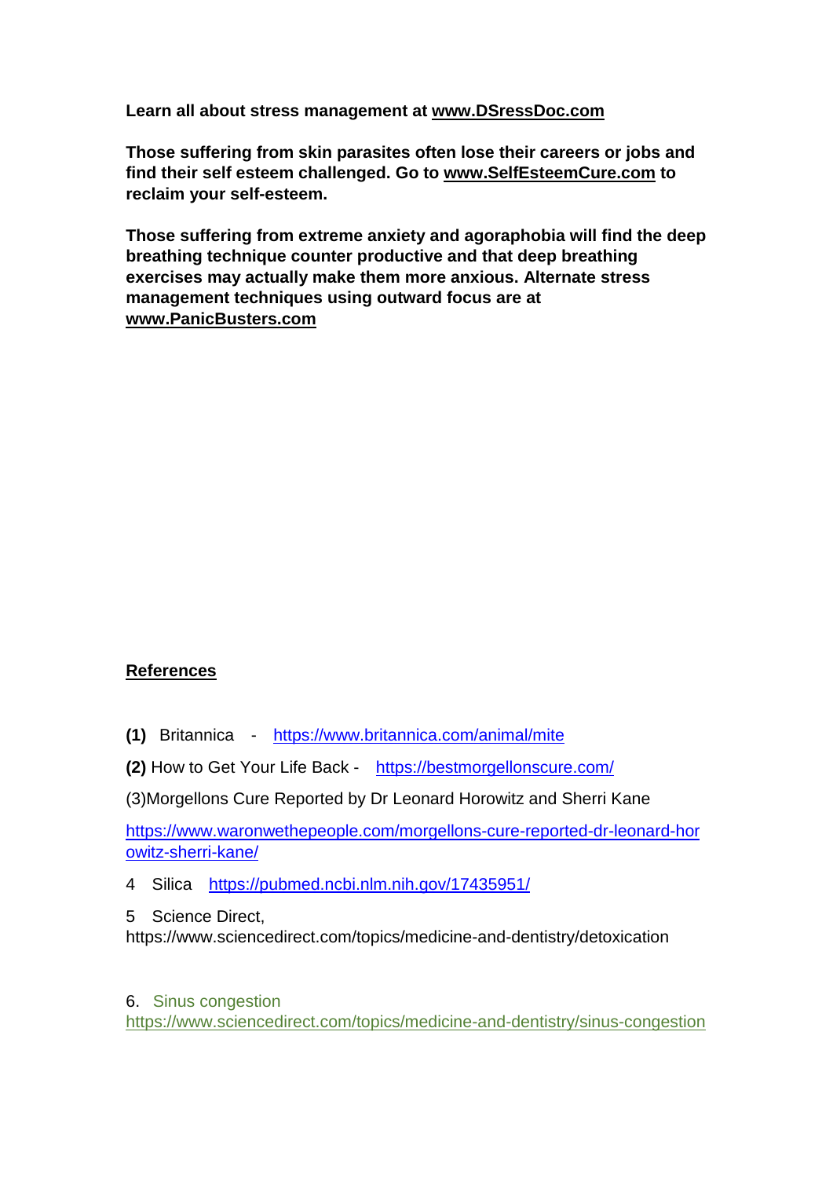**Learn all about stress management at www.DSressDoc.com**

**Those suffering from skin parasites often lose their careers or jobs and find their self esteem challenged. Go to www.SelfEsteemCure.com to reclaim your self-esteem.**

**Those suffering from extreme anxiety and agoraphobia will find the deep breathing technique counter productive and that deep breathing exercises may actually make them more anxious. Alternate stress management techniques using outward focus are at www.PanicBusters.com**

**References**

**(1)** Britannica - https://www.britannica.com/animal/mite

**(2)** How to Get Your Life Back - https://bestmorgellonscure.com/

(3)Morgellons Cure Reported by Dr Leonard Horowitz and Sherri Kane

https://www.waronwethepeople.com/morgellons-cure-reported-dr-leonard-horowitz-sherri-kane/

4 Silica https://pubmed.ncbi.nlm.nih.gov/17435951/

5 Science Direct, https://www.sciencedirect.com/topics/medicine-and-dentistry/detoxication

6. Sinus congestion https://www.sciencedirect.com/topics/medicine-and-dentistry/sinus-congestion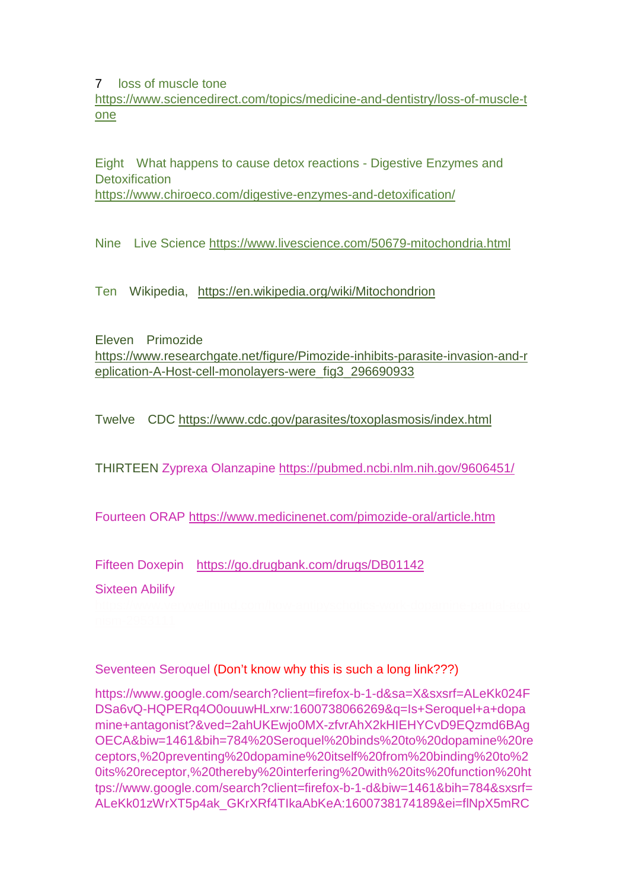7 loss of muscle tone
https://www.sciencedirect.com/topics/medicine-and-dentistry/loss-of-muscle-tone

Eight What happens to cause detox reactions - Digestive Enzymes and Detoxification
https://www.chiroeco.com/digestive-enzymes-and-detoxification/

Nine Live Science https://www.livescience.com/50679-mitochondria.html

Ten Wikipedia, https://en.wikipedia.org/wiki/Mitochondrion

Eleven Primozide
https://www.researchgate.net/figure/Pimozide-inhibits-parasite-invasion-and-replication-A-Host-cell-monolayers-were_fig3_296690933

Twelve CDC https://www.cdc.gov/parasites/toxoplasmosis/index.html

THIRTEEN Zyprexa Olanzapine https://pubmed.ncbi.nlm.nih.gov/9606451/

Fourteen ORAP https://www.medicinenet.com/pimozide-oral/article.htm

Fifteen Doxepin https://go.drugbank.com/drugs/DB01142

Sixteen Abilify

Seventeen Seroquel (Don't know why this is such a long link???)

https://www.google.com/search?client=firefox-b-1-d&sa=X&sxsrf=ALeKk024FDSa6vQ-HQPERq4O0ouuwHLxrw:1600738066269&q=Is+Seroquel+a+dopamine+antagonist?&ved=2ahUKEwjo0MX-zfvrAhX2kHIEHYCvD9EQzmd6BAgOECA&biw=1461&bih=784%20Seroquel%20binds%20to%20dopamine%20receptors,%20preventing%20dopamine%20itself%20from%20binding%20to%20its%20receptor,%20thereby%20interfering%20with%20its%20function%20https://www.google.com/search?client=firefox-b-1-d&biw=1461&bih=784&sxsrf=ALeKk01zWrXT5p4ak_GKrXRf4TIkaAbKeA:1600738174189&ei=flNpX5mRC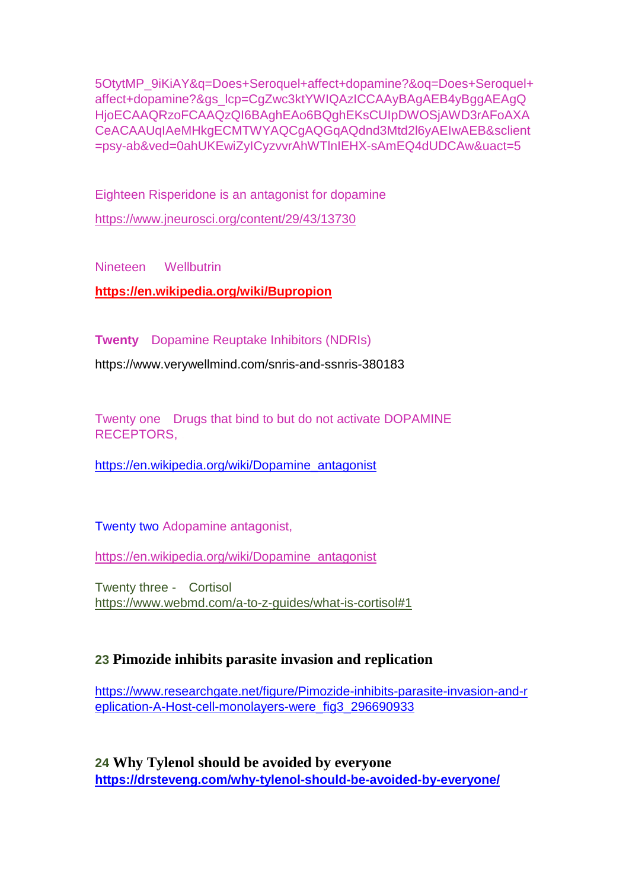5OtytMP_9iKiAY&q=Does+Seroquel+affect+dopamine?&oq=Does+Seroquel+affect+dopamine?&gs_lcp=CgZwc3ktYWIQAzICCAAyBAgAEB4yBggAEAgQHjoECAAQRzoFCAAQzQI6BAghEAo6BQghEKsCUIpDWOSjAWD3rAFoAXACeACAAUqIAeMHkgECMTWYAQCgAQGqAQdnd3Mtd2l6yAEIwAEB&sclient=psy-ab&ved=0ahUKEwiZyICyzvvrAhWTlnIEHX-sAmEQ4dUDCAw&uact=5

Eighteen Risperidone is an antagonist for dopamine

https://www.jneurosci.org/content/29/43/13730

Nineteen Wellbutrin

**https://en.wikipedia.org/wiki/Bupropion**

**Twenty** Dopamine Reuptake Inhibitors (NDRIs)

https://www.verywellmind.com/snris-and-ssnris-380183

Twenty one Drugs that bind to but do not activate DOPAMINE RECEPTORS,

https://en.wikipedia.org/wiki/Dopamine_antagonist

Twenty two Adopamine antagonist,

https://en.wikipedia.org/wiki/Dopamine_antagonist

Twenty three - Cortisol
https://www.webmd.com/a-to-z-guides/what-is-cortisol#1

**23 Pimozide inhibits parasite invasion and replication**

https://www.researchgate.net/figure/Pimozide-inhibits-parasite-invasion-and-replication-A-Host-cell-monolayers-were_fig3_296690933

**24 Why Tylenol should be avoided by everyone**
**https://drsteveng.com/why-tylenol-should-be-avoided-by-everyone/**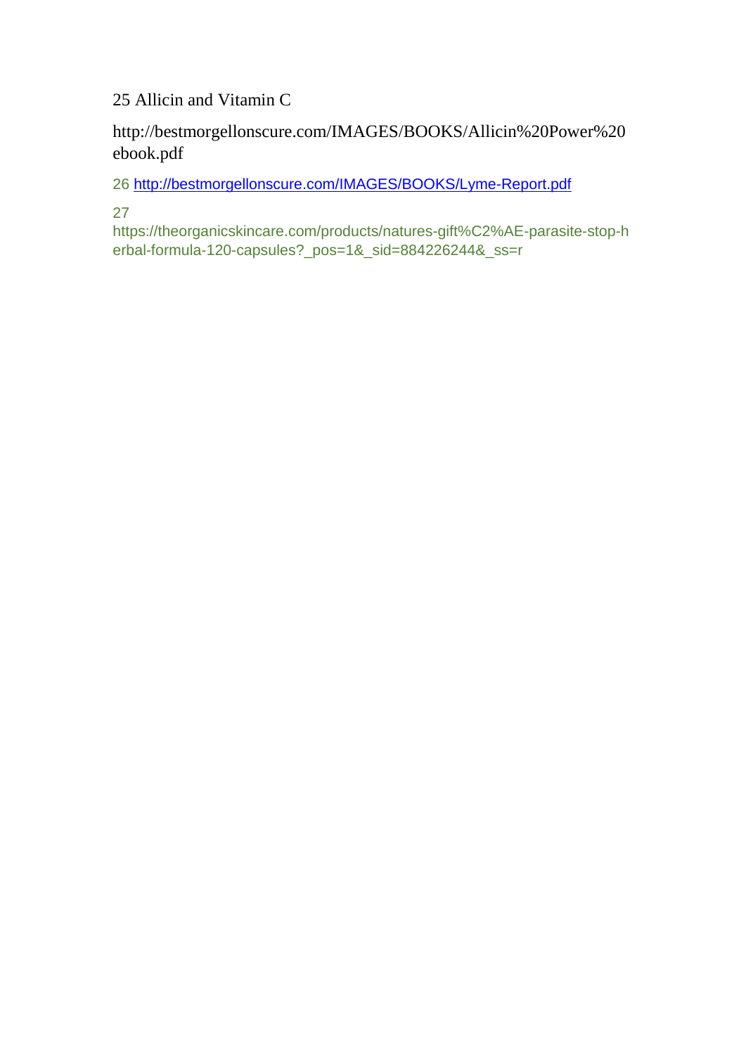25 Allicin and Vitamin C

http://bestmorgellonscure.com/IMAGES/BOOKS/Allicin%20Power%20ebook.pdf

26 http://bestmorgellonscure.com/IMAGES/BOOKS/Lyme-Report.pdf

27 https://theorganicskincare.com/products/natures-gift%C2%AE-parasite-stop-herbal-formula-120-capsules?_pos=1&_sid=884226244&_ss=r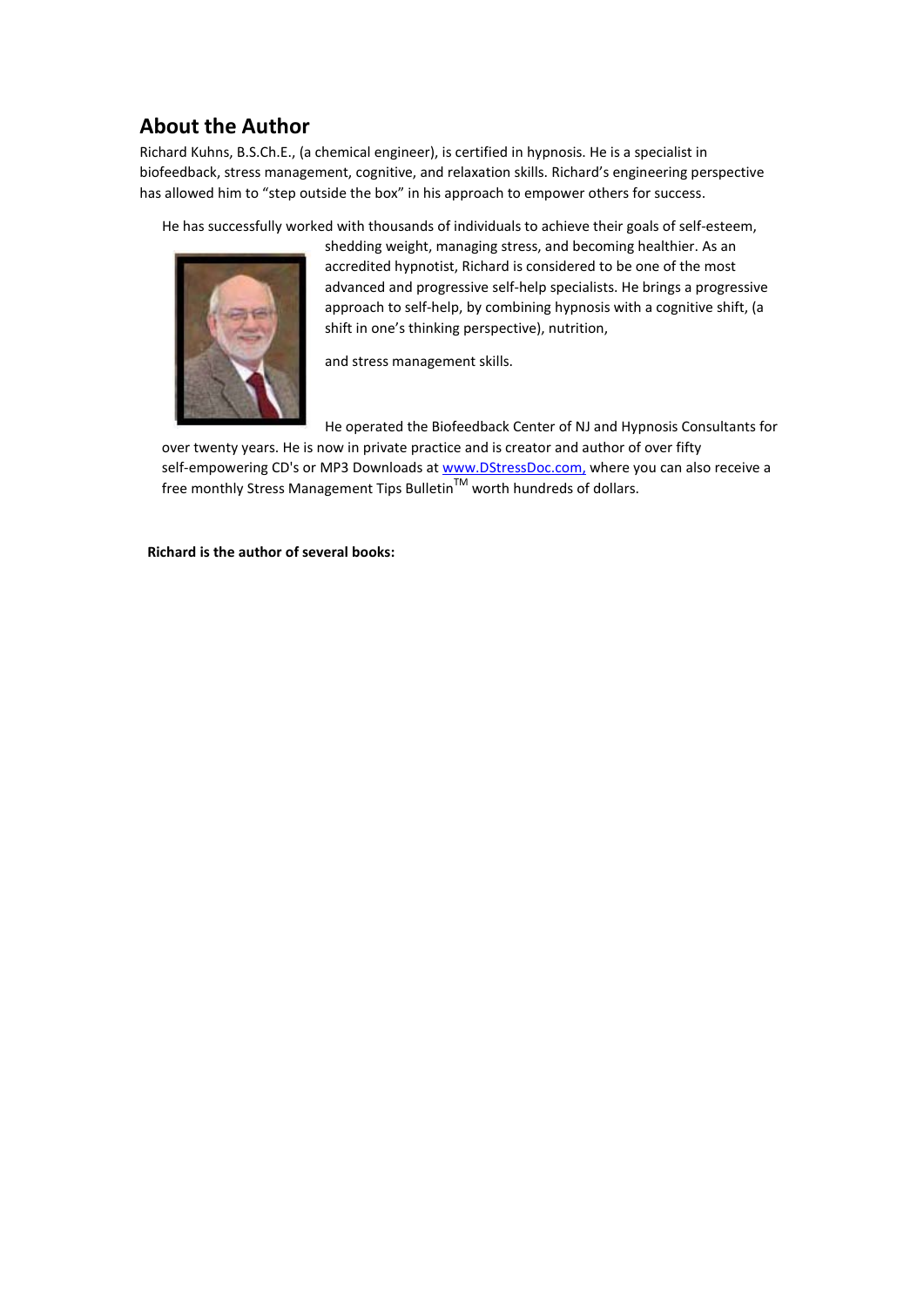## About the Author

Richard Kuhns, B.S.Ch.E., (a chemical engineer), is certified in hypnosis. He is a specialist in biofeedback, stress management, cognitive, and relaxation skills. Richard's engineering perspective has allowed him to "step outside the box" in his approach to empower others for success.

He has successfully worked with thousands of individuals to achieve their goals of self-esteem, shedding weight, managing stress, and becoming healthier. As an accredited hypnotist, Richard is considered to be one of the most advanced and progressive self-help specialists. He brings a progressive approach to self-help, by combining hypnosis with a cognitive shift, (a shift in one's thinking perspective), nutrition,

and stress management skills.

He operated the Biofeedback Center of NJ and Hypnosis Consultants for over twenty years. He is now in private practice and is creator and author of over fifty self-empowering CD's or MP3 Downloads at www.DStressDoc.com, where you can also receive a free monthly Stress Management Tips Bulletin™ worth hundreds of dollars.

**Richard is the author of several books:**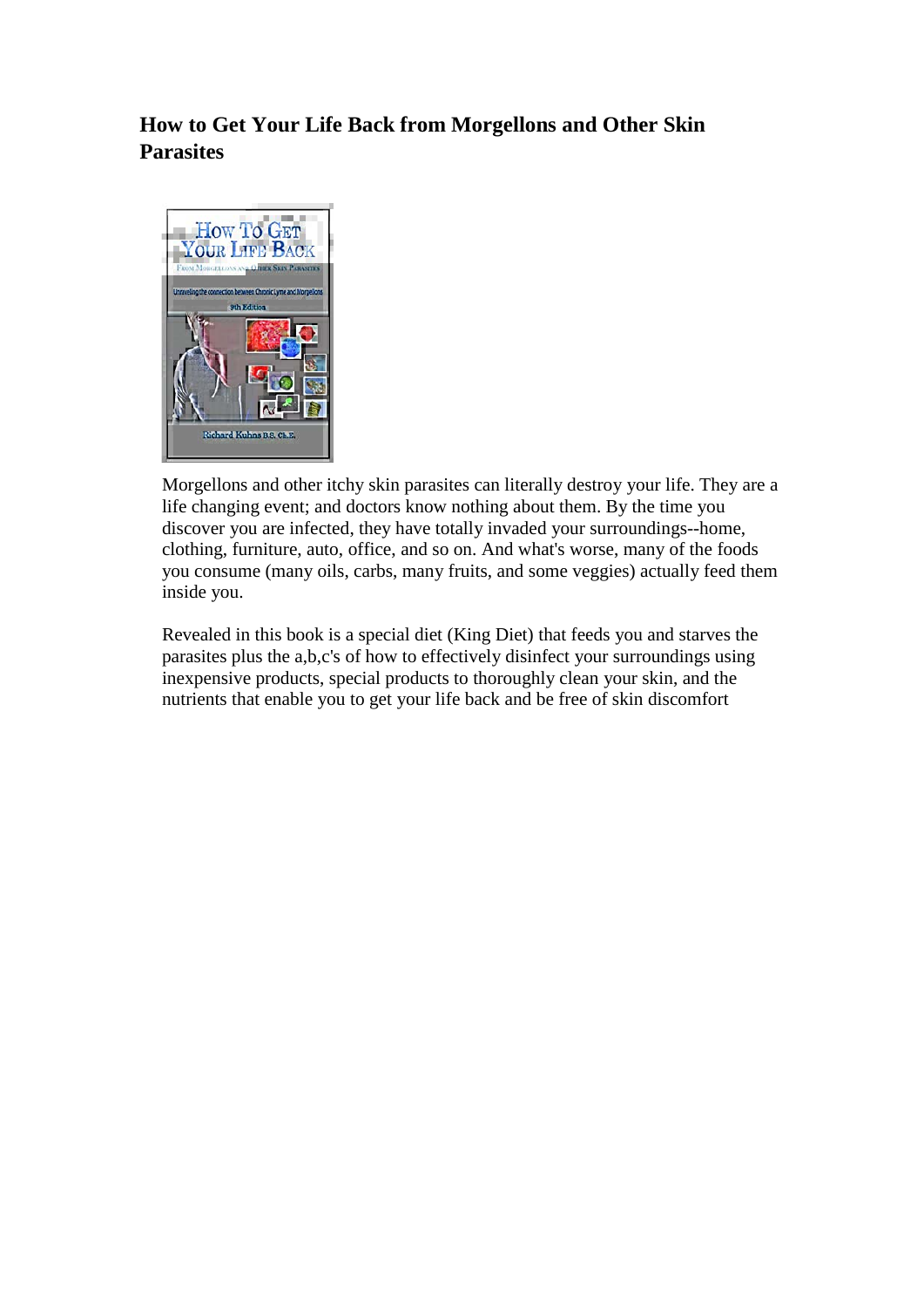### How to Get Your Life Back from Morgellons and Other Skin Parasites

Morgellons and other itchy skin parasites can literally destroy your life. They are a life changing event; and doctors know nothing about them. By the time you discover you are infected, they have totally invaded your surroundings--home, clothing, furniture, auto, office, and so on. And what's worse, many of the foods you consume (many oils, carbs, many fruits, and some veggies) actually feed them inside you.

Revealed in this book is a special diet (King Diet) that feeds you and starves the parasites plus the a,b,c's of how to effectively disinfect your surroundings using inexpensive products, special products to thoroughly clean your skin, and the nutrients that enable you to get your life back and be free of skin discomfort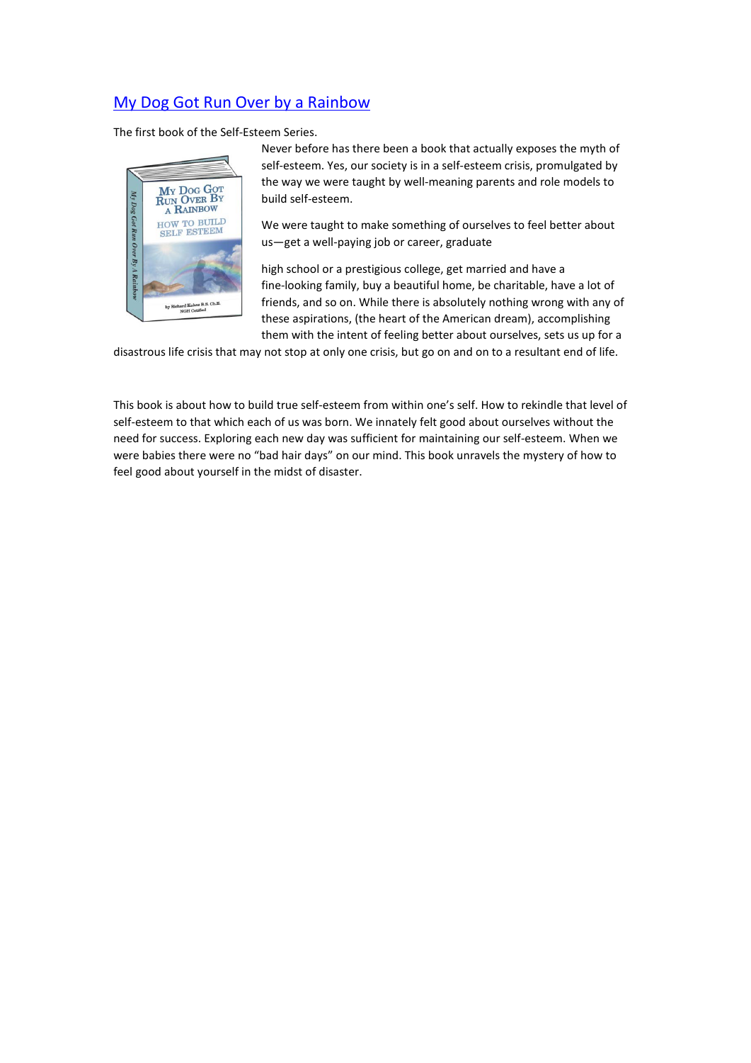## [My Dog Got Run Over by a Rainbow]

The first book of the Self-Esteem Series.

Never before has there been a book that actually exposes the myth of self-esteem. Yes, our society is in a self-esteem crisis, promulgated by the way we were taught by well-meaning parents and role models to build self-esteem.

We were taught to make something of ourselves to feel better about us—get a well-paying job or career, graduate high school or a prestigious college, get married and have a fine-looking family, buy a beautiful home, be charitable, have a lot of friends, and so on. While there is absolutely nothing wrong with any of these aspirations, (the heart of the American dream), accomplishing them with the intent of feeling better about ourselves, sets us up for a disastrous life crisis that may not stop at only one crisis, but go on and on to a resultant end of life.

This book is about how to build true self-esteem from within one's self. How to rekindle that level of self-esteem to that which each of us was born. We innately felt good about ourselves without the need for success. Exploring each new day was sufficient for maintaining our self-esteem. When we were babies there were no "bad hair days" on our mind. This book unravels the mystery of how to feel good about yourself in the midst of disaster.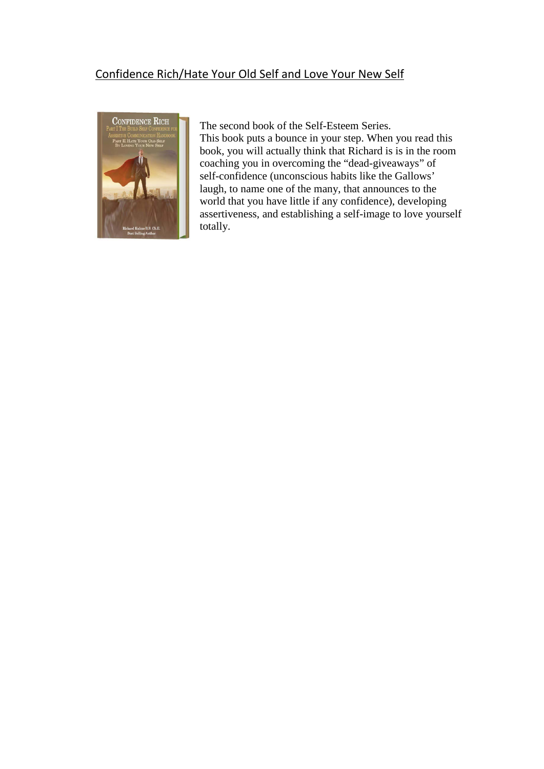Confidence Rich/Hate Your Old Self and Love Your New Self

The second book of the Self-Esteem Series.
This book puts a bounce in your step. When you read this book, you will actually think that Richard is is in the room coaching you in overcoming the "dead-giveaways" of self-confidence (unconscious habits like the Gallows' laugh, to name one of the many, that announces to the world that you have little if any confidence), developing assertiveness, and establishing a self-image to love yourself totally.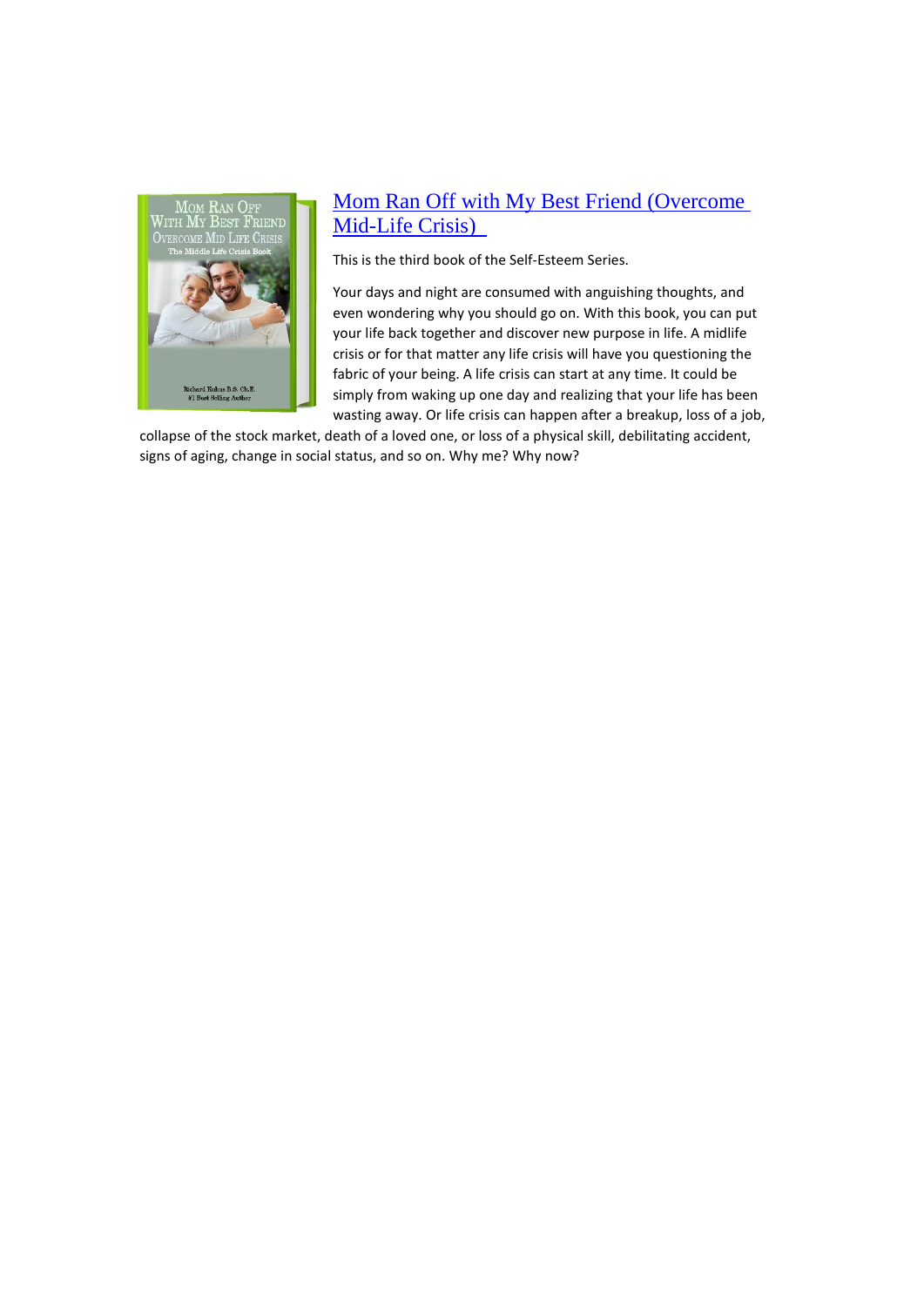## [Mom Ran Off with My Best Friend (Overcome Mid-Life Crisis)]

This is the third book of the Self-Esteem Series.

Your days and night are consumed with anguishing thoughts, and even wondering why you should go on. With this book, you can put your life back together and discover new purpose in life. A midlife crisis or for that matter any life crisis will have you questioning the fabric of your being. A life crisis can start at any time. It could be simply from waking up one day and realizing that your life has been wasting away. Or life crisis can happen after a breakup, loss of a job, collapse of the stock market, death of a loved one, or loss of a physical skill, debilitating accident, signs of aging, change in social status, and so on. Why me? Why now?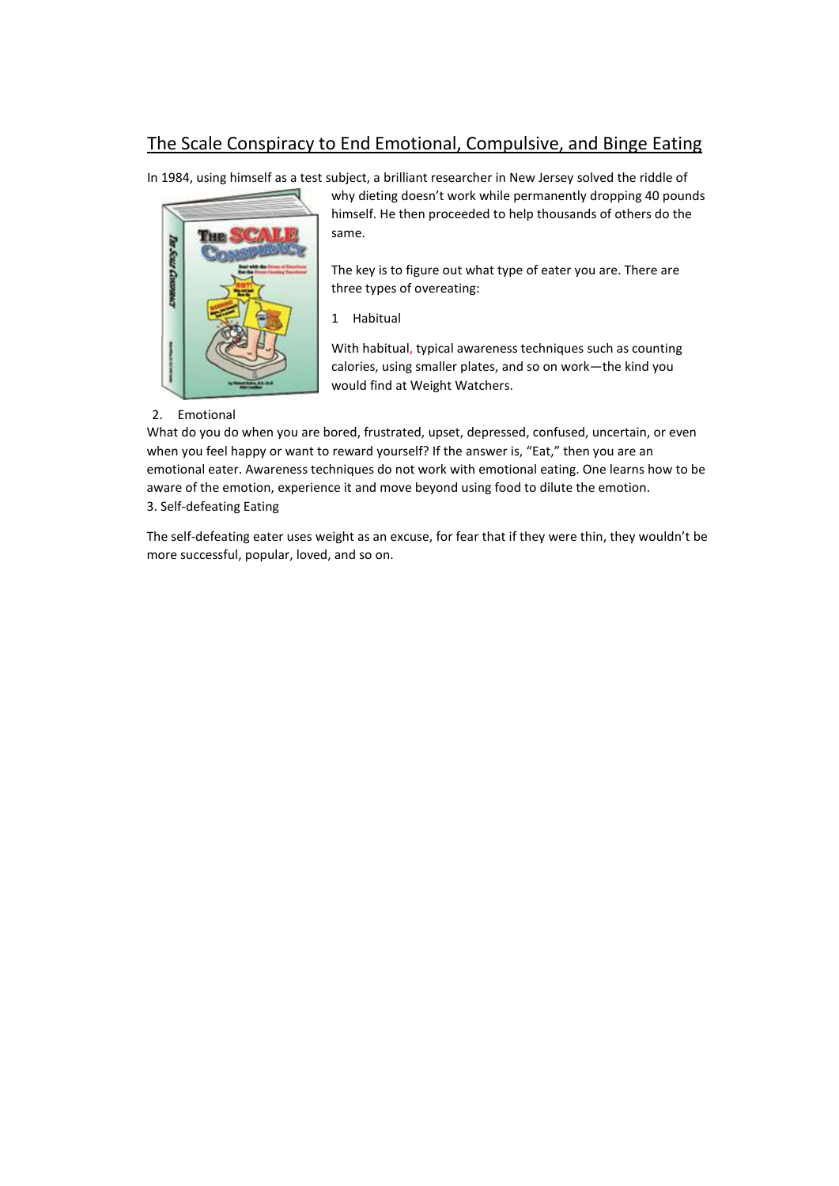# The Scale Conspiracy to End Emotional, Compulsive, and Binge Eating

In 1984, using himself as a test subject, a brilliant researcher in New Jersey solved the riddle of why dieting doesn't work while permanently dropping 40 pounds himself. He then proceeded to help thousands of others do the same.

The key is to figure out what type of eater you are. There are three types of overeating:

1 Habitual

With habitual, typical awareness techniques such as counting calories, using smaller plates, and so on work—the kind you would find at Weight Watchers.

2. Emotional

What do you do when you are bored, frustrated, upset, depressed, confused, uncertain, or even when you feel happy or want to reward yourself? If the answer is, "Eat," then you are an emotional eater. Awareness techniques do not work with emotional eating. One learns how to be aware of the emotion, experience it and move beyond using food to dilute the emotion.

3. Self-defeating Eating

The self-defeating eater uses weight as an excuse, for fear that if they were thin, they wouldn't be more successful, popular, loved, and so on.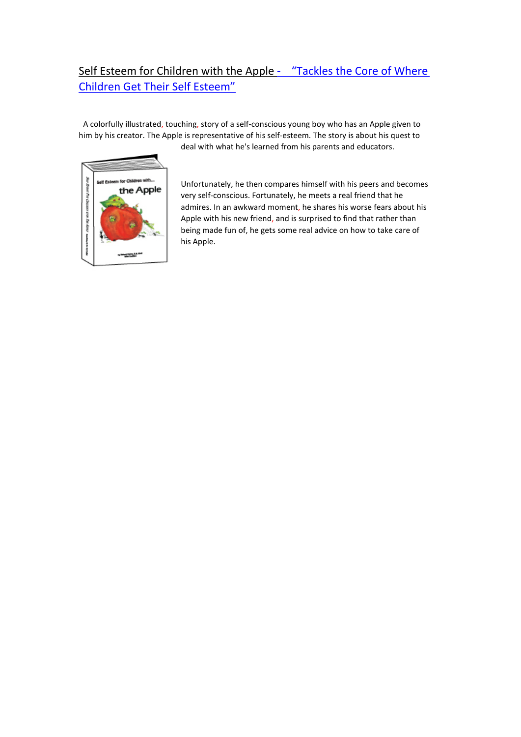Self Esteem for Children with the Apple - "Tackles the Core of Where Children Get Their Self Esteem"

A colorfully illustrated, touching, story of a self-conscious young boy who has an Apple given to him by his creator. The Apple is representative of his self-esteem. The story is about his quest to deal with what he's learned from his parents and educators.

Unfortunately, he then compares himself with his peers and becomes very self-conscious. Fortunately, he meets a real friend that he admires. In an awkward moment, he shares his worse fears about his Apple with his new friend, and is surprised to find that rather than being made fun of, he gets some real advice on how to take care of his Apple.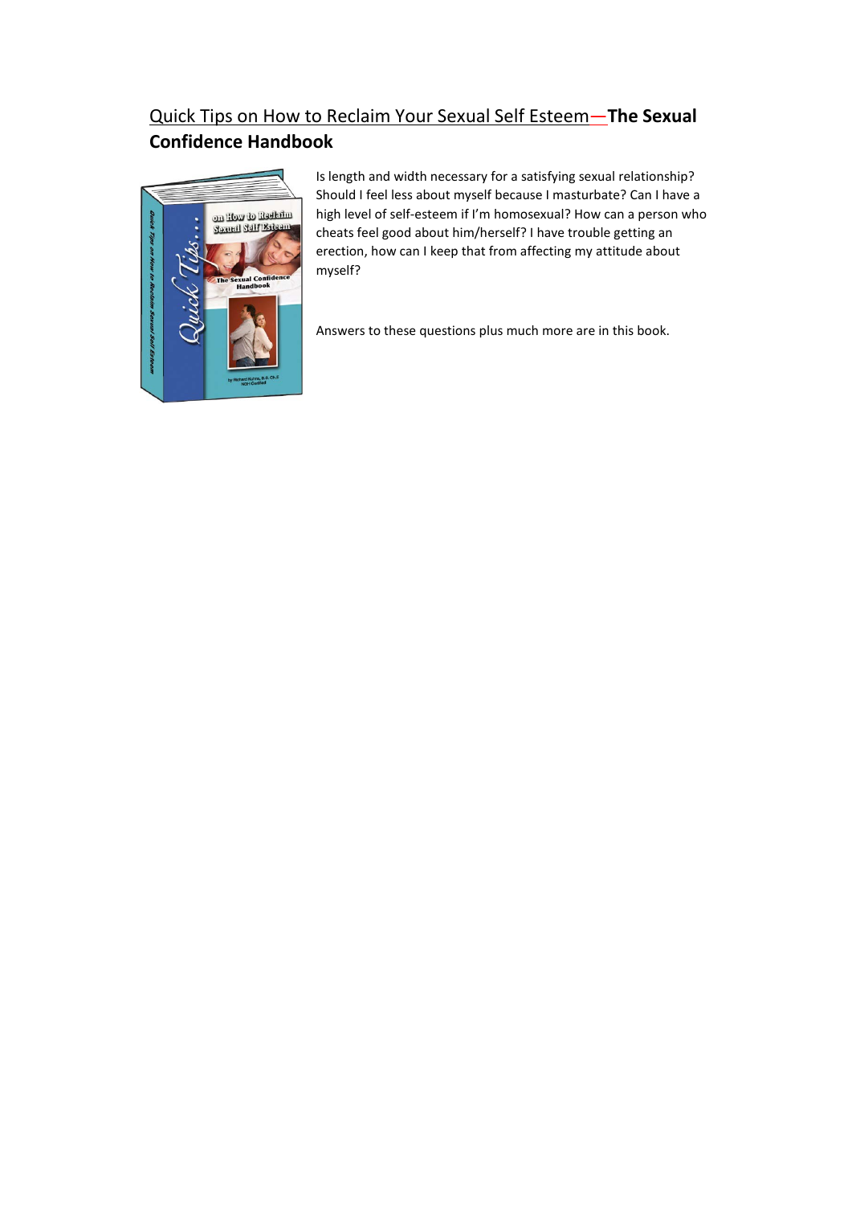## Quick Tips on How to Reclaim Your Sexual Self Esteem—**The Sexual Confidence Handbook**

Is length and width necessary for a satisfying sexual relationship? Should I feel less about myself because I masturbate? Can I have a high level of self-esteem if I'm homosexual? How can a person who cheats feel good about him/herself? I have trouble getting an erection, how can I keep that from affecting my attitude about myself?

Answers to these questions plus much more are in this book.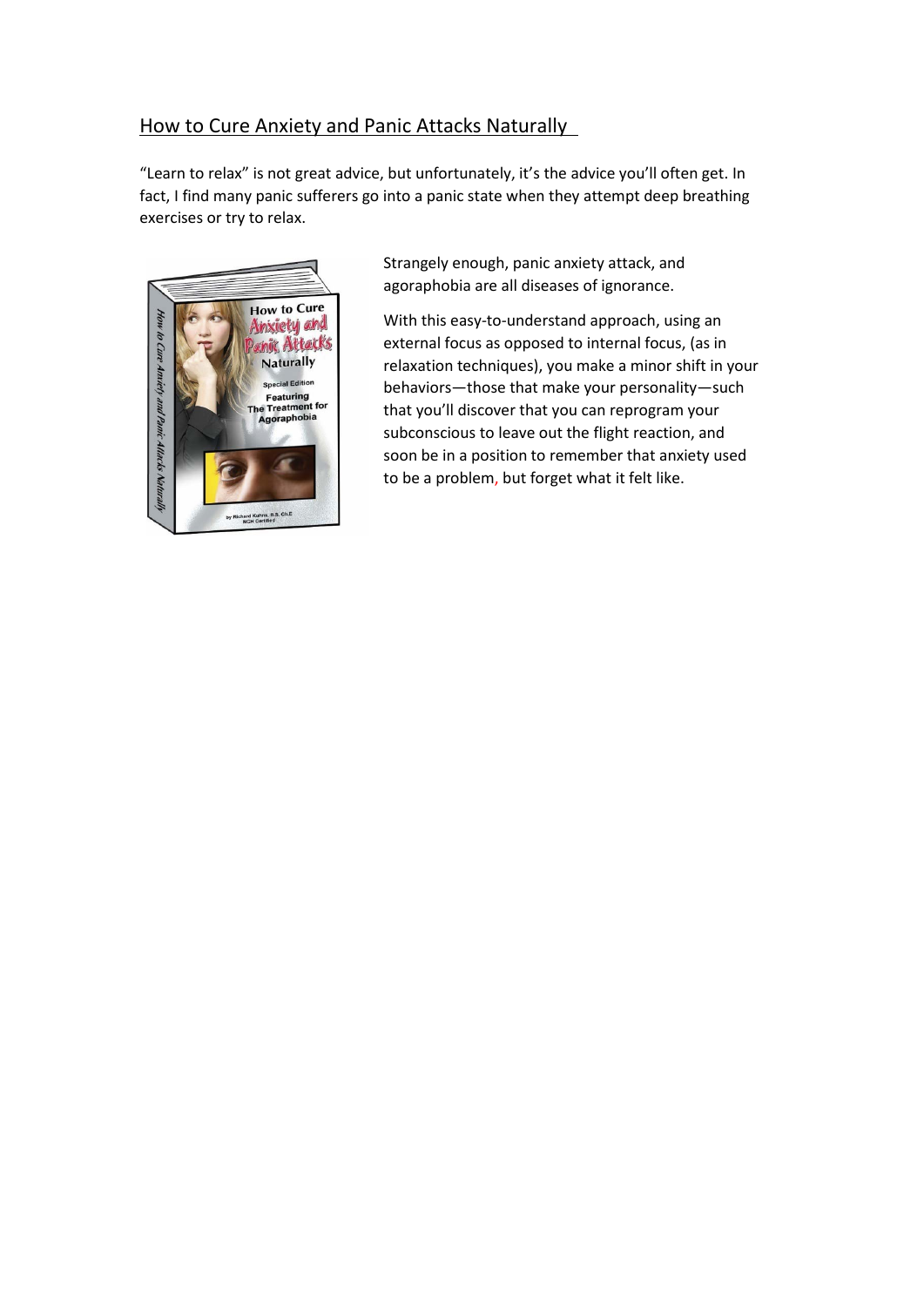## How to Cure Anxiety and Panic Attacks Naturally

"Learn to relax" is not great advice, but unfortunately, it's the advice you'll often get. In fact, I find many panic sufferers go into a panic state when they attempt deep breathing exercises or try to relax.

Strangely enough, panic anxiety attack, and agoraphobia are all diseases of ignorance.

With this easy-to-understand approach, using an external focus as opposed to internal focus, (as in relaxation techniques), you make a minor shift in your behaviors—those that make your personality—such that you'll discover that you can reprogram your subconscious to leave out the flight reaction, and soon be in a position to remember that anxiety used to be a problem, but forget what it felt like.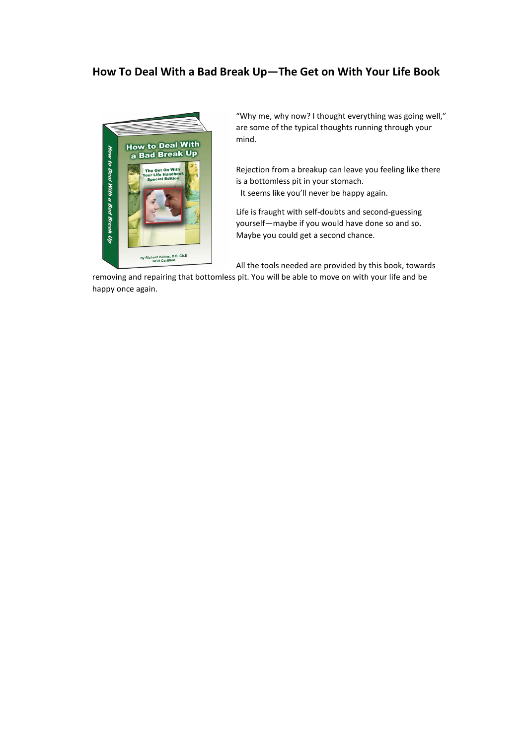## How To Deal With a Bad Break Up—The Get on With Your Life Book

"Why me, why now? I thought everything was going well," are some of the typical thoughts running through your mind.

Rejection from a breakup can leave you feeling like there is a bottomless pit in your stomach.
It seems like you'll never be happy again.

Life is fraught with self-doubts and second-guessing yourself—maybe if you would have done so and so. Maybe you could get a second chance.

All the tools needed are provided by this book, towards removing and repairing that bottomless pit. You will be able to move on with your life and be happy once again.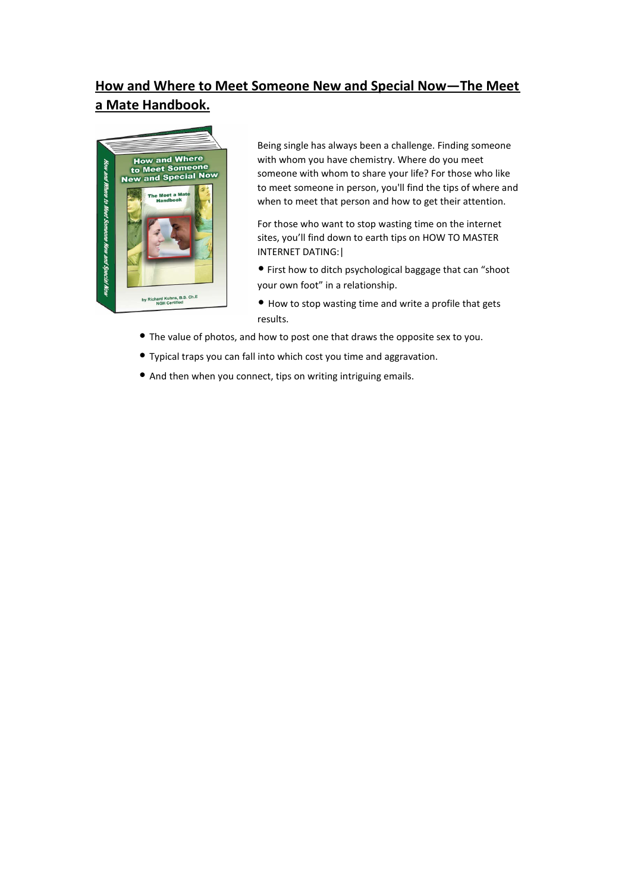## How and Where to Meet Someone New and Special Now—The Meet a Mate Handbook.

Being single has always been a challenge. Finding someone with whom you have chemistry. Where do you meet someone with whom to share your life? For those who like to meet someone in person, you'll find the tips of where and when to meet that person and how to get their attention.

For those who want to stop wasting time on the internet sites, you'll find down to earth tips on HOW TO MASTER INTERNET DATING:|

- First how to ditch psychological baggage that can "shoot your own foot" in a relationship.
- How to stop wasting time and write a profile that gets results.
- The value of photos, and how to post one that draws the opposite sex to you.
- Typical traps you can fall into which cost you time and aggravation.
- And then when you connect, tips on writing intriguing emails.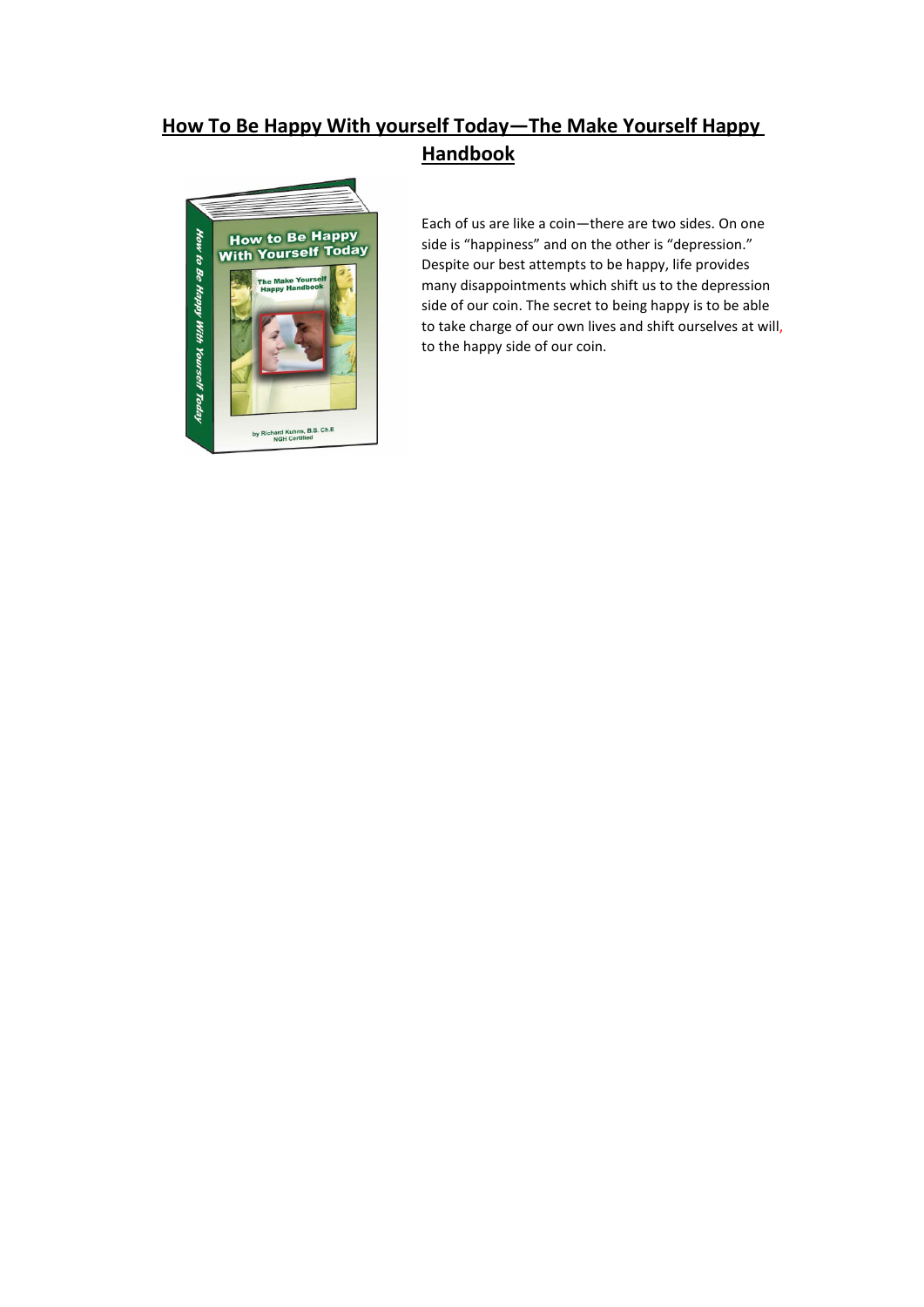# How To Be Happy With yourself Today—The Make Yourself Happy Handbook

Each of us are like a coin—there are two sides. On one side is “happiness” and on the other is “depression.” Despite our best attempts to be happy, life provides many disappointments which shift us to the depression side of our coin. The secret to being happy is to be able to take charge of our own lives and shift ourselves at will, to the happy side of our coin.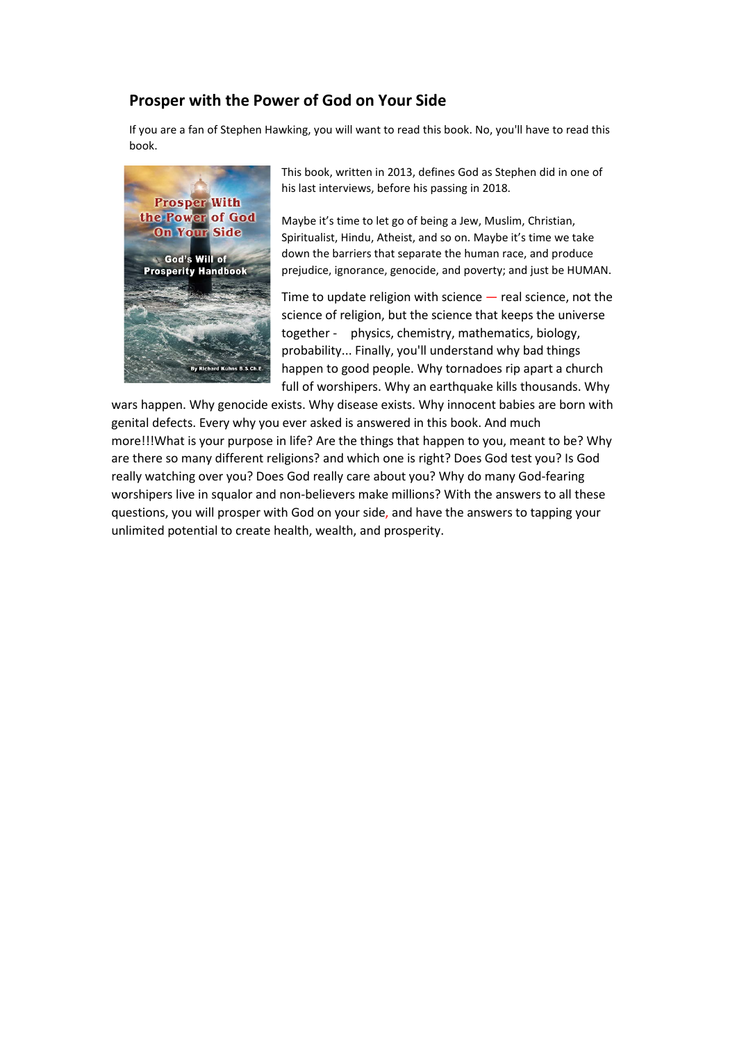## Prosper with the Power of God on Your Side

If you are a fan of Stephen Hawking, you will want to read this book. No, you'll have to read this book.

This book, written in 2013, defines God as Stephen did in one of his last interviews, before his passing in 2018.

Maybe it's time to let go of being a Jew, Muslim, Christian, Spiritualist, Hindu, Atheist, and so on. Maybe it's time we take down the barriers that separate the human race, and produce prejudice, ignorance, genocide, and poverty; and just be HUMAN.

Time to update religion with science — real science, not the science of religion, but the science that keeps the universe together - physics, chemistry, mathematics, biology, probability... Finally, you'll understand why bad things happen to good people. Why tornadoes rip apart a church full of worshipers. Why an earthquake kills thousands. Why wars happen. Why genocide exists. Why disease exists. Why innocent babies are born with genital defects. Every why you ever asked is answered in this book. And much more!!!What is your purpose in life? Are the things that happen to you, meant to be? Why are there so many different religions? and which one is right? Does God test you? Is God really watching over you? Does God really care about you? Why do many God-fearing worshipers live in squalor and non-believers make millions? With the answers to all these questions, you will prosper with God on your side, and have the answers to tapping your unlimited potential to create health, wealth, and prosperity.